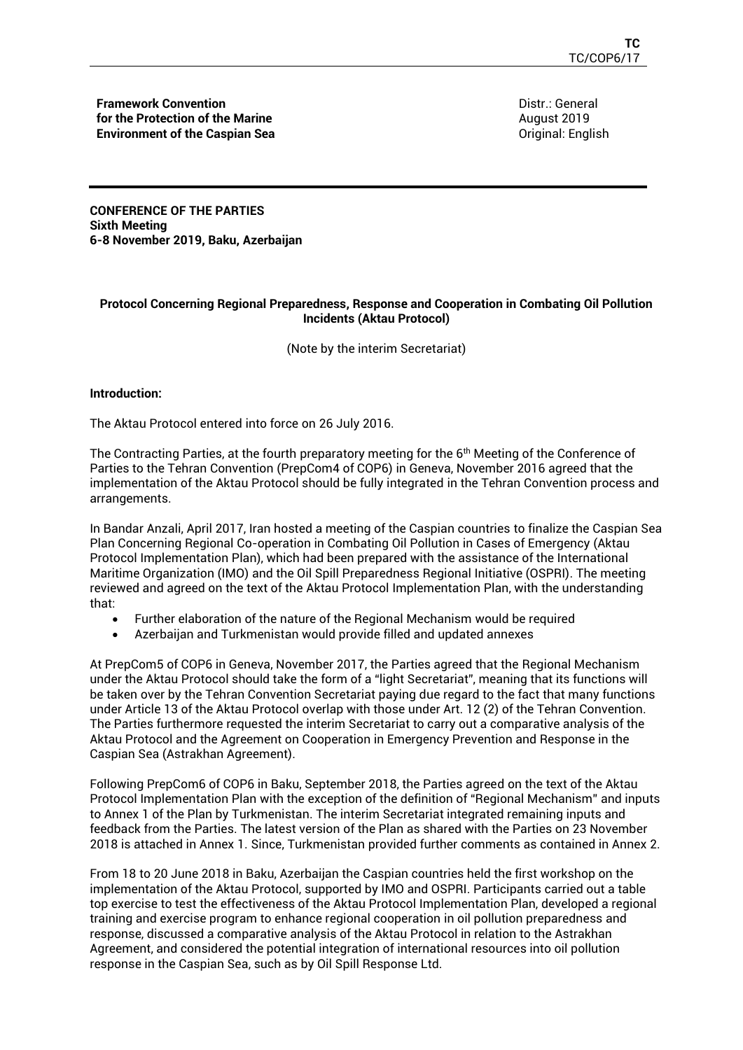**Framework Convention for the Protection of the Marine Environment of the Caspian Sea**

Distr.: General
August 2019
Original: English

**CONFERENCE OF THE PARTIES**
**Sixth Meeting**
**6-8 November 2019, Baku, Azerbaijan**

## Protocol Concerning Regional Preparedness, Response and Cooperation in Combating Oil Pollution Incidents (Aktau Protocol)

(Note by the interim Secretariat)

**Introduction:**

The Aktau Protocol entered into force on 26 July 2016.

The Contracting Parties, at the fourth preparatory meeting for the 6th Meeting of the Conference of Parties to the Tehran Convention (PrepCom4 of COP6) in Geneva, November 2016 agreed that the implementation of the Aktau Protocol should be fully integrated in the Tehran Convention process and arrangements.

In Bandar Anzali, April 2017, Iran hosted a meeting of the Caspian countries to finalize the Caspian Sea Plan Concerning Regional Co-operation in Combating Oil Pollution in Cases of Emergency (Aktau Protocol Implementation Plan), which had been prepared with the assistance of the International Maritime Organization (IMO) and the Oil Spill Preparedness Regional Initiative (OSPRI). The meeting reviewed and agreed on the text of the Aktau Protocol Implementation Plan, with the understanding that:

- Further elaboration of the nature of the Regional Mechanism would be required
- Azerbaijan and Turkmenistan would provide filled and updated annexes

At PrepCom5 of COP6 in Geneva, November 2017, the Parties agreed that the Regional Mechanism under the Aktau Protocol should take the form of a "light Secretariat", meaning that its functions will be taken over by the Tehran Convention Secretariat paying due regard to the fact that many functions under Article 13 of the Aktau Protocol overlap with those under Art. 12 (2) of the Tehran Convention. The Parties furthermore requested the interim Secretariat to carry out a comparative analysis of the Aktau Protocol and the Agreement on Cooperation in Emergency Prevention and Response in the Caspian Sea (Astrakhan Agreement).

Following PrepCom6 of COP6 in Baku, September 2018, the Parties agreed on the text of the Aktau Protocol Implementation Plan with the exception of the definition of "Regional Mechanism" and inputs to Annex 1 of the Plan by Turkmenistan. The interim Secretariat integrated remaining inputs and feedback from the Parties. The latest version of the Plan as shared with the Parties on 23 November 2018 is attached in Annex 1. Since, Turkmenistan provided further comments as contained in Annex 2.

From 18 to 20 June 2018 in Baku, Azerbaijan the Caspian countries held the first workshop on the implementation of the Aktau Protocol, supported by IMO and OSPRI. Participants carried out a table top exercise to test the effectiveness of the Aktau Protocol Implementation Plan, developed a regional training and exercise program to enhance regional cooperation in oil pollution preparedness and response, discussed a comparative analysis of the Aktau Protocol in relation to the Astrakhan Agreement, and considered the potential integration of international resources into oil pollution response in the Caspian Sea, such as by Oil Spill Response Ltd.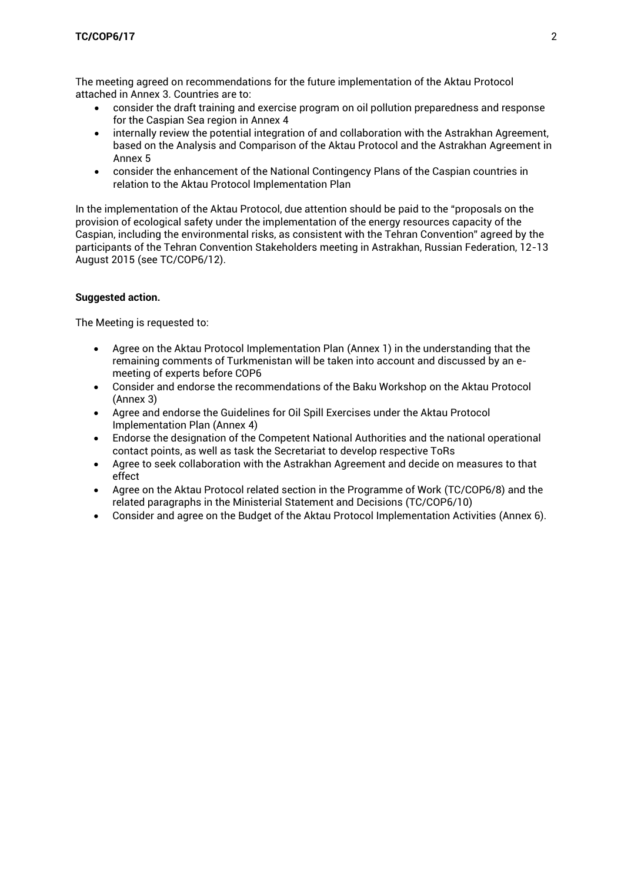The meeting agreed on recommendations for the future implementation of the Aktau Protocol attached in Annex 3. Countries are to:

- consider the draft training and exercise program on oil pollution preparedness and response for the Caspian Sea region in Annex 4
- internally review the potential integration of and collaboration with the Astrakhan Agreement, based on the Analysis and Comparison of the Aktau Protocol and the Astrakhan Agreement in Annex 5
- consider the enhancement of the National Contingency Plans of the Caspian countries in relation to the Aktau Protocol Implementation Plan

In the implementation of the Aktau Protocol, due attention should be paid to the "proposals on the provision of ecological safety under the implementation of the energy resources capacity of the Caspian, including the environmental risks, as consistent with the Tehran Convention" agreed by the participants of the Tehran Convention Stakeholders meeting in Astrakhan, Russian Federation, 12-13 August 2015 (see TC/COP6/12).

**Suggested action.**

The Meeting is requested to:

- Agree on the Aktau Protocol Implementation Plan (Annex 1) in the understanding that the remaining comments of Turkmenistan will be taken into account and discussed by an e-meeting of experts before COP6
- Consider and endorse the recommendations of the Baku Workshop on the Aktau Protocol (Annex 3)
- Agree and endorse the Guidelines for Oil Spill Exercises under the Aktau Protocol Implementation Plan (Annex 4)
- Endorse the designation of the Competent National Authorities and the national operational contact points, as well as task the Secretariat to develop respective ToRs
- Agree to seek collaboration with the Astrakhan Agreement and decide on measures to that effect
- Agree on the Aktau Protocol related section in the Programme of Work (TC/COP6/8) and the related paragraphs in the Ministerial Statement and Decisions (TC/COP6/10)
- Consider and agree on the Budget of the Aktau Protocol Implementation Activities (Annex 6).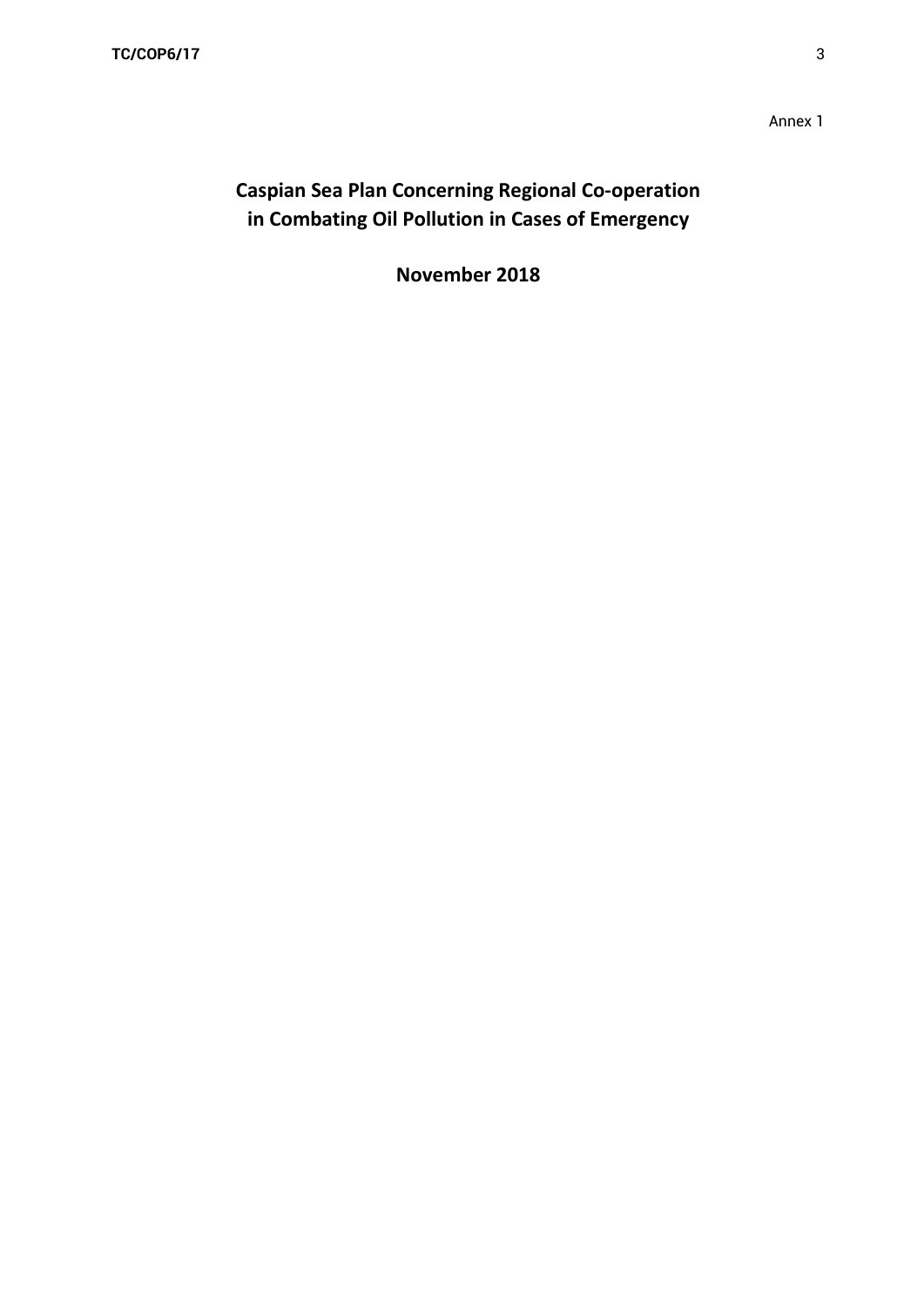Annex 1

# Caspian Sea Plan Concerning Regional Co-operation in Combating Oil Pollution in Cases of Emergency

**November 2018**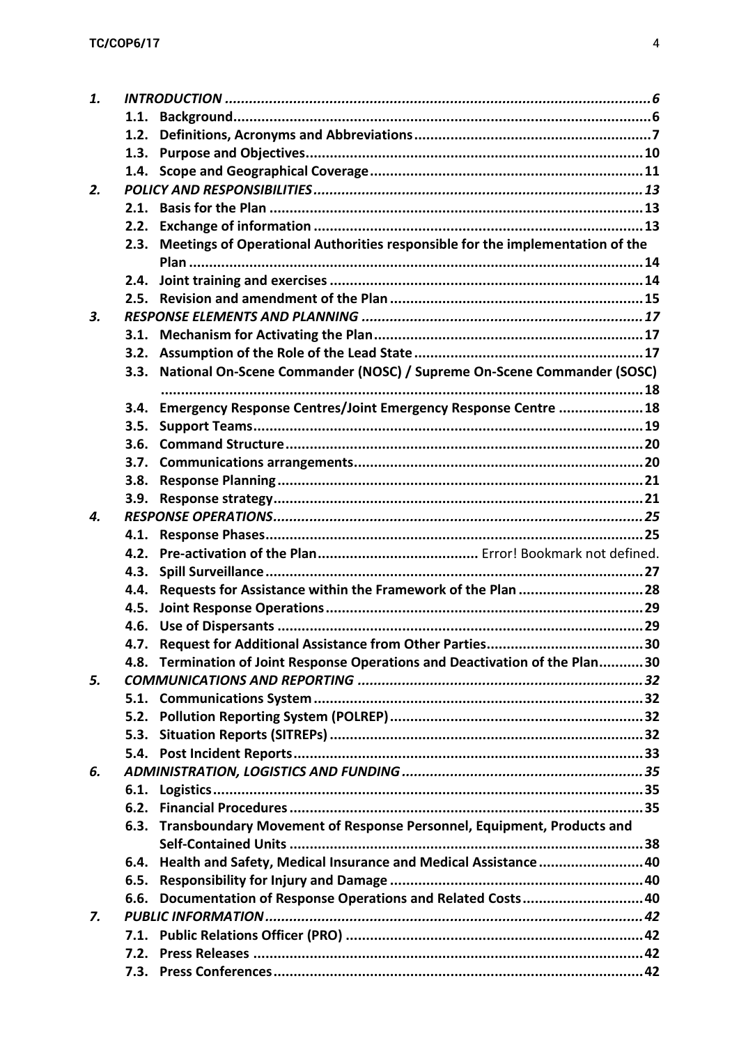*1.* *INTRODUCTION* ........................................................................................................ *6*

- **1.1. Background** ...................................................................................................... **6**
- **1.2. Definitions, Acronyms and Abbreviations** .......................................................... **7**
- **1.3. Purpose and Objectives** ................................................................................... **10**
- **1.4. Scope and Geographical Coverage** ................................................................... **11**

*2.* *POLICY AND RESPONSIBILITIES* ................................................................................. *13*

- **2.1. Basis for the Plan** ............................................................................................ **13**
- **2.2. Exchange of information** ................................................................................. **13**
- **2.3. Meetings of Operational Authorities responsible for the implementation of the Plan** ............................................................................................................... **14**
- **2.4. Joint training and exercises** ............................................................................. **14**
- **2.5. Revision and amendment of the Plan** .............................................................. **15**

*3.* *RESPONSE ELEMENTS AND PLANNING* ..................................................................... *17*

- **3.1. Mechanism for Activating the Plan** .................................................................. **17**
- **3.2. Assumption of the Role of the Lead State** ........................................................ **17**
- **3.3. National On-Scene Commander (NOSC) / Supreme On-Scene Commander (SOSC)** ..................................................................................................................... **18**
- **3.4. Emergency Response Centres/Joint Emergency Response Centre** ..................... **18**
- **3.5. Support Teams** ................................................................................................ **19**
- **3.6. Command Structure** ........................................................................................ **20**
- **3.7. Communications arrangements** ....................................................................... **20**
- **3.8. Response Planning** .......................................................................................... **21**
- **3.9. Response strategy** ........................................................................................... **21**

*4.* *RESPONSE OPERATIONS* ........................................................................................... *25*

- **4.1. Response Phases** ............................................................................................. **25**
- **4.2. Pre-activation of the Plan** ....................................... Error! Bookmark not defined.
- **4.3. Spill Surveillance** ............................................................................................. **27**
- **4.4. Requests for Assistance within the Framework of the Plan** ............................... **28**
- **4.5. Joint Response Operations** .............................................................................. **29**
- **4.6. Use of Dispersants** .......................................................................................... **29**
- **4.7. Request for Additional Assistance from Other Parties** ....................................... **30**
- **4.8. Termination of Joint Response Operations and Deactivation of the Plan** ........... **30**

*5.* *COMMUNICATIONS AND REPORTING* ...................................................................... *32*

- **5.1. Communications System** ................................................................................. **32**
- **5.2. Pollution Reporting System (POLREP)** .............................................................. **32**
- **5.3. Situation Reports (SITREPs)** ............................................................................ **32**
- **5.4. Post Incident Reports** ...................................................................................... **33**

*6.* *ADMINISTRATION, LOGISTICS AND FUNDING* ........................................................... *35*

- **6.1. Logistics** .......................................................................................................... **35**
- **6.2. Financial Procedures** ....................................................................................... **35**
- **6.3. Transboundary Movement of Response Personnel, Equipment, Products and Self-Contained Units** ....................................................................................... **38**
- **6.4. Health and Safety, Medical Insurance and Medical Assistance** .......................... **40**
- **6.5. Responsibility for Injury and Damage** .............................................................. **40**
- **6.6. Documentation of Response Operations and Related Costs** ............................. **40**

*7.* *PUBLIC INFORMATION* ............................................................................................. *42*

- **7.1. Public Relations Officer (PRO)** ......................................................................... **42**
- **7.2. Press Releases** ................................................................................................ **42**
- **7.3. Press Conferences** ........................................................................................... **42**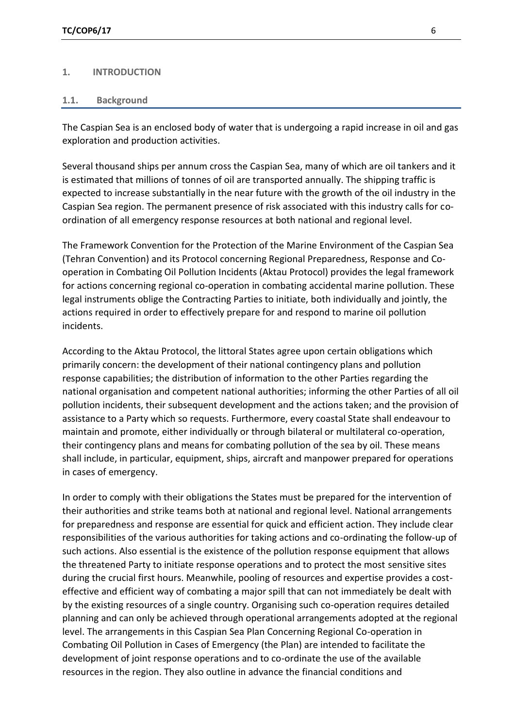# 1. INTRODUCTION

## 1.1. Background

The Caspian Sea is an enclosed body of water that is undergoing a rapid increase in oil and gas exploration and production activities.

Several thousand ships per annum cross the Caspian Sea, many of which are oil tankers and it is estimated that millions of tonnes of oil are transported annually. The shipping traffic is expected to increase substantially in the near future with the growth of the oil industry in the Caspian Sea region. The permanent presence of risk associated with this industry calls for co-ordination of all emergency response resources at both national and regional level.

The Framework Convention for the Protection of the Marine Environment of the Caspian Sea (Tehran Convention) and its Protocol concerning Regional Preparedness, Response and Co-operation in Combating Oil Pollution Incidents (Aktau Protocol) provides the legal framework for actions concerning regional co-operation in combating accidental marine pollution. These legal instruments oblige the Contracting Parties to initiate, both individually and jointly, the actions required in order to effectively prepare for and respond to marine oil pollution incidents.

According to the Aktau Protocol, the littoral States agree upon certain obligations which primarily concern: the development of their national contingency plans and pollution response capabilities; the distribution of information to the other Parties regarding the national organisation and competent national authorities; informing the other Parties of all oil pollution incidents, their subsequent development and the actions taken; and the provision of assistance to a Party which so requests. Furthermore, every coastal State shall endeavour to maintain and promote, either individually or through bilateral or multilateral co-operation, their contingency plans and means for combating pollution of the sea by oil. These means shall include, in particular, equipment, ships, aircraft and manpower prepared for operations in cases of emergency.

In order to comply with their obligations the States must be prepared for the intervention of their authorities and strike teams both at national and regional level. National arrangements for preparedness and response are essential for quick and efficient action. They include clear responsibilities of the various authorities for taking actions and co-ordinating the follow-up of such actions. Also essential is the existence of the pollution response equipment that allows the threatened Party to initiate response operations and to protect the most sensitive sites during the crucial first hours. Meanwhile, pooling of resources and expertise provides a cost-effective and efficient way of combating a major spill that can not immediately be dealt with by the existing resources of a single country. Organising such co-operation requires detailed planning and can only be achieved through operational arrangements adopted at the regional level. The arrangements in this Caspian Sea Plan Concerning Regional Co-operation in Combating Oil Pollution in Cases of Emergency (the Plan) are intended to facilitate the development of joint response operations and to co-ordinate the use of the available resources in the region. They also outline in advance the financial conditions and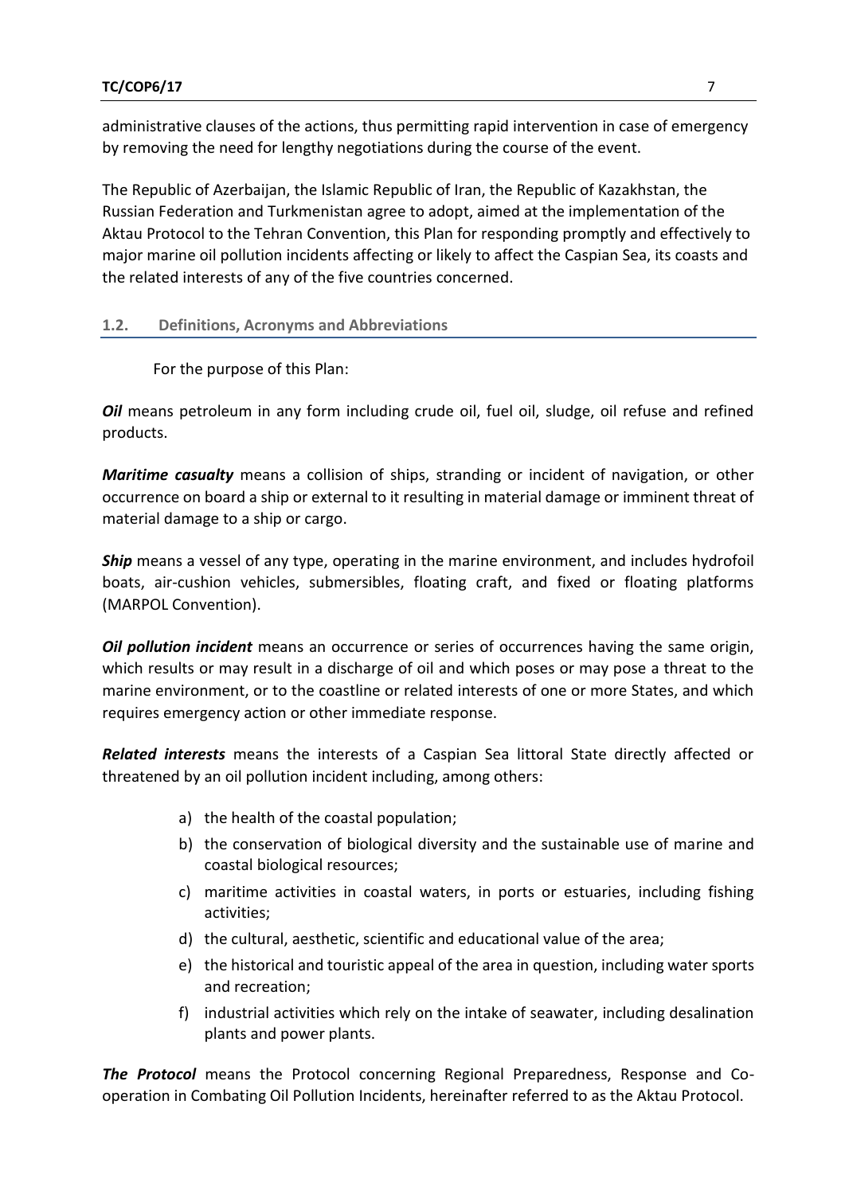administrative clauses of the actions, thus permitting rapid intervention in case of emergency by removing the need for lengthy negotiations during the course of the event.

The Republic of Azerbaijan, the Islamic Republic of Iran, the Republic of Kazakhstan, the Russian Federation and Turkmenistan agree to adopt, aimed at the implementation of the Aktau Protocol to the Tehran Convention, this Plan for responding promptly and effectively to major marine oil pollution incidents affecting or likely to affect the Caspian Sea, its coasts and the related interests of any of the five countries concerned.

## 1.2. Definitions, Acronyms and Abbreviations

For the purpose of this Plan:

***Oil*** means petroleum in any form including crude oil, fuel oil, sludge, oil refuse and refined products.

***Maritime casualty*** means a collision of ships, stranding or incident of navigation, or other occurrence on board a ship or external to it resulting in material damage or imminent threat of material damage to a ship or cargo.

***Ship*** means a vessel of any type, operating in the marine environment, and includes hydrofoil boats, air-cushion vehicles, submersibles, floating craft, and fixed or floating platforms (MARPOL Convention).

***Oil pollution incident*** means an occurrence or series of occurrences having the same origin, which results or may result in a discharge of oil and which poses or may pose a threat to the marine environment, or to the coastline or related interests of one or more States, and which requires emergency action or other immediate response.

***Related interests*** means the interests of a Caspian Sea littoral State directly affected or threatened by an oil pollution incident including, among others:

a) the health of the coastal population;
b) the conservation of biological diversity and the sustainable use of marine and coastal biological resources;
c) maritime activities in coastal waters, in ports or estuaries, including fishing activities;
d) the cultural, aesthetic, scientific and educational value of the area;
e) the historical and touristic appeal of the area in question, including water sports and recreation;
f) industrial activities which rely on the intake of seawater, including desalination plants and power plants.

***The Protocol*** means the Protocol concerning Regional Preparedness, Response and Co-operation in Combating Oil Pollution Incidents, hereinafter referred to as the Aktau Protocol.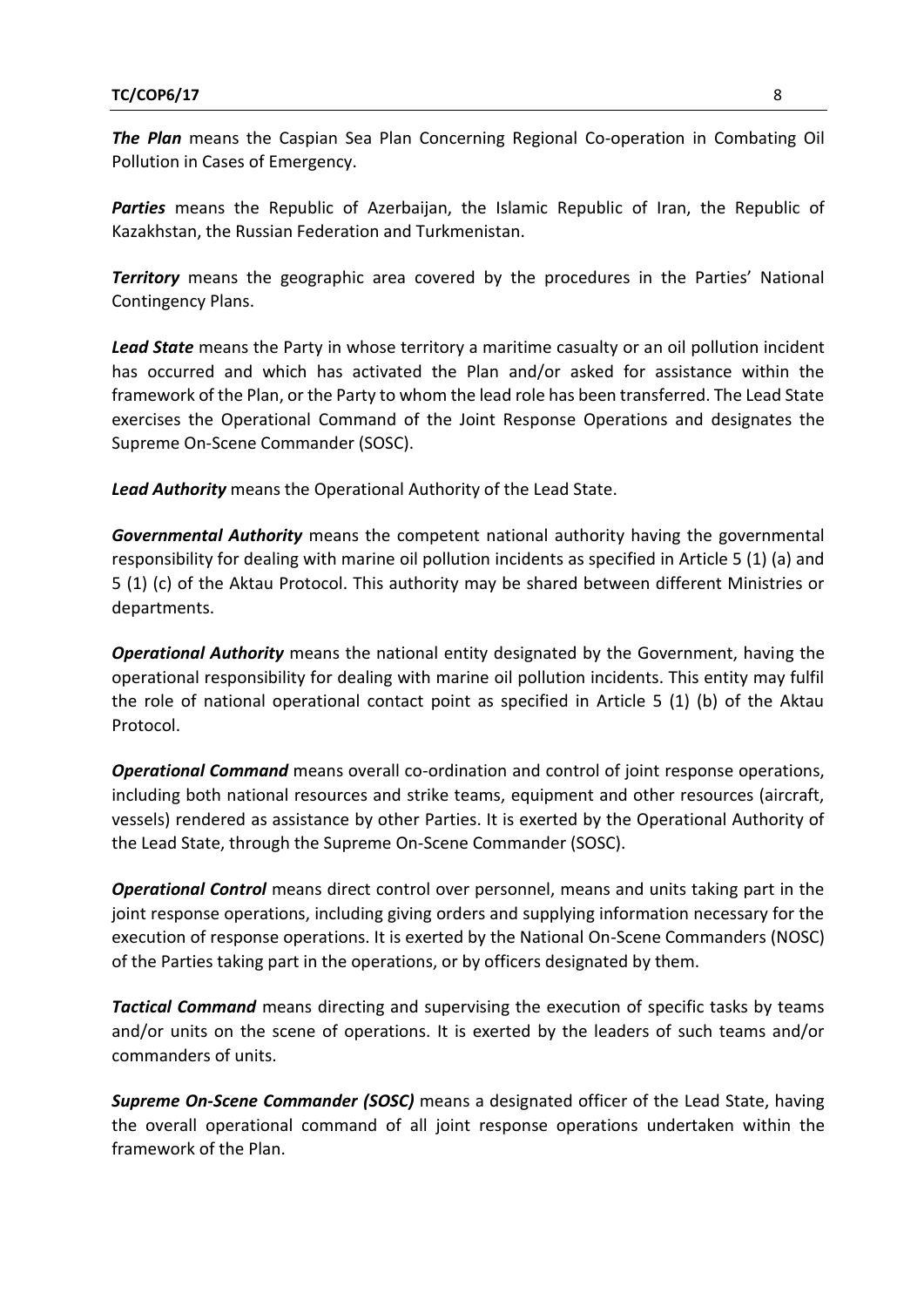***The Plan*** means the Caspian Sea Plan Concerning Regional Co-operation in Combating Oil Pollution in Cases of Emergency.

***Parties*** means the Republic of Azerbaijan, the Islamic Republic of Iran, the Republic of Kazakhstan, the Russian Federation and Turkmenistan.

***Territory*** means the geographic area covered by the procedures in the Parties' National Contingency Plans.

***Lead State*** means the Party in whose territory a maritime casualty or an oil pollution incident has occurred and which has activated the Plan and/or asked for assistance within the framework of the Plan, or the Party to whom the lead role has been transferred. The Lead State exercises the Operational Command of the Joint Response Operations and designates the Supreme On-Scene Commander (SOSC).

***Lead Authority*** means the Operational Authority of the Lead State.

***Governmental Authority*** means the competent national authority having the governmental responsibility for dealing with marine oil pollution incidents as specified in Article 5 (1) (a) and 5 (1) (c) of the Aktau Protocol. This authority may be shared between different Ministries or departments.

***Operational Authority*** means the national entity designated by the Government, having the operational responsibility for dealing with marine oil pollution incidents. This entity may fulfil the role of national operational contact point as specified in Article 5 (1) (b) of the Aktau Protocol.

***Operational Command*** means overall co-ordination and control of joint response operations, including both national resources and strike teams, equipment and other resources (aircraft, vessels) rendered as assistance by other Parties. It is exerted by the Operational Authority of the Lead State, through the Supreme On-Scene Commander (SOSC).

***Operational Control*** means direct control over personnel, means and units taking part in the joint response operations, including giving orders and supplying information necessary for the execution of response operations. It is exerted by the National On-Scene Commanders (NOSC) of the Parties taking part in the operations, or by officers designated by them.

***Tactical Command*** means directing and supervising the execution of specific tasks by teams and/or units on the scene of operations. It is exerted by the leaders of such teams and/or commanders of units.

***Supreme On-Scene Commander (SOSC)*** means a designated officer of the Lead State, having the overall operational command of all joint response operations undertaken within the framework of the Plan.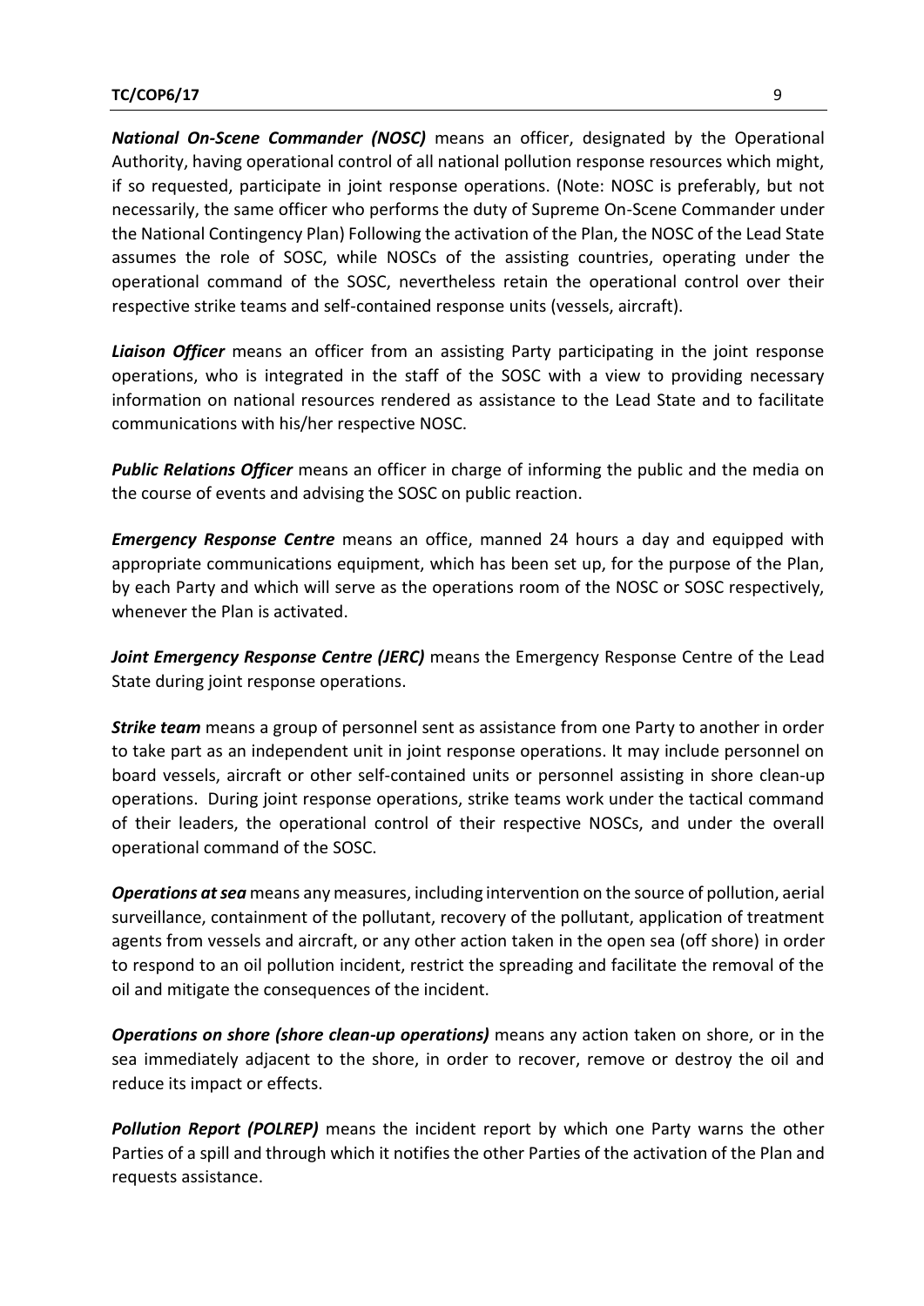***National On-Scene Commander (NOSC)*** means an officer, designated by the Operational Authority, having operational control of all national pollution response resources which might, if so requested, participate in joint response operations. (Note: NOSC is preferably, but not necessarily, the same officer who performs the duty of Supreme On-Scene Commander under the National Contingency Plan) Following the activation of the Plan, the NOSC of the Lead State assumes the role of SOSC, while NOSCs of the assisting countries, operating under the operational command of the SOSC, nevertheless retain the operational control over their respective strike teams and self-contained response units (vessels, aircraft).

***Liaison Officer*** means an officer from an assisting Party participating in the joint response operations, who is integrated in the staff of the SOSC with a view to providing necessary information on national resources rendered as assistance to the Lead State and to facilitate communications with his/her respective NOSC.

***Public Relations Officer*** means an officer in charge of informing the public and the media on the course of events and advising the SOSC on public reaction.

***Emergency Response Centre*** means an office, manned 24 hours a day and equipped with appropriate communications equipment, which has been set up, for the purpose of the Plan, by each Party and which will serve as the operations room of the NOSC or SOSC respectively, whenever the Plan is activated.

***Joint Emergency Response Centre (JERC)*** means the Emergency Response Centre of the Lead State during joint response operations.

***Strike team*** means a group of personnel sent as assistance from one Party to another in order to take part as an independent unit in joint response operations. It may include personnel on board vessels, aircraft or other self-contained units or personnel assisting in shore clean-up operations. During joint response operations, strike teams work under the tactical command of their leaders, the operational control of their respective NOSCs, and under the overall operational command of the SOSC.

***Operations at sea*** means any measures, including intervention on the source of pollution, aerial surveillance, containment of the pollutant, recovery of the pollutant, application of treatment agents from vessels and aircraft, or any other action taken in the open sea (off shore) in order to respond to an oil pollution incident, restrict the spreading and facilitate the removal of the oil and mitigate the consequences of the incident.

***Operations on shore (shore clean-up operations)*** means any action taken on shore, or in the sea immediately adjacent to the shore, in order to recover, remove or destroy the oil and reduce its impact or effects.

***Pollution Report (POLREP)*** means the incident report by which one Party warns the other Parties of a spill and through which it notifies the other Parties of the activation of the Plan and requests assistance.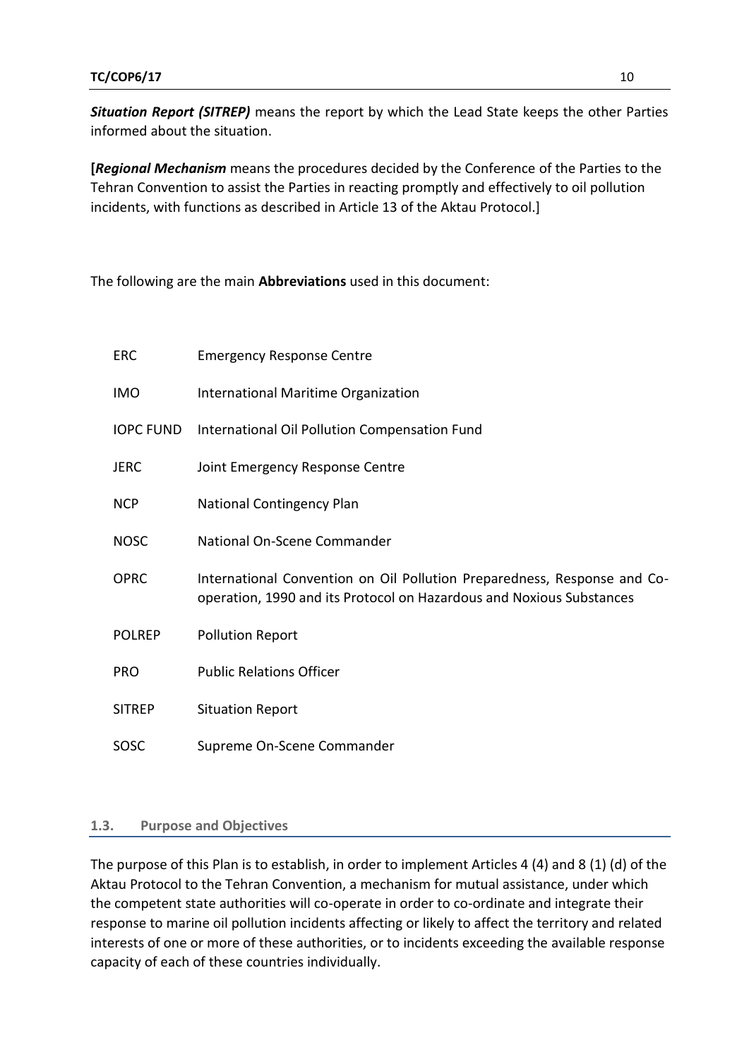***Situation Report (SITREP)*** means the report by which the Lead State keeps the other Parties informed about the situation.

**[*Regional Mechanism*** means the procedures decided by the Conference of the Parties to the Tehran Convention to assist the Parties in reacting promptly and effectively to oil pollution incidents, with functions as described in Article 13 of the Aktau Protocol.]

The following are the main **Abbreviations** used in this document:

| | |
|---|---|
| ERC | Emergency Response Centre |
| IMO | International Maritime Organization |
| IOPC FUND | International Oil Pollution Compensation Fund |
| JERC | Joint Emergency Response Centre |
| NCP | National Contingency Plan |
| NOSC | National On-Scene Commander |
| OPRC | International Convention on Oil Pollution Preparedness, Response and Co-operation, 1990 and its Protocol on Hazardous and Noxious Substances |
| POLREP | Pollution Report |
| PRO | Public Relations Officer |
| SITREP | Situation Report |
| SOSC | Supreme On-Scene Commander |

### 1.3. Purpose and Objectives

The purpose of this Plan is to establish, in order to implement Articles 4 (4) and 8 (1) (d) of the Aktau Protocol to the Tehran Convention, a mechanism for mutual assistance, under which the competent state authorities will co-operate in order to co-ordinate and integrate their response to marine oil pollution incidents affecting or likely to affect the territory and related interests of one or more of these authorities, or to incidents exceeding the available response capacity of each of these countries individually.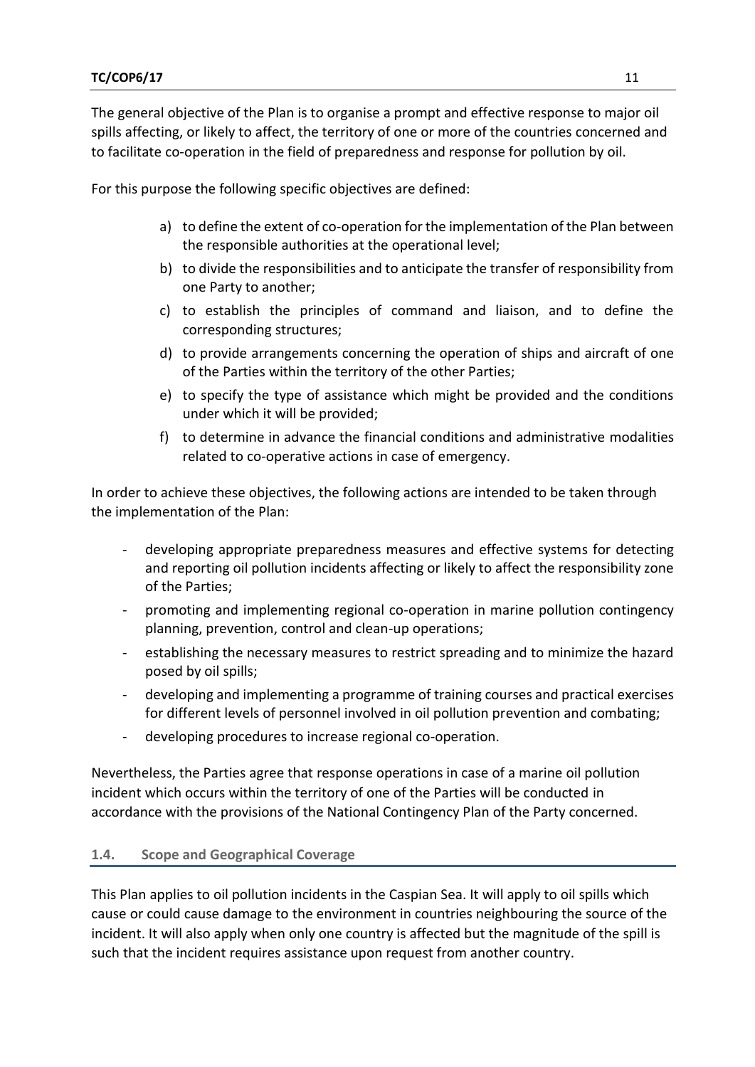The general objective of the Plan is to organise a prompt and effective response to major oil spills affecting, or likely to affect, the territory of one or more of the countries concerned and to facilitate co-operation in the field of preparedness and response for pollution by oil.

For this purpose the following specific objectives are defined:

a) to define the extent of co-operation for the implementation of the Plan between the responsible authorities at the operational level;
b) to divide the responsibilities and to anticipate the transfer of responsibility from one Party to another;
c) to establish the principles of command and liaison, and to define the corresponding structures;
d) to provide arrangements concerning the operation of ships and aircraft of one of the Parties within the territory of the other Parties;
e) to specify the type of assistance which might be provided and the conditions under which it will be provided;
f) to determine in advance the financial conditions and administrative modalities related to co-operative actions in case of emergency.

In order to achieve these objectives, the following actions are intended to be taken through the implementation of the Plan:

- developing appropriate preparedness measures and effective systems for detecting and reporting oil pollution incidents affecting or likely to affect the responsibility zone of the Parties;
- promoting and implementing regional co-operation in marine pollution contingency planning, prevention, control and clean-up operations;
- establishing the necessary measures to restrict spreading and to minimize the hazard posed by oil spills;
- developing and implementing a programme of training courses and practical exercises for different levels of personnel involved in oil pollution prevention and combating;
- developing procedures to increase regional co-operation.

Nevertheless, the Parties agree that response operations in case of a marine oil pollution incident which occurs within the territory of one of the Parties will be conducted in accordance with the provisions of the National Contingency Plan of the Party concerned.

## 1.4. Scope and Geographical Coverage

This Plan applies to oil pollution incidents in the Caspian Sea. It will apply to oil spills which cause or could cause damage to the environment in countries neighbouring the source of the incident. It will also apply when only one country is affected but the magnitude of the spill is such that the incident requires assistance upon request from another country.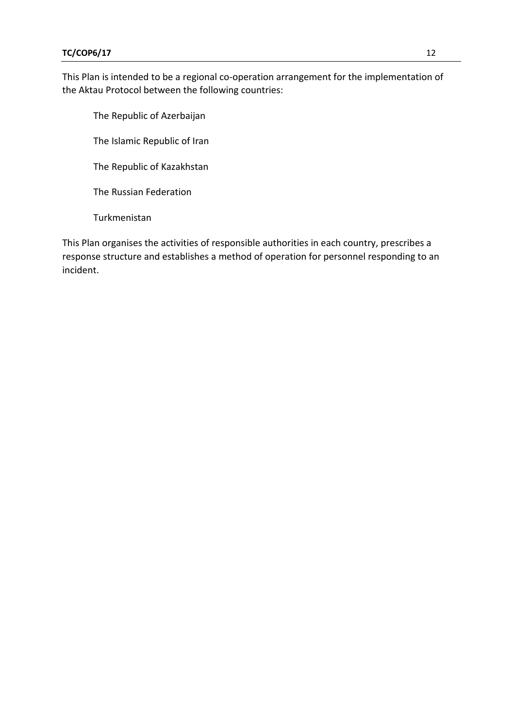This Plan is intended to be a regional co-operation arrangement for the implementation of the Aktau Protocol between the following countries:

The Republic of Azerbaijan

The Islamic Republic of Iran

The Republic of Kazakhstan

The Russian Federation

Turkmenistan

This Plan organises the activities of responsible authorities in each country, prescribes a response structure and establishes a method of operation for personnel responding to an incident.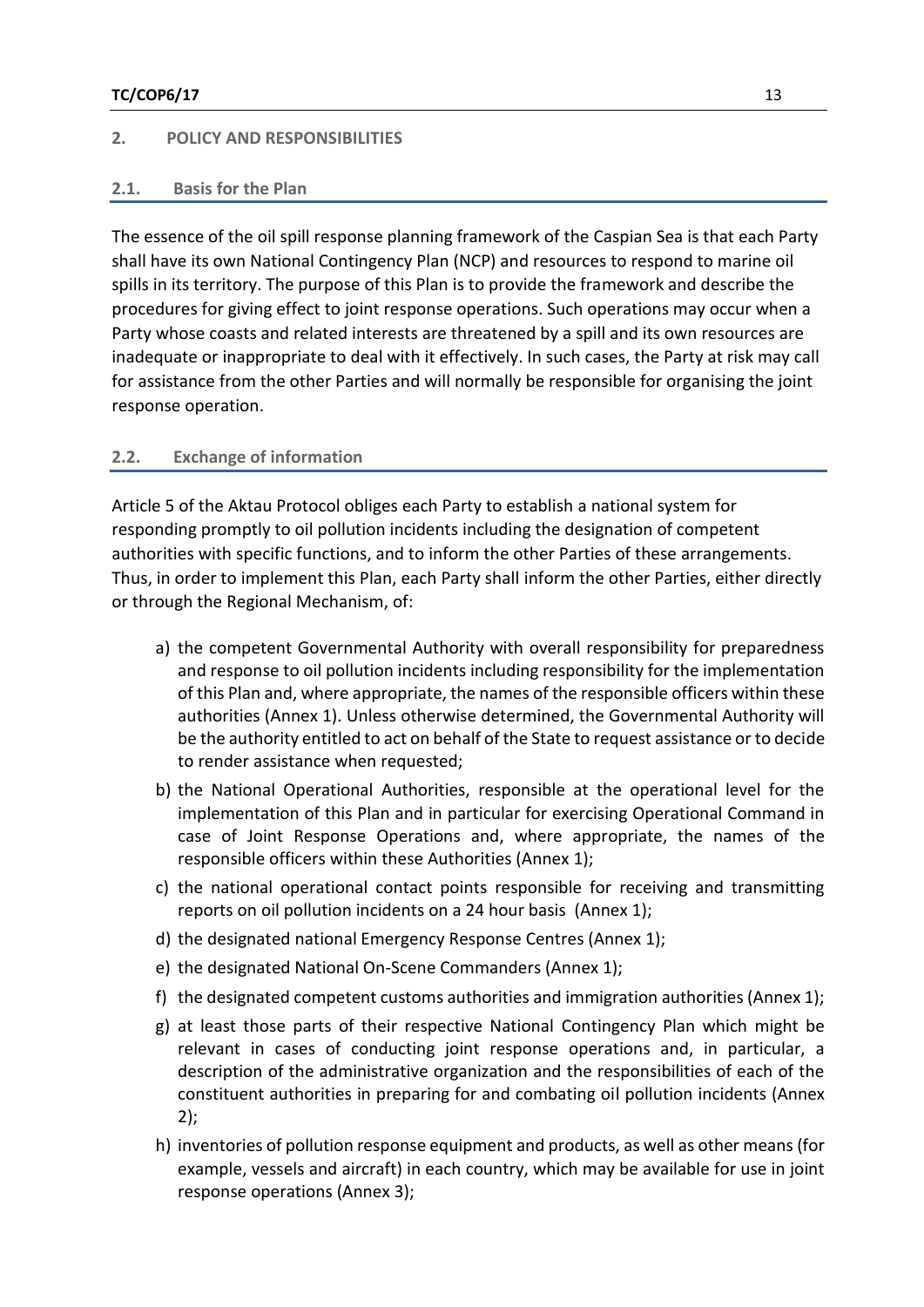## 2. POLICY AND RESPONSIBILITIES

### 2.1. Basis for the Plan

The essence of the oil spill response planning framework of the Caspian Sea is that each Party shall have its own National Contingency Plan (NCP) and resources to respond to marine oil spills in its territory. The purpose of this Plan is to provide the framework and describe the procedures for giving effect to joint response operations. Such operations may occur when a Party whose coasts and related interests are threatened by a spill and its own resources are inadequate or inappropriate to deal with it effectively. In such cases, the Party at risk may call for assistance from the other Parties and will normally be responsible for organising the joint response operation.

### 2.2. Exchange of information

Article 5 of the Aktau Protocol obliges each Party to establish a national system for responding promptly to oil pollution incidents including the designation of competent authorities with specific functions, and to inform the other Parties of these arrangements. Thus, in order to implement this Plan, each Party shall inform the other Parties, either directly or through the Regional Mechanism, of:

a) the competent Governmental Authority with overall responsibility for preparedness and response to oil pollution incidents including responsibility for the implementation of this Plan and, where appropriate, the names of the responsible officers within these authorities (Annex 1). Unless otherwise determined, the Governmental Authority will be the authority entitled to act on behalf of the State to request assistance or to decide to render assistance when requested;
b) the National Operational Authorities, responsible at the operational level for the implementation of this Plan and in particular for exercising Operational Command in case of Joint Response Operations and, where appropriate, the names of the responsible officers within these Authorities (Annex 1);
c) the national operational contact points responsible for receiving and transmitting reports on oil pollution incidents on a 24 hour basis (Annex 1);
d) the designated national Emergency Response Centres (Annex 1);
e) the designated National On-Scene Commanders (Annex 1);
f) the designated competent customs authorities and immigration authorities (Annex 1);
g) at least those parts of their respective National Contingency Plan which might be relevant in cases of conducting joint response operations and, in particular, a description of the administrative organization and the responsibilities of each of the constituent authorities in preparing for and combating oil pollution incidents (Annex 2);
h) inventories of pollution response equipment and products, as well as other means (for example, vessels and aircraft) in each country, which may be available for use in joint response operations (Annex 3);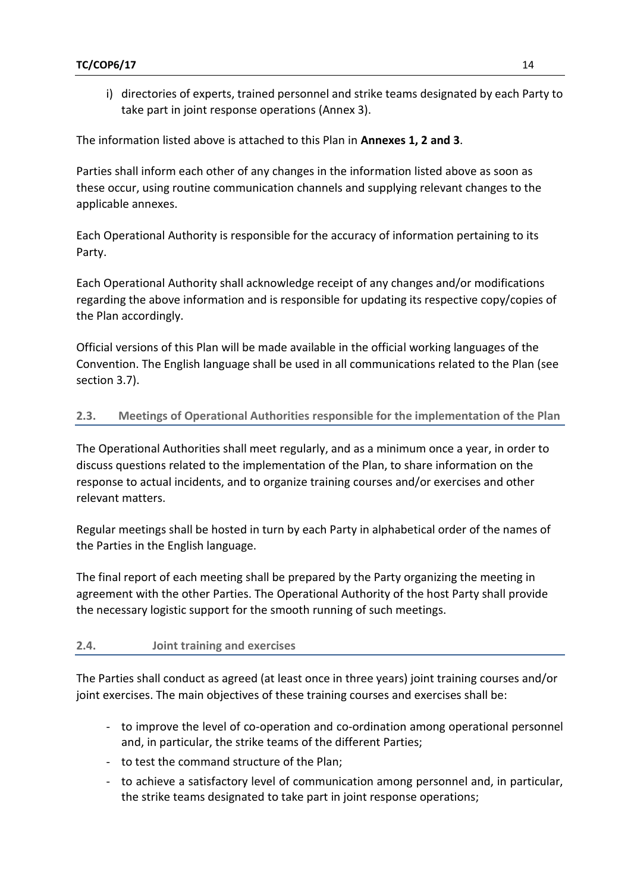i) directories of experts, trained personnel and strike teams designated by each Party to take part in joint response operations (Annex 3).

The information listed above is attached to this Plan in **Annexes 1, 2 and 3**.

Parties shall inform each other of any changes in the information listed above as soon as these occur, using routine communication channels and supplying relevant changes to the applicable annexes.

Each Operational Authority is responsible for the accuracy of information pertaining to its Party.

Each Operational Authority shall acknowledge receipt of any changes and/or modifications regarding the above information and is responsible for updating its respective copy/copies of the Plan accordingly.

Official versions of this Plan will be made available in the official working languages of the Convention. The English language shall be used in all communications related to the Plan (see section 3.7).

## 2.3. Meetings of Operational Authorities responsible for the implementation of the Plan

The Operational Authorities shall meet regularly, and as a minimum once a year, in order to discuss questions related to the implementation of the Plan, to share information on the response to actual incidents, and to organize training courses and/or exercises and other relevant matters.

Regular meetings shall be hosted in turn by each Party in alphabetical order of the names of the Parties in the English language.

The final report of each meeting shall be prepared by the Party organizing the meeting in agreement with the other Parties. The Operational Authority of the host Party shall provide the necessary logistic support for the smooth running of such meetings.

## 2.4. Joint training and exercises

The Parties shall conduct as agreed (at least once in three years) joint training courses and/or joint exercises. The main objectives of these training courses and exercises shall be:

- to improve the level of co-operation and co-ordination among operational personnel and, in particular, the strike teams of the different Parties;
- to test the command structure of the Plan;
- to achieve a satisfactory level of communication among personnel and, in particular, the strike teams designated to take part in joint response operations;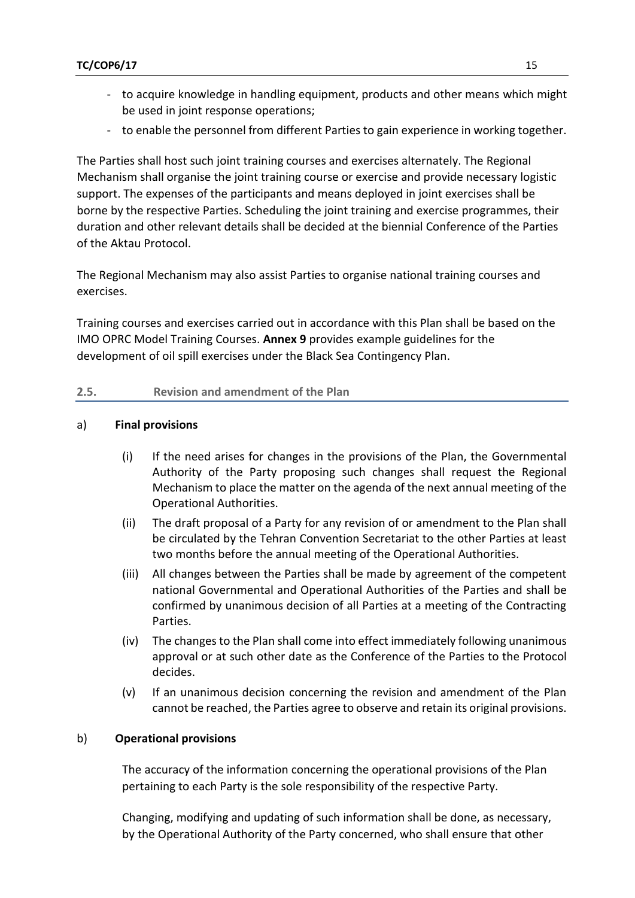- to acquire knowledge in handling equipment, products and other means which might be used in joint response operations;
- to enable the personnel from different Parties to gain experience in working together.

The Parties shall host such joint training courses and exercises alternately. The Regional Mechanism shall organise the joint training course or exercise and provide necessary logistic support. The expenses of the participants and means deployed in joint exercises shall be borne by the respective Parties. Scheduling the joint training and exercise programmes, their duration and other relevant details shall be decided at the biennial Conference of the Parties of the Aktau Protocol.

The Regional Mechanism may also assist Parties to organise national training courses and exercises.

Training courses and exercises carried out in accordance with this Plan shall be based on the IMO OPRC Model Training Courses. **Annex 9** provides example guidelines for the development of oil spill exercises under the Black Sea Contingency Plan.

## 2.5. Revision and amendment of the Plan

a) **Final provisions**

(i) If the need arises for changes in the provisions of the Plan, the Governmental Authority of the Party proposing such changes shall request the Regional Mechanism to place the matter on the agenda of the next annual meeting of the Operational Authorities.

(ii) The draft proposal of a Party for any revision of or amendment to the Plan shall be circulated by the Tehran Convention Secretariat to the other Parties at least two months before the annual meeting of the Operational Authorities.

(iii) All changes between the Parties shall be made by agreement of the competent national Governmental and Operational Authorities of the Parties and shall be confirmed by unanimous decision of all Parties at a meeting of the Contracting Parties.

(iv) The changes to the Plan shall come into effect immediately following unanimous approval or at such other date as the Conference of the Parties to the Protocol decides.

(v) If an unanimous decision concerning the revision and amendment of the Plan cannot be reached, the Parties agree to observe and retain its original provisions.

b) **Operational provisions**

The accuracy of the information concerning the operational provisions of the Plan pertaining to each Party is the sole responsibility of the respective Party.

Changing, modifying and updating of such information shall be done, as necessary, by the Operational Authority of the Party concerned, who shall ensure that other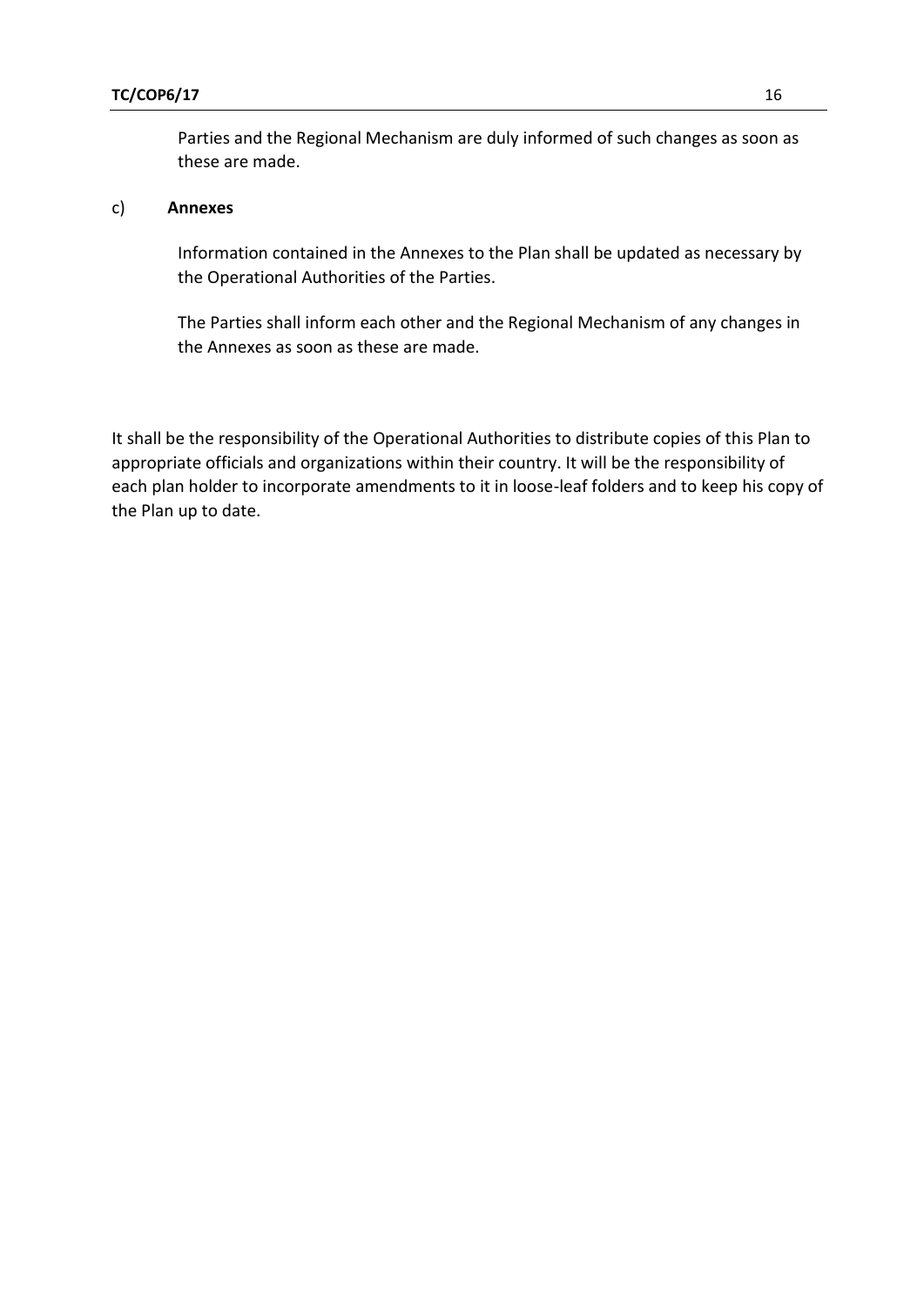Parties and the Regional Mechanism are duly informed of such changes as soon as these are made.

c) **Annexes**

Information contained in the Annexes to the Plan shall be updated as necessary by the Operational Authorities of the Parties.

The Parties shall inform each other and the Regional Mechanism of any changes in the Annexes as soon as these are made.

It shall be the responsibility of the Operational Authorities to distribute copies of this Plan to appropriate officials and organizations within their country. It will be the responsibility of each plan holder to incorporate amendments to it in loose-leaf folders and to keep his copy of the Plan up to date.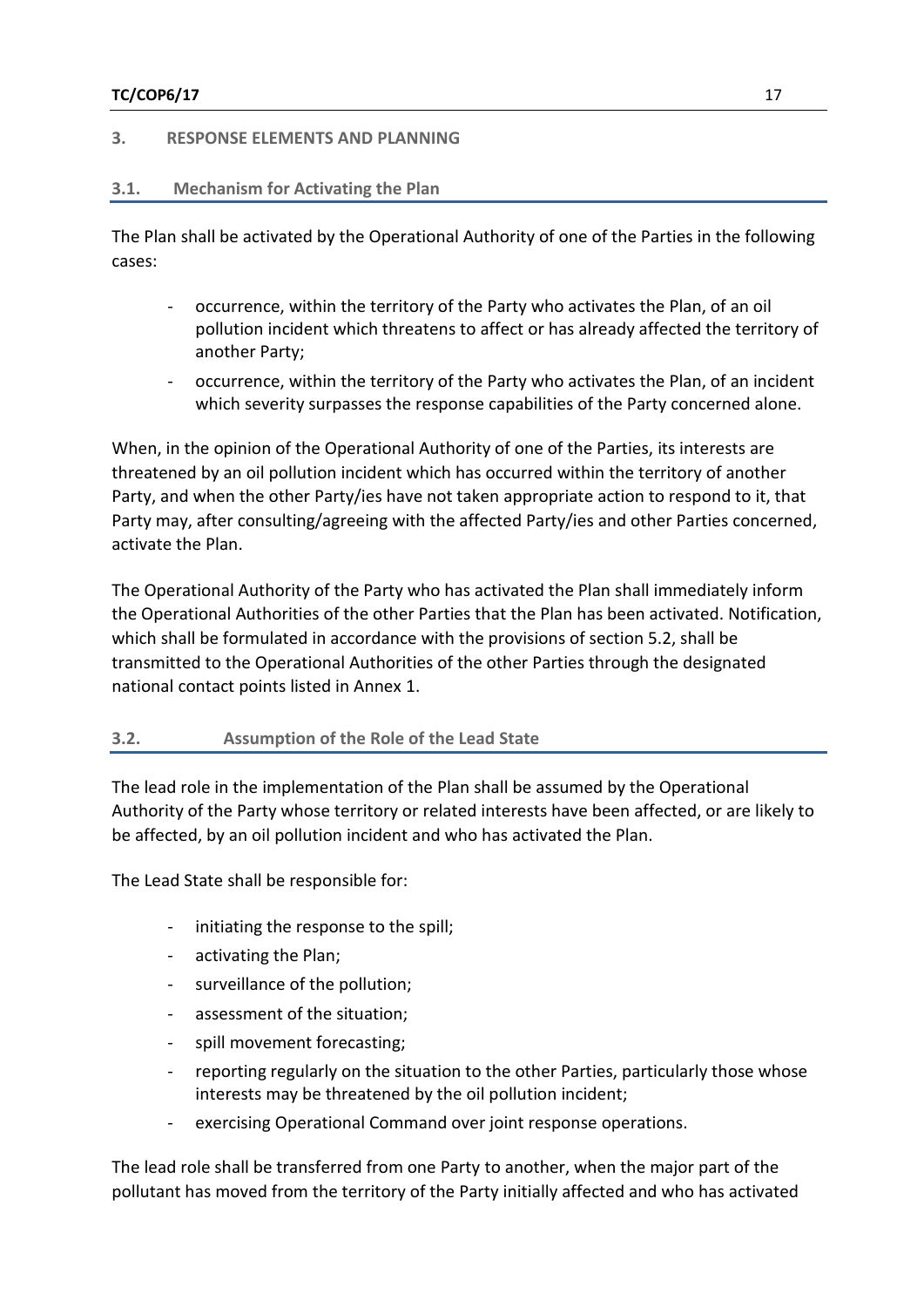## 3. RESPONSE ELEMENTS AND PLANNING

### 3.1. Mechanism for Activating the Plan

The Plan shall be activated by the Operational Authority of one of the Parties in the following cases:

- occurrence, within the territory of the Party who activates the Plan, of an oil pollution incident which threatens to affect or has already affected the territory of another Party;
- occurrence, within the territory of the Party who activates the Plan, of an incident which severity surpasses the response capabilities of the Party concerned alone.

When, in the opinion of the Operational Authority of one of the Parties, its interests are threatened by an oil pollution incident which has occurred within the territory of another Party, and when the other Party/ies have not taken appropriate action to respond to it, that Party may, after consulting/agreeing with the affected Party/ies and other Parties concerned, activate the Plan.

The Operational Authority of the Party who has activated the Plan shall immediately inform the Operational Authorities of the other Parties that the Plan has been activated. Notification, which shall be formulated in accordance with the provisions of section 5.2, shall be transmitted to the Operational Authorities of the other Parties through the designated national contact points listed in Annex 1.

### 3.2. Assumption of the Role of the Lead State

The lead role in the implementation of the Plan shall be assumed by the Operational Authority of the Party whose territory or related interests have been affected, or are likely to be affected, by an oil pollution incident and who has activated the Plan.

The Lead State shall be responsible for:

- initiating the response to the spill;
- activating the Plan;
- surveillance of the pollution;
- assessment of the situation;
- spill movement forecasting;
- reporting regularly on the situation to the other Parties, particularly those whose interests may be threatened by the oil pollution incident;
- exercising Operational Command over joint response operations.

The lead role shall be transferred from one Party to another, when the major part of the pollutant has moved from the territory of the Party initially affected and who has activated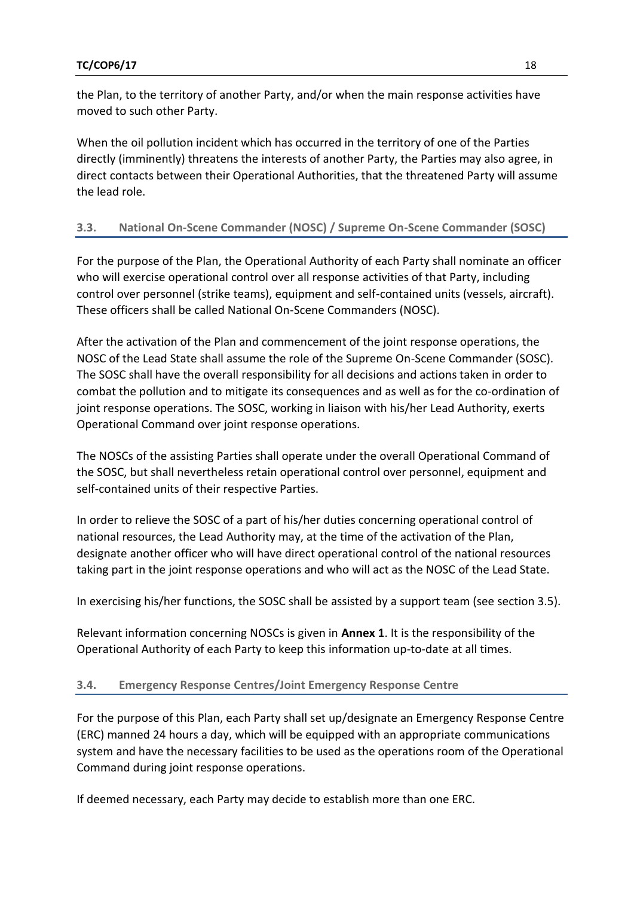the Plan, to the territory of another Party, and/or when the main response activities have moved to such other Party.

When the oil pollution incident which has occurred in the territory of one of the Parties directly (imminently) threatens the interests of another Party, the Parties may also agree, in direct contacts between their Operational Authorities, that the threatened Party will assume the lead role.

### 3.3. National On-Scene Commander (NOSC) / Supreme On-Scene Commander (SOSC)

For the purpose of the Plan, the Operational Authority of each Party shall nominate an officer who will exercise operational control over all response activities of that Party, including control over personnel (strike teams), equipment and self-contained units (vessels, aircraft). These officers shall be called National On-Scene Commanders (NOSC).

After the activation of the Plan and commencement of the joint response operations, the NOSC of the Lead State shall assume the role of the Supreme On-Scene Commander (SOSC). The SOSC shall have the overall responsibility for all decisions and actions taken in order to combat the pollution and to mitigate its consequences and as well as for the co-ordination of joint response operations. The SOSC, working in liaison with his/her Lead Authority, exerts Operational Command over joint response operations.

The NOSCs of the assisting Parties shall operate under the overall Operational Command of the SOSC, but shall nevertheless retain operational control over personnel, equipment and self-contained units of their respective Parties.

In order to relieve the SOSC of a part of his/her duties concerning operational control of national resources, the Lead Authority may, at the time of the activation of the Plan, designate another officer who will have direct operational control of the national resources taking part in the joint response operations and who will act as the NOSC of the Lead State.

In exercising his/her functions, the SOSC shall be assisted by a support team (see section 3.5).

Relevant information concerning NOSCs is given in **Annex 1**. It is the responsibility of the Operational Authority of each Party to keep this information up-to-date at all times.

### 3.4. Emergency Response Centres/Joint Emergency Response Centre

For the purpose of this Plan, each Party shall set up/designate an Emergency Response Centre (ERC) manned 24 hours a day, which will be equipped with an appropriate communications system and have the necessary facilities to be used as the operations room of the Operational Command during joint response operations.

If deemed necessary, each Party may decide to establish more than one ERC.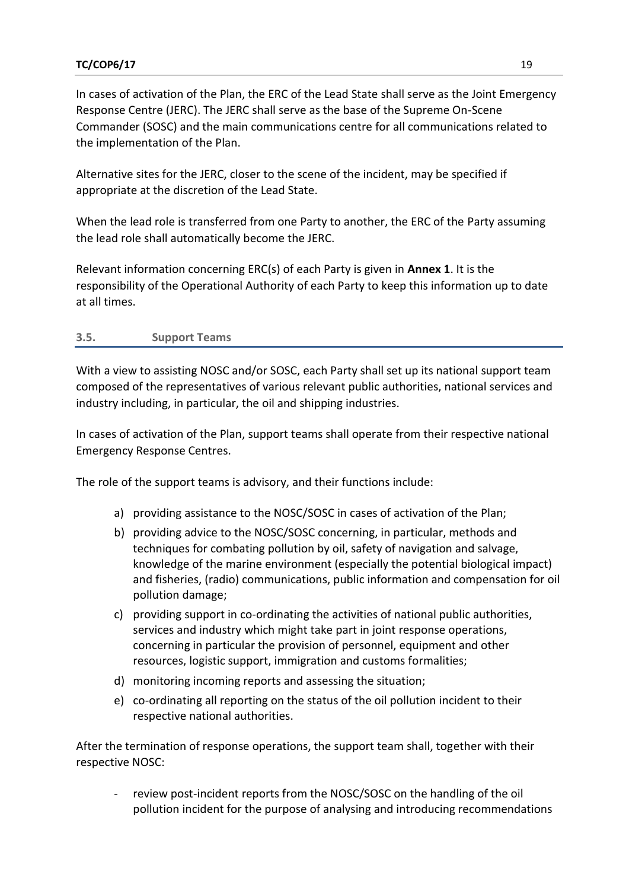In cases of activation of the Plan, the ERC of the Lead State shall serve as the Joint Emergency Response Centre (JERC). The JERC shall serve as the base of the Supreme On-Scene Commander (SOSC) and the main communications centre for all communications related to the implementation of the Plan.

Alternative sites for the JERC, closer to the scene of the incident, may be specified if appropriate at the discretion of the Lead State.

When the lead role is transferred from one Party to another, the ERC of the Party assuming the lead role shall automatically become the JERC.

Relevant information concerning ERC(s) of each Party is given in **Annex 1**. It is the responsibility of the Operational Authority of each Party to keep this information up to date at all times.

### 3.5. Support Teams

With a view to assisting NOSC and/or SOSC, each Party shall set up its national support team composed of the representatives of various relevant public authorities, national services and industry including, in particular, the oil and shipping industries.

In cases of activation of the Plan, support teams shall operate from their respective national Emergency Response Centres.

The role of the support teams is advisory, and their functions include:

a) providing assistance to the NOSC/SOSC in cases of activation of the Plan;
b) providing advice to the NOSC/SOSC concerning, in particular, methods and techniques for combating pollution by oil, safety of navigation and salvage, knowledge of the marine environment (especially the potential biological impact) and fisheries, (radio) communications, public information and compensation for oil pollution damage;
c) providing support in co-ordinating the activities of national public authorities, services and industry which might take part in joint response operations, concerning in particular the provision of personnel, equipment and other resources, logistic support, immigration and customs formalities;
d) monitoring incoming reports and assessing the situation;
e) co-ordinating all reporting on the status of the oil pollution incident to their respective national authorities.

After the termination of response operations, the support team shall, together with their respective NOSC:

- review post-incident reports from the NOSC/SOSC on the handling of the oil pollution incident for the purpose of analysing and introducing recommendations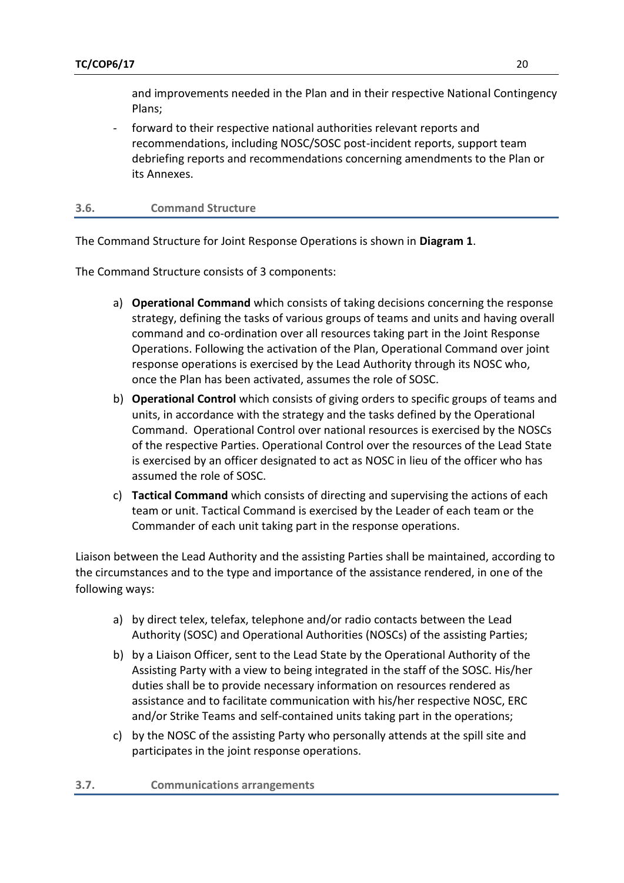and improvements needed in the Plan and in their respective National Contingency Plans;

- forward to their respective national authorities relevant reports and recommendations, including NOSC/SOSC post-incident reports, support team debriefing reports and recommendations concerning amendments to the Plan or its Annexes.

### 3.6. Command Structure

The Command Structure for Joint Response Operations is shown in **Diagram 1**.

The Command Structure consists of 3 components:

a) **Operational Command** which consists of taking decisions concerning the response strategy, defining the tasks of various groups of teams and units and having overall command and co-ordination over all resources taking part in the Joint Response Operations. Following the activation of the Plan, Operational Command over joint response operations is exercised by the Lead Authority through its NOSC who, once the Plan has been activated, assumes the role of SOSC.

b) **Operational Control** which consists of giving orders to specific groups of teams and units, in accordance with the strategy and the tasks defined by the Operational Command. Operational Control over national resources is exercised by the NOSCs of the respective Parties. Operational Control over the resources of the Lead State is exercised by an officer designated to act as NOSC in lieu of the officer who has assumed the role of SOSC.

c) **Tactical Command** which consists of directing and supervising the actions of each team or unit. Tactical Command is exercised by the Leader of each team or the Commander of each unit taking part in the response operations.

Liaison between the Lead Authority and the assisting Parties shall be maintained, according to the circumstances and to the type and importance of the assistance rendered, in one of the following ways:

a) by direct telex, telefax, telephone and/or radio contacts between the Lead Authority (SOSC) and Operational Authorities (NOSCs) of the assisting Parties;

b) by a Liaison Officer, sent to the Lead State by the Operational Authority of the Assisting Party with a view to being integrated in the staff of the SOSC. His/her duties shall be to provide necessary information on resources rendered as assistance and to facilitate communication with his/her respective NOSC, ERC and/or Strike Teams and self-contained units taking part in the operations;

c) by the NOSC of the assisting Party who personally attends at the spill site and participates in the joint response operations.

### 3.7. Communications arrangements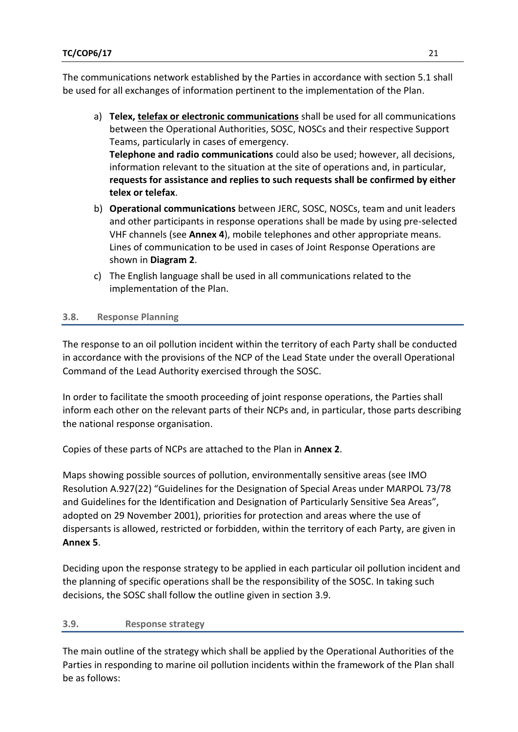The communications network established by the Parties in accordance with section 5.1 shall be used for all exchanges of information pertinent to the implementation of the Plan.

a) **Telex, telefax or electronic communications** shall be used for all communications between the Operational Authorities, SOSC, NOSCs and their respective Support Teams, particularly in cases of emergency.
   **Telephone and radio communications** could also be used; however, all decisions, information relevant to the situation at the site of operations and, in particular, **requests for assistance and replies to such requests shall be confirmed by either telex or telefax**.
b) **Operational communications** between JERC, SOSC, NOSCs, team and unit leaders and other participants in response operations shall be made by using pre-selected VHF channels (see **Annex 4**), mobile telephones and other appropriate means. Lines of communication to be used in cases of Joint Response Operations are shown in **Diagram 2**.
c) The English language shall be used in all communications related to the implementation of the Plan.

### 3.8. Response Planning

The response to an oil pollution incident within the territory of each Party shall be conducted in accordance with the provisions of the NCP of the Lead State under the overall Operational Command of the Lead Authority exercised through the SOSC.

In order to facilitate the smooth proceeding of joint response operations, the Parties shall inform each other on the relevant parts of their NCPs and, in particular, those parts describing the national response organisation.

Copies of these parts of NCPs are attached to the Plan in **Annex 2**.

Maps showing possible sources of pollution, environmentally sensitive areas (see IMO Resolution A.927(22) "Guidelines for the Designation of Special Areas under MARPOL 73/78 and Guidelines for the Identification and Designation of Particularly Sensitive Sea Areas", adopted on 29 November 2001), priorities for protection and areas where the use of dispersants is allowed, restricted or forbidden, within the territory of each Party, are given in **Annex 5**.

Deciding upon the response strategy to be applied in each particular oil pollution incident and the planning of specific operations shall be the responsibility of the SOSC. In taking such decisions, the SOSC shall follow the outline given in section 3.9.

### 3.9. Response strategy

The main outline of the strategy which shall be applied by the Operational Authorities of the Parties in responding to marine oil pollution incidents within the framework of the Plan shall be as follows: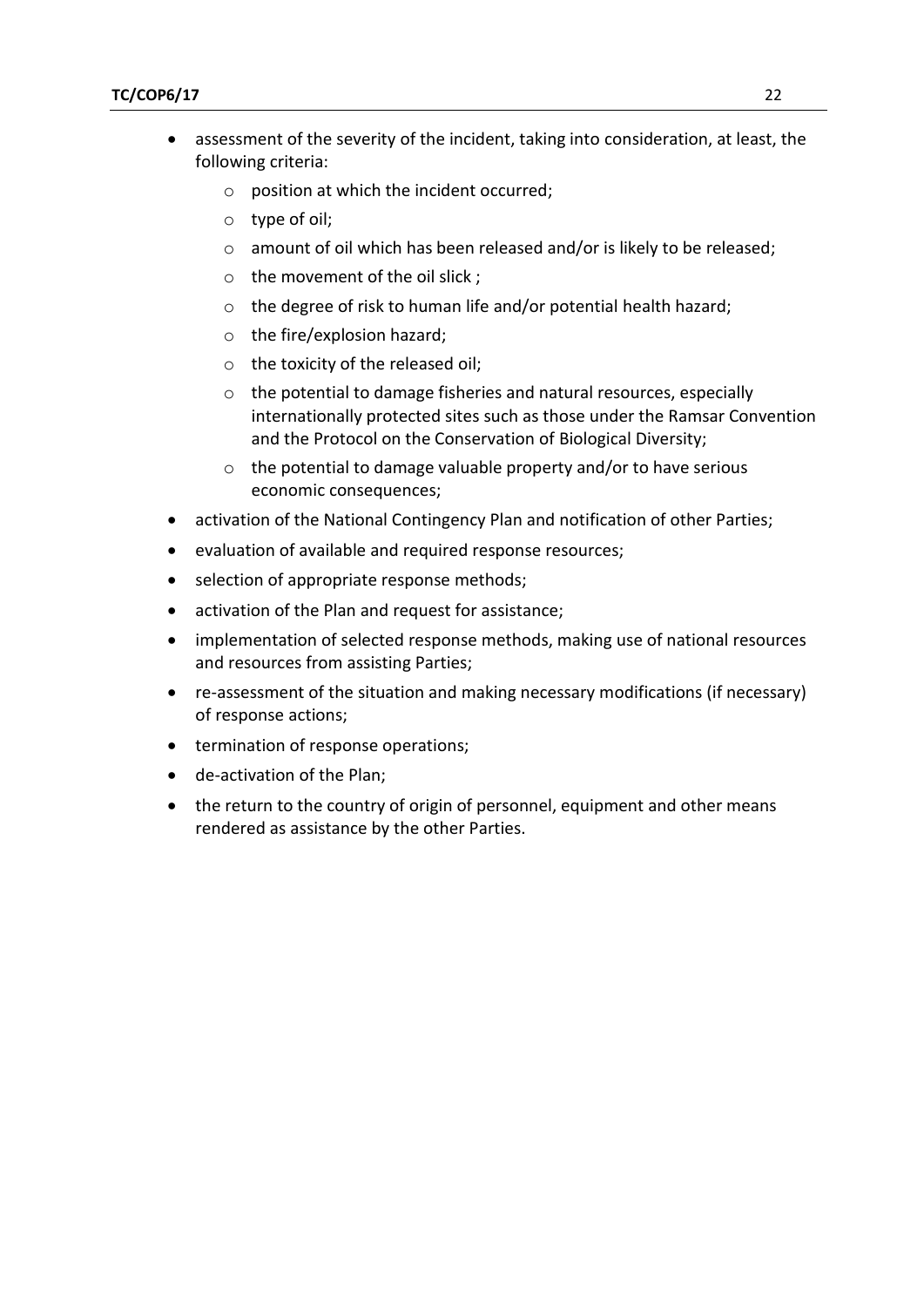- assessment of the severity of the incident, taking into consideration, at least, the following criteria:
  - position at which the incident occurred;
  - type of oil;
  - amount of oil which has been released and/or is likely to be released;
  - the movement of the oil slick ;
  - the degree of risk to human life and/or potential health hazard;
  - the fire/explosion hazard;
  - the toxicity of the released oil;
  - the potential to damage fisheries and natural resources, especially internationally protected sites such as those under the Ramsar Convention and the Protocol on the Conservation of Biological Diversity;
  - the potential to damage valuable property and/or to have serious economic consequences;
- activation of the National Contingency Plan and notification of other Parties;
- evaluation of available and required response resources;
- selection of appropriate response methods;
- activation of the Plan and request for assistance;
- implementation of selected response methods, making use of national resources and resources from assisting Parties;
- re-assessment of the situation and making necessary modifications (if necessary) of response actions;
- termination of response operations;
- de-activation of the Plan;
- the return to the country of origin of personnel, equipment and other means rendered as assistance by the other Parties.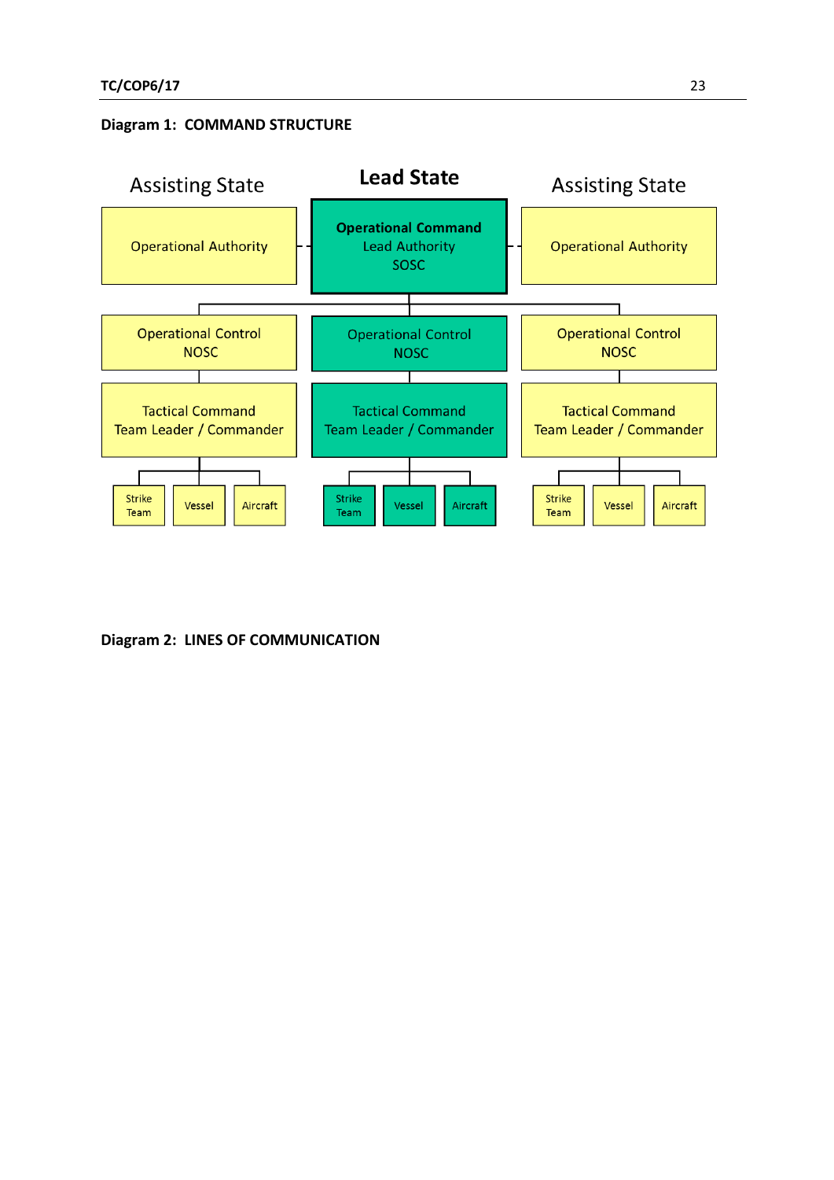**Diagram 1: COMMAND STRUCTURE**

| Assisting State | Lead State | Assisting State |
|---|---|---|
| Operational Authority | **Operational Command** Lead Authority SOSC | Operational Authority |
| Operational Control NOSC | Operational Control NOSC | Operational Control NOSC |
| Tactical Command Team Leader / Commander | Tactical Command Team Leader / Commander | Tactical Command Team Leader / Commander |
| Strike Team / Vessel / Aircraft | Strike Team / Vessel / Aircraft | Strike Team / Vessel / Aircraft |

**Diagram 2: LINES OF COMMUNICATION**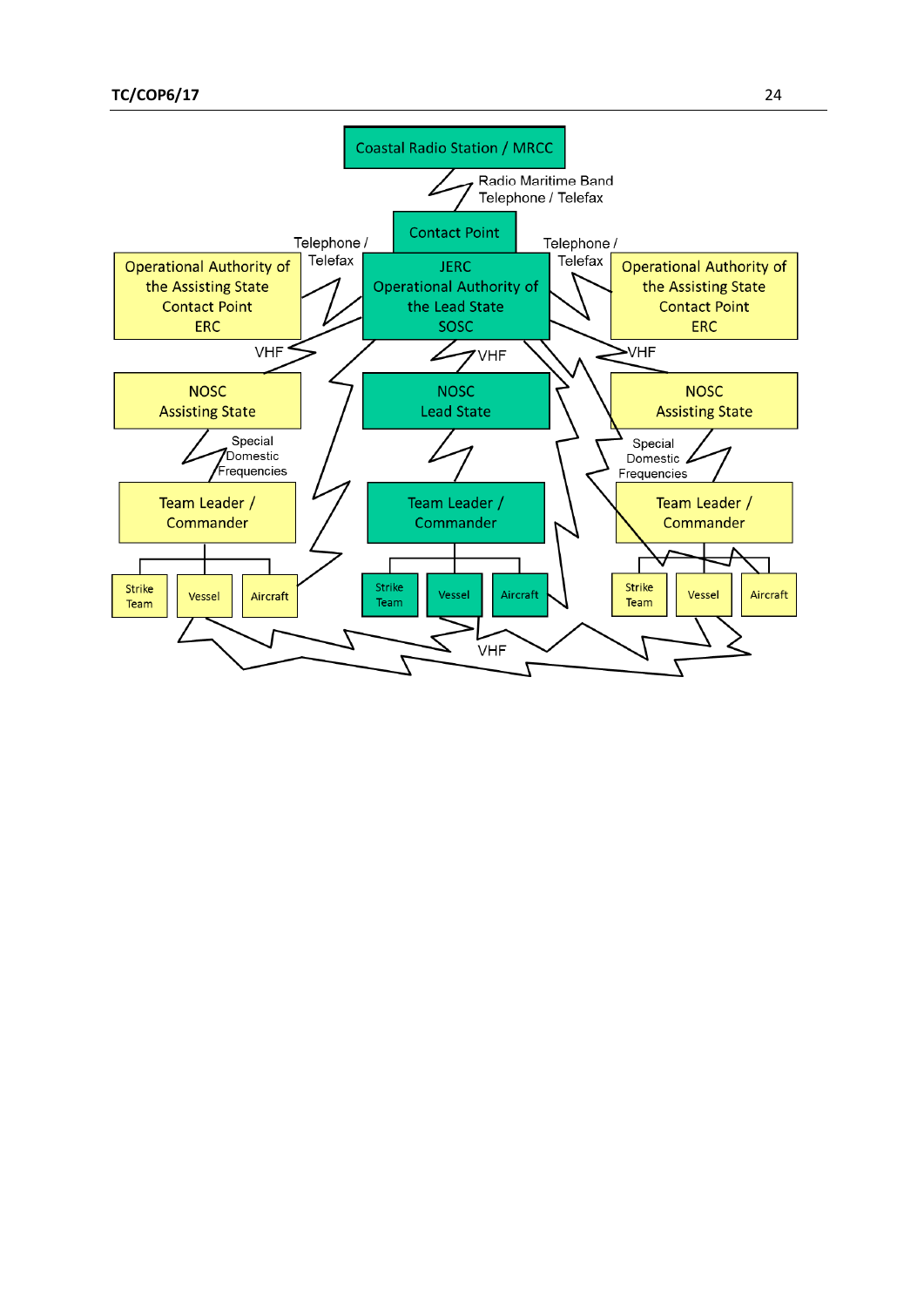Coastal Radio Station / MRCC

Radio Maritime Band
Telephone / Telefax

Contact Point

Telephone / Telefax

Telephone / Telefax

Operational Authority of the Assisting State
Contact Point
ERC

JERC
Operational Authority of the Lead State
SOSC

Operational Authority of the Assisting State
Contact Point
ERC

VHF

VHF

VHF

NOSC
Assisting State

NOSC
Lead State

NOSC
Assisting State

Special Domestic Frequencies

Special Domestic Frequencies

Team Leader / Commander

Team Leader / Commander

Team Leader / Commander

Strike Team | Vessel | Aircraft

Strike Team | Vessel | Aircraft

Strike Team | Vessel | Aircraft

VHF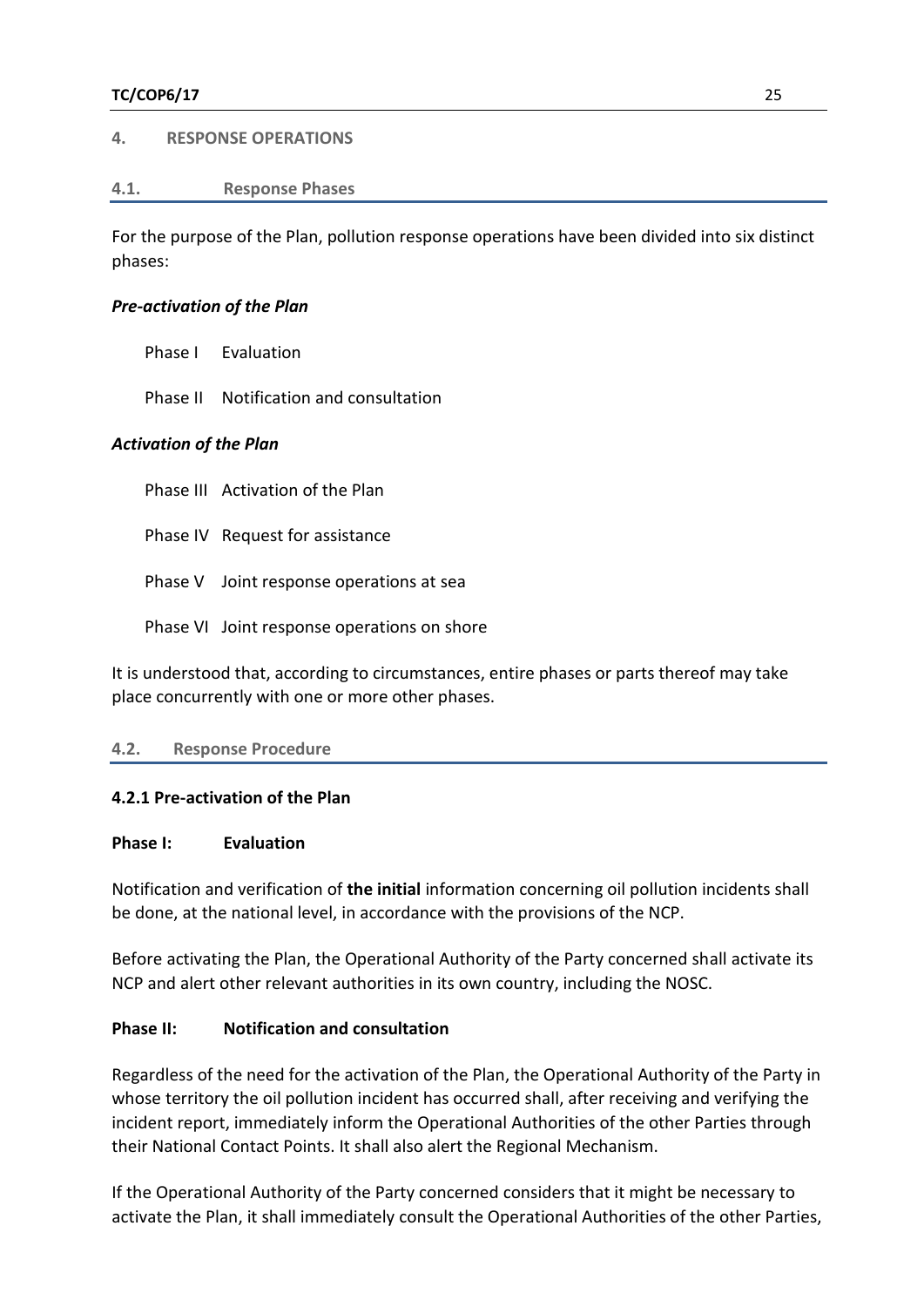## 4. RESPONSE OPERATIONS

### 4.1. Response Phases

For the purpose of the Plan, pollution response operations have been divided into six distinct phases:

***Pre-activation of the Plan***

Phase I Evaluation

Phase II Notification and consultation

***Activation of the Plan***

Phase III Activation of the Plan

Phase IV Request for assistance

Phase V Joint response operations at sea

Phase VI Joint response operations on shore

It is understood that, according to circumstances, entire phases or parts thereof may take place concurrently with one or more other phases.

### 4.2. Response Procedure

#### 4.2.1 Pre-activation of the Plan

**Phase I: Evaluation**

Notification and verification of **the initial** information concerning oil pollution incidents shall be done, at the national level, in accordance with the provisions of the NCP.

Before activating the Plan, the Operational Authority of the Party concerned shall activate its NCP and alert other relevant authorities in its own country, including the NOSC.

**Phase II: Notification and consultation**

Regardless of the need for the activation of the Plan, the Operational Authority of the Party in whose territory the oil pollution incident has occurred shall, after receiving and verifying the incident report, immediately inform the Operational Authorities of the other Parties through their National Contact Points. It shall also alert the Regional Mechanism.

If the Operational Authority of the Party concerned considers that it might be necessary to activate the Plan, it shall immediately consult the Operational Authorities of the other Parties,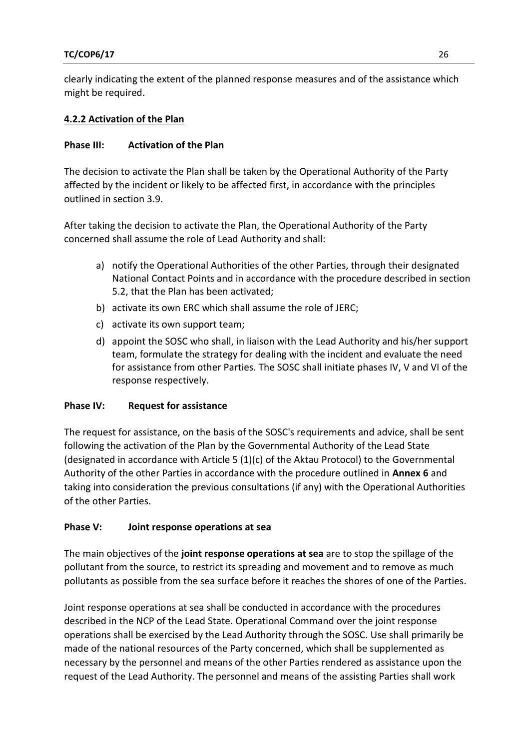clearly indicating the extent of the planned response measures and of the assistance which might be required.

### 4.2.2 Activation of the Plan

**Phase III: Activation of the Plan**

The decision to activate the Plan shall be taken by the Operational Authority of the Party affected by the incident or likely to be affected first, in accordance with the principles outlined in section 3.9.

After taking the decision to activate the Plan, the Operational Authority of the Party concerned shall assume the role of Lead Authority and shall:

a) notify the Operational Authorities of the other Parties, through their designated National Contact Points and in accordance with the procedure described in section 5.2, that the Plan has been activated;
b) activate its own ERC which shall assume the role of JERC;
c) activate its own support team;
d) appoint the SOSC who shall, in liaison with the Lead Authority and his/her support team, formulate the strategy for dealing with the incident and evaluate the need for assistance from other Parties. The SOSC shall initiate phases IV, V and VI of the response respectively.

**Phase IV: Request for assistance**

The request for assistance, on the basis of the SOSC's requirements and advice, shall be sent following the activation of the Plan by the Governmental Authority of the Lead State (designated in accordance with Article 5 (1)(c) of the Aktau Protocol) to the Governmental Authority of the other Parties in accordance with the procedure outlined in **Annex 6** and taking into consideration the previous consultations (if any) with the Operational Authorities of the other Parties.

**Phase V: Joint response operations at sea**

The main objectives of the **joint response operations at sea** are to stop the spillage of the pollutant from the source, to restrict its spreading and movement and to remove as much pollutants as possible from the sea surface before it reaches the shores of one of the Parties.

Joint response operations at sea shall be conducted in accordance with the procedures described in the NCP of the Lead State. Operational Command over the joint response operations shall be exercised by the Lead Authority through the SOSC. Use shall primarily be made of the national resources of the Party concerned, which shall be supplemented as necessary by the personnel and means of the other Parties rendered as assistance upon the request of the Lead Authority. The personnel and means of the assisting Parties shall work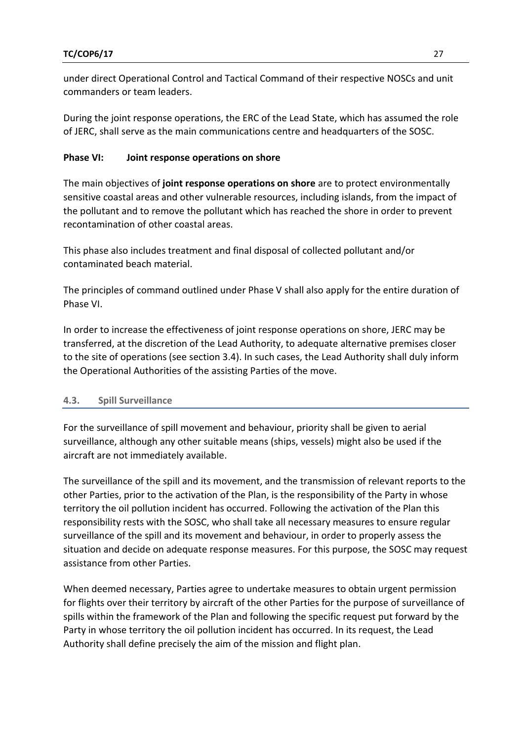under direct Operational Control and Tactical Command of their respective NOSCs and unit commanders or team leaders.

During the joint response operations, the ERC of the Lead State, which has assumed the role of JERC, shall serve as the main communications centre and headquarters of the SOSC.

**Phase VI: Joint response operations on shore**

The main objectives of **joint response operations on shore** are to protect environmentally sensitive coastal areas and other vulnerable resources, including islands, from the impact of the pollutant and to remove the pollutant which has reached the shore in order to prevent recontamination of other coastal areas.

This phase also includes treatment and final disposal of collected pollutant and/or contaminated beach material.

The principles of command outlined under Phase V shall also apply for the entire duration of Phase VI.

In order to increase the effectiveness of joint response operations on shore, JERC may be transferred, at the discretion of the Lead Authority, to adequate alternative premises closer to the site of operations (see section 3.4). In such cases, the Lead Authority shall duly inform the Operational Authorities of the assisting Parties of the move.

### 4.3. Spill Surveillance

For the surveillance of spill movement and behaviour, priority shall be given to aerial surveillance, although any other suitable means (ships, vessels) might also be used if the aircraft are not immediately available.

The surveillance of the spill and its movement, and the transmission of relevant reports to the other Parties, prior to the activation of the Plan, is the responsibility of the Party in whose territory the oil pollution incident has occurred. Following the activation of the Plan this responsibility rests with the SOSC, who shall take all necessary measures to ensure regular surveillance of the spill and its movement and behaviour, in order to properly assess the situation and decide on adequate response measures. For this purpose, the SOSC may request assistance from other Parties.

When deemed necessary, Parties agree to undertake measures to obtain urgent permission for flights over their territory by aircraft of the other Parties for the purpose of surveillance of spills within the framework of the Plan and following the specific request put forward by the Party in whose territory the oil pollution incident has occurred. In its request, the Lead Authority shall define precisely the aim of the mission and flight plan.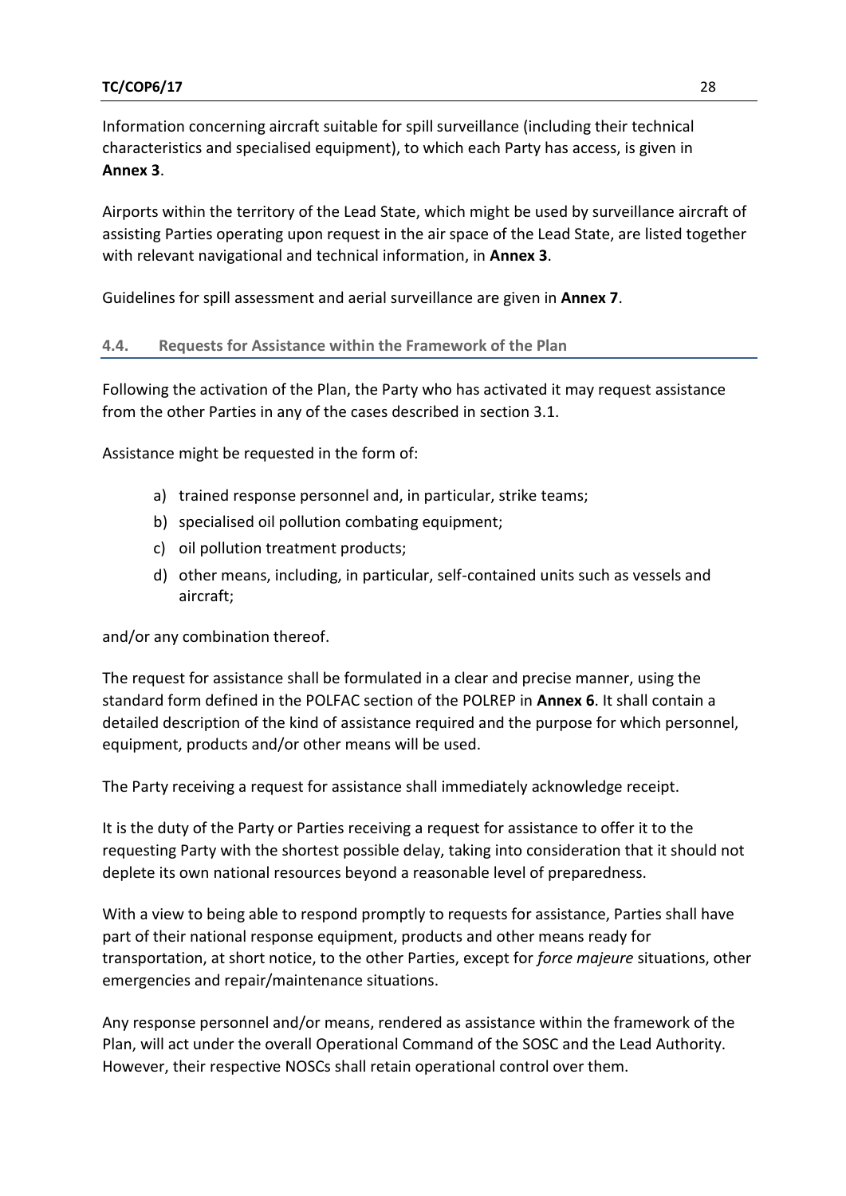Information concerning aircraft suitable for spill surveillance (including their technical characteristics and specialised equipment), to which each Party has access, is given in **Annex 3**.

Airports within the territory of the Lead State, which might be used by surveillance aircraft of assisting Parties operating upon request in the air space of the Lead State, are listed together with relevant navigational and technical information, in **Annex 3**.

Guidelines for spill assessment and aerial surveillance are given in **Annex 7**.

### 4.4. Requests for Assistance within the Framework of the Plan

Following the activation of the Plan, the Party who has activated it may request assistance from the other Parties in any of the cases described in section 3.1.

Assistance might be requested in the form of:

a) trained response personnel and, in particular, strike teams;
b) specialised oil pollution combating equipment;
c) oil pollution treatment products;
d) other means, including, in particular, self-contained units such as vessels and aircraft;

and/or any combination thereof.

The request for assistance shall be formulated in a clear and precise manner, using the standard form defined in the POLFAC section of the POLREP in **Annex 6**. It shall contain a detailed description of the kind of assistance required and the purpose for which personnel, equipment, products and/or other means will be used.

The Party receiving a request for assistance shall immediately acknowledge receipt.

It is the duty of the Party or Parties receiving a request for assistance to offer it to the requesting Party with the shortest possible delay, taking into consideration that it should not deplete its own national resources beyond a reasonable level of preparedness.

With a view to being able to respond promptly to requests for assistance, Parties shall have part of their national response equipment, products and other means ready for transportation, at short notice, to the other Parties, except for *force majeure* situations, other emergencies and repair/maintenance situations.

Any response personnel and/or means, rendered as assistance within the framework of the Plan, will act under the overall Operational Command of the SOSC and the Lead Authority. However, their respective NOSCs shall retain operational control over them.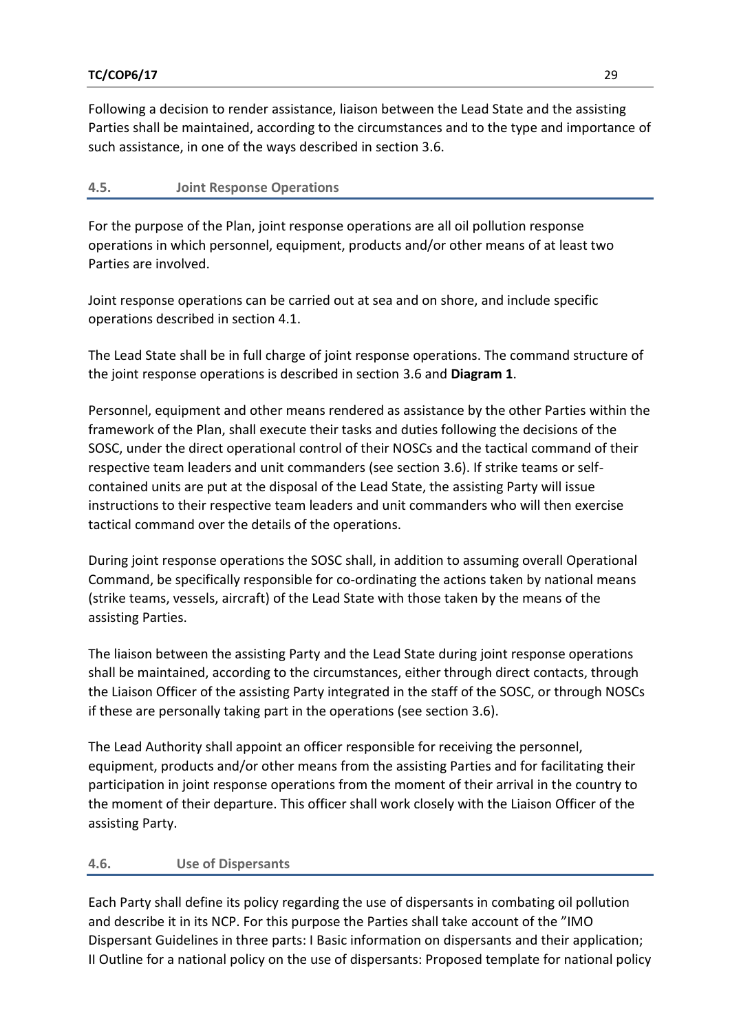Following a decision to render assistance, liaison between the Lead State and the assisting Parties shall be maintained, according to the circumstances and to the type and importance of such assistance, in one of the ways described in section 3.6.

## 4.5. Joint Response Operations

For the purpose of the Plan, joint response operations are all oil pollution response operations in which personnel, equipment, products and/or other means of at least two Parties are involved.

Joint response operations can be carried out at sea and on shore, and include specific operations described in section 4.1.

The Lead State shall be in full charge of joint response operations. The command structure of the joint response operations is described in section 3.6 and **Diagram 1**.

Personnel, equipment and other means rendered as assistance by the other Parties within the framework of the Plan, shall execute their tasks and duties following the decisions of the SOSC, under the direct operational control of their NOSCs and the tactical command of their respective team leaders and unit commanders (see section 3.6). If strike teams or self-contained units are put at the disposal of the Lead State, the assisting Party will issue instructions to their respective team leaders and unit commanders who will then exercise tactical command over the details of the operations.

During joint response operations the SOSC shall, in addition to assuming overall Operational Command, be specifically responsible for co-ordinating the actions taken by national means (strike teams, vessels, aircraft) of the Lead State with those taken by the means of the assisting Parties.

The liaison between the assisting Party and the Lead State during joint response operations shall be maintained, according to the circumstances, either through direct contacts, through the Liaison Officer of the assisting Party integrated in the staff of the SOSC, or through NOSCs if these are personally taking part in the operations (see section 3.6).

The Lead Authority shall appoint an officer responsible for receiving the personnel, equipment, products and/or other means from the assisting Parties and for facilitating their participation in joint response operations from the moment of their arrival in the country to the moment of their departure. This officer shall work closely with the Liaison Officer of the assisting Party.

## 4.6. Use of Dispersants

Each Party shall define its policy regarding the use of dispersants in combating oil pollution and describe it in its NCP. For this purpose the Parties shall take account of the "IMO Dispersant Guidelines in three parts: I Basic information on dispersants and their application; II Outline for a national policy on the use of dispersants: Proposed template for national policy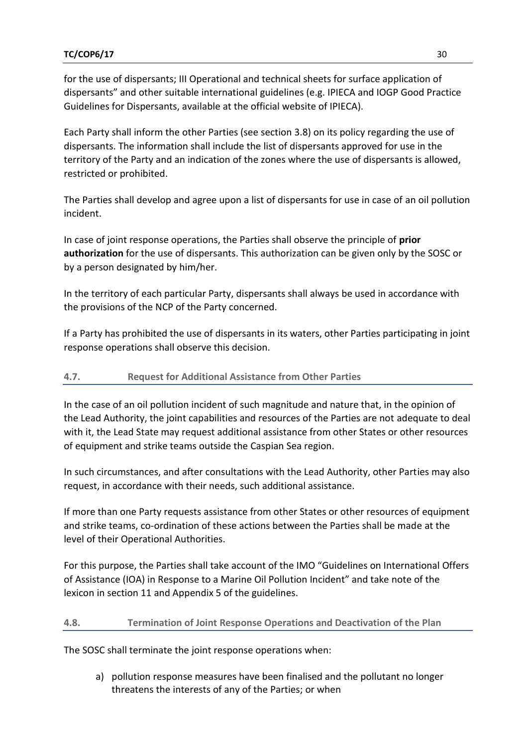for the use of dispersants; III Operational and technical sheets for surface application of dispersants" and other suitable international guidelines (e.g. IPIECA and IOGP Good Practice Guidelines for Dispersants, available at the official website of IPIECA).

Each Party shall inform the other Parties (see section 3.8) on its policy regarding the use of dispersants. The information shall include the list of dispersants approved for use in the territory of the Party and an indication of the zones where the use of dispersants is allowed, restricted or prohibited.

The Parties shall develop and agree upon a list of dispersants for use in case of an oil pollution incident.

In case of joint response operations, the Parties shall observe the principle of **prior authorization** for the use of dispersants. This authorization can be given only by the SOSC or by a person designated by him/her.

In the territory of each particular Party, dispersants shall always be used in accordance with the provisions of the NCP of the Party concerned.

If a Party has prohibited the use of dispersants in its waters, other Parties participating in joint response operations shall observe this decision.

## 4.7. Request for Additional Assistance from Other Parties

In the case of an oil pollution incident of such magnitude and nature that, in the opinion of the Lead Authority, the joint capabilities and resources of the Parties are not adequate to deal with it, the Lead State may request additional assistance from other States or other resources of equipment and strike teams outside the Caspian Sea region.

In such circumstances, and after consultations with the Lead Authority, other Parties may also request, in accordance with their needs, such additional assistance.

If more than one Party requests assistance from other States or other resources of equipment and strike teams, co-ordination of these actions between the Parties shall be made at the level of their Operational Authorities.

For this purpose, the Parties shall take account of the IMO "Guidelines on International Offers of Assistance (IOA) in Response to a Marine Oil Pollution Incident" and take note of the lexicon in section 11 and Appendix 5 of the guidelines.

## 4.8. Termination of Joint Response Operations and Deactivation of the Plan

The SOSC shall terminate the joint response operations when:

a) pollution response measures have been finalised and the pollutant no longer threatens the interests of any of the Parties; or when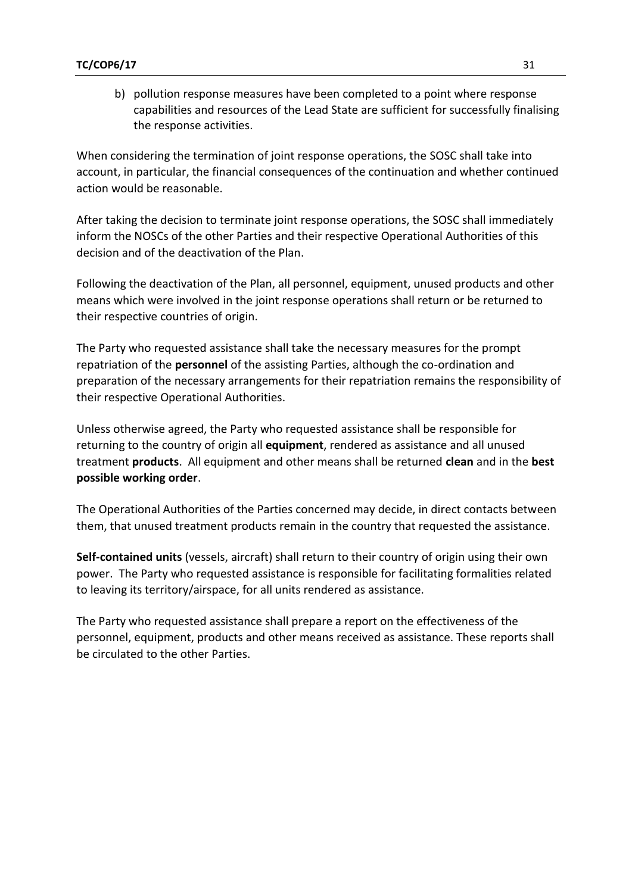b) pollution response measures have been completed to a point where response capabilities and resources of the Lead State are sufficient for successfully finalising the response activities.

When considering the termination of joint response operations, the SOSC shall take into account, in particular, the financial consequences of the continuation and whether continued action would be reasonable.

After taking the decision to terminate joint response operations, the SOSC shall immediately inform the NOSCs of the other Parties and their respective Operational Authorities of this decision and of the deactivation of the Plan.

Following the deactivation of the Plan, all personnel, equipment, unused products and other means which were involved in the joint response operations shall return or be returned to their respective countries of origin.

The Party who requested assistance shall take the necessary measures for the prompt repatriation of the **personnel** of the assisting Parties, although the co-ordination and preparation of the necessary arrangements for their repatriation remains the responsibility of their respective Operational Authorities.

Unless otherwise agreed, the Party who requested assistance shall be responsible for returning to the country of origin all **equipment**, rendered as assistance and all unused treatment **products**. All equipment and other means shall be returned **clean** and in the **best possible working order**.

The Operational Authorities of the Parties concerned may decide, in direct contacts between them, that unused treatment products remain in the country that requested the assistance.

**Self-contained units** (vessels, aircraft) shall return to their country of origin using their own power. The Party who requested assistance is responsible for facilitating formalities related to leaving its territory/airspace, for all units rendered as assistance.

The Party who requested assistance shall prepare a report on the effectiveness of the personnel, equipment, products and other means received as assistance. These reports shall be circulated to the other Parties.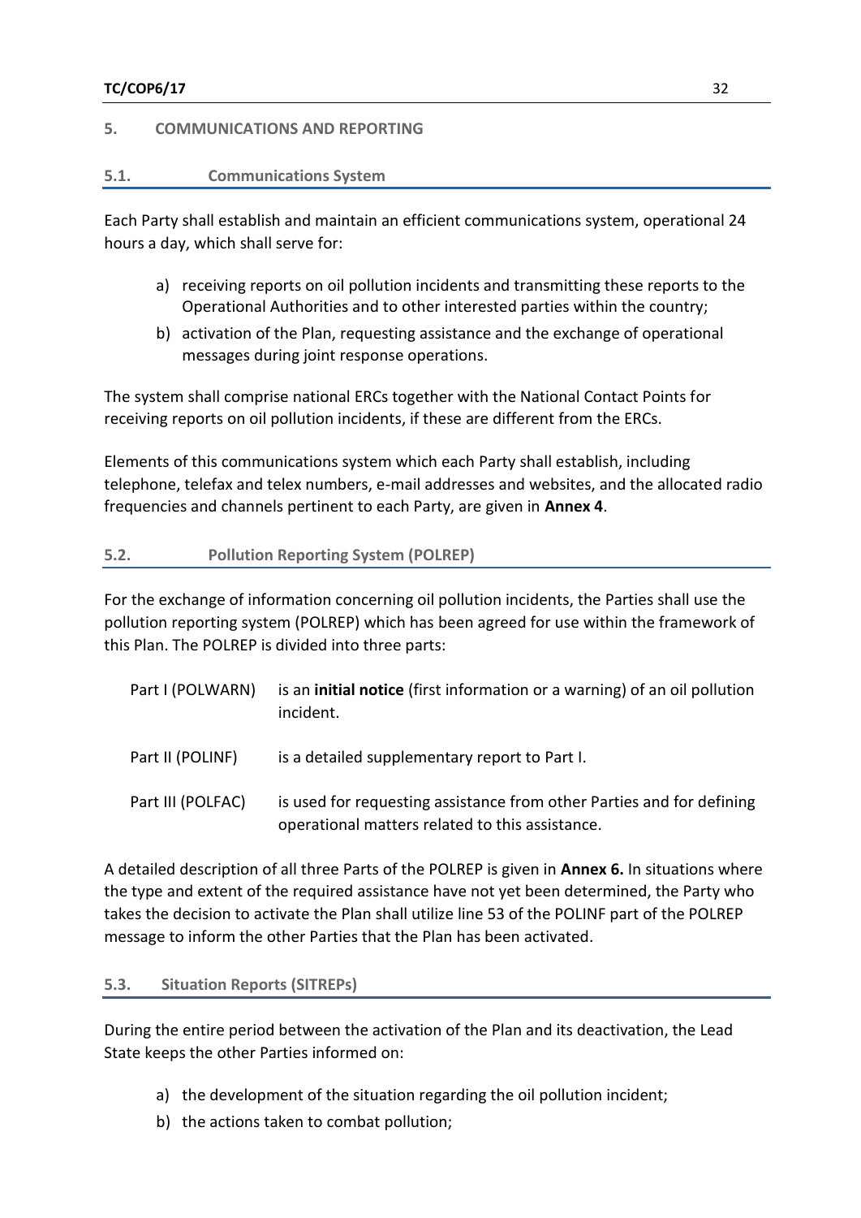## 5. COMMUNICATIONS AND REPORTING

### 5.1. Communications System

Each Party shall establish and maintain an efficient communications system, operational 24 hours a day, which shall serve for:

a) receiving reports on oil pollution incidents and transmitting these reports to the Operational Authorities and to other interested parties within the country;
b) activation of the Plan, requesting assistance and the exchange of operational messages during joint response operations.

The system shall comprise national ERCs together with the National Contact Points for receiving reports on oil pollution incidents, if these are different from the ERCs.

Elements of this communications system which each Party shall establish, including telephone, telefax and telex numbers, e-mail addresses and websites, and the allocated radio frequencies and channels pertinent to each Party, are given in **Annex 4**.

### 5.2. Pollution Reporting System (POLREP)

For the exchange of information concerning oil pollution incidents, the Parties shall use the pollution reporting system (POLREP) which has been agreed for use within the framework of this Plan. The POLREP is divided into three parts:

| | |
|---|---|
| Part I (POLWARN) | is an **initial notice** (first information or a warning) of an oil pollution incident. |
| Part II (POLINF) | is a detailed supplementary report to Part I. |
| Part III (POLFAC) | is used for requesting assistance from other Parties and for defining operational matters related to this assistance. |

A detailed description of all three Parts of the POLREP is given in **Annex 6.** In situations where the type and extent of the required assistance have not yet been determined, the Party who takes the decision to activate the Plan shall utilize line 53 of the POLINF part of the POLREP message to inform the other Parties that the Plan has been activated.

### 5.3. Situation Reports (SITREPs)

During the entire period between the activation of the Plan and its deactivation, the Lead State keeps the other Parties informed on:

a) the development of the situation regarding the oil pollution incident;
b) the actions taken to combat pollution;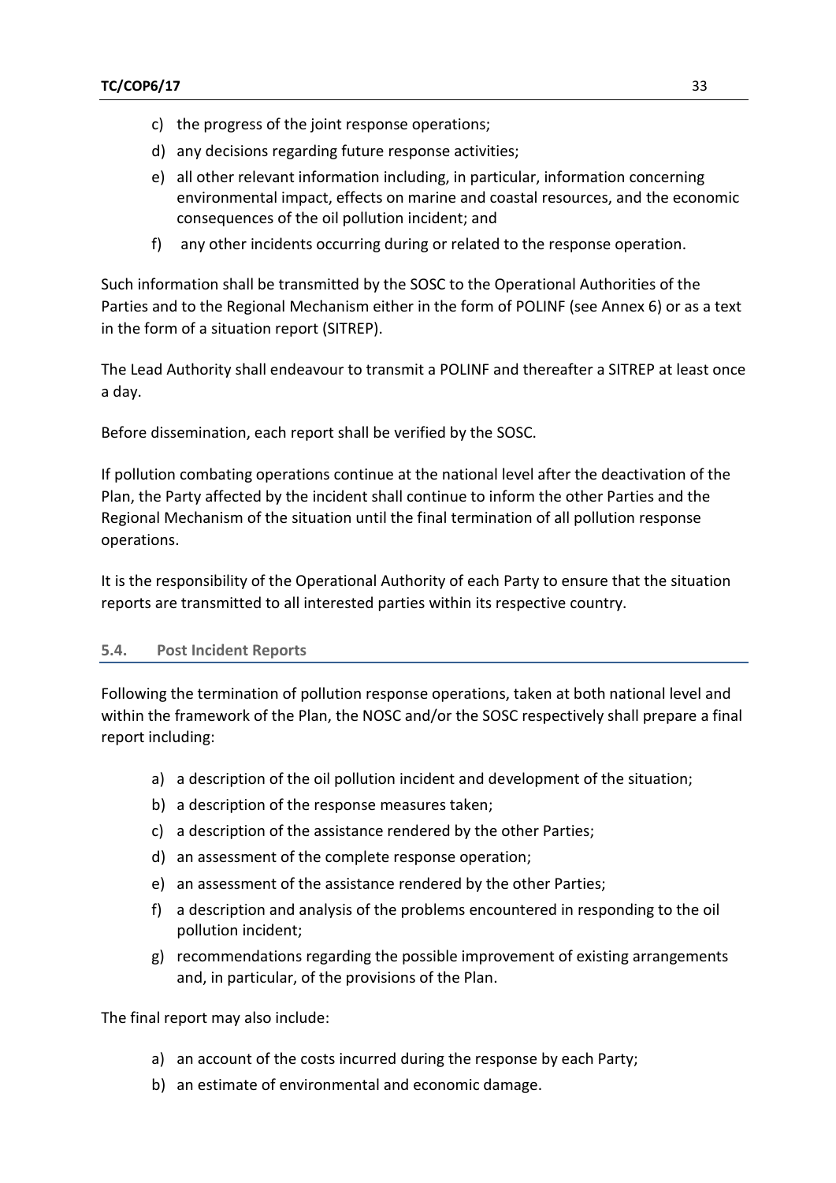c) the progress of the joint response operations;
d) any decisions regarding future response activities;
e) all other relevant information including, in particular, information concerning environmental impact, effects on marine and coastal resources, and the economic consequences of the oil pollution incident; and
f) any other incidents occurring during or related to the response operation.

Such information shall be transmitted by the SOSC to the Operational Authorities of the Parties and to the Regional Mechanism either in the form of POLINF (see Annex 6) or as a text in the form of a situation report (SITREP).

The Lead Authority shall endeavour to transmit a POLINF and thereafter a SITREP at least once a day.

Before dissemination, each report shall be verified by the SOSC.

If pollution combating operations continue at the national level after the deactivation of the Plan, the Party affected by the incident shall continue to inform the other Parties and the Regional Mechanism of the situation until the final termination of all pollution response operations.

It is the responsibility of the Operational Authority of each Party to ensure that the situation reports are transmitted to all interested parties within its respective country.

### 5.4. Post Incident Reports

Following the termination of pollution response operations, taken at both national level and within the framework of the Plan, the NOSC and/or the SOSC respectively shall prepare a final report including:

a) a description of the oil pollution incident and development of the situation;
b) a description of the response measures taken;
c) a description of the assistance rendered by the other Parties;
d) an assessment of the complete response operation;
e) an assessment of the assistance rendered by the other Parties;
f) a description and analysis of the problems encountered in responding to the oil pollution incident;
g) recommendations regarding the possible improvement of existing arrangements and, in particular, of the provisions of the Plan.

The final report may also include:

a) an account of the costs incurred during the response by each Party;
b) an estimate of environmental and economic damage.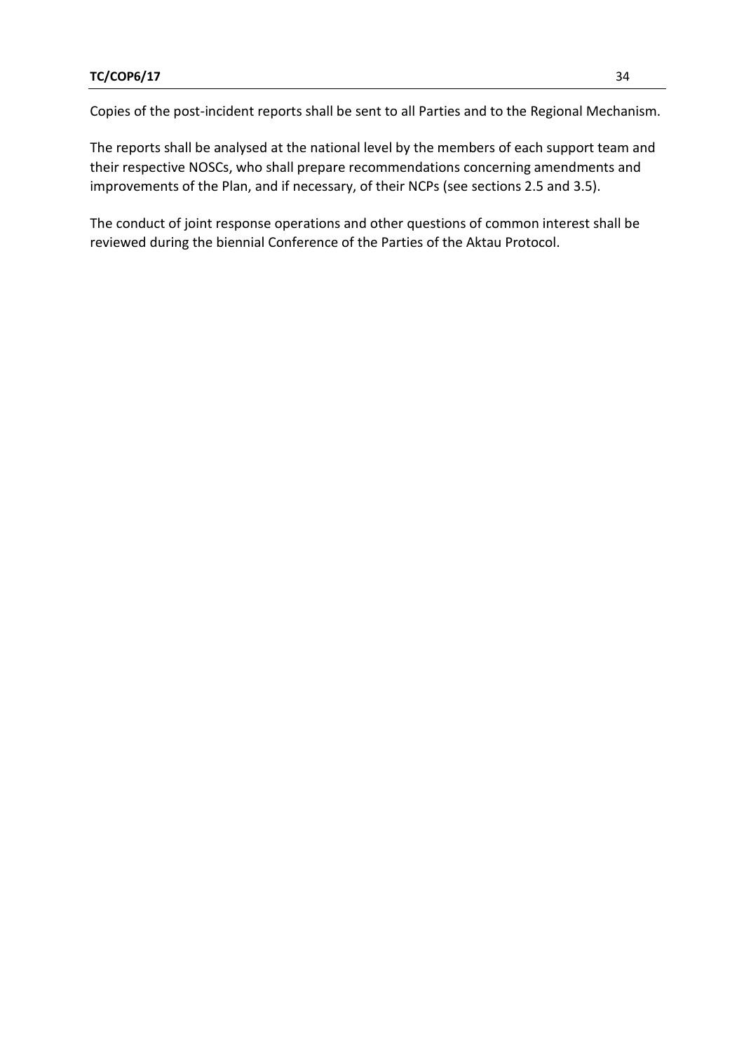Copies of the post-incident reports shall be sent to all Parties and to the Regional Mechanism.

The reports shall be analysed at the national level by the members of each support team and their respective NOSCs, who shall prepare recommendations concerning amendments and improvements of the Plan, and if necessary, of their NCPs (see sections 2.5 and 3.5).

The conduct of joint response operations and other questions of common interest shall be reviewed during the biennial Conference of the Parties of the Aktau Protocol.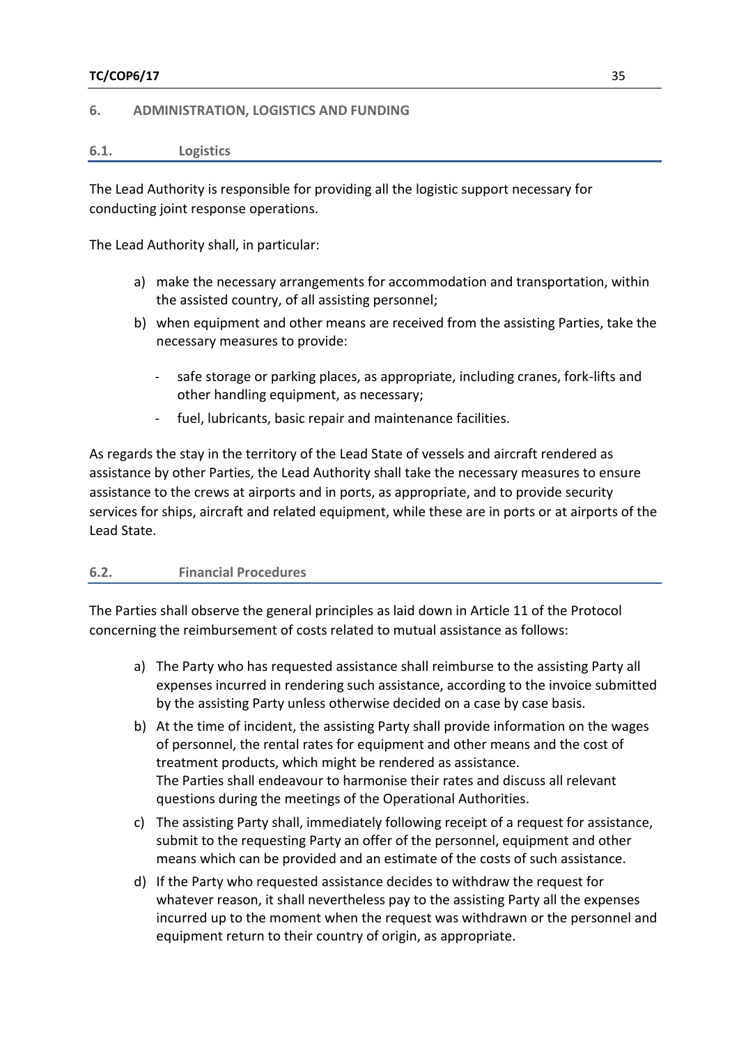## 6. ADMINISTRATION, LOGISTICS AND FUNDING

### 6.1. Logistics

The Lead Authority is responsible for providing all the logistic support necessary for conducting joint response operations.

The Lead Authority shall, in particular:

a) make the necessary arrangements for accommodation and transportation, within the assisted country, of all assisting personnel;
b) when equipment and other means are received from the assisting Parties, take the necessary measures to provide:
    - safe storage or parking places, as appropriate, including cranes, fork-lifts and other handling equipment, as necessary;
    - fuel, lubricants, basic repair and maintenance facilities.

As regards the stay in the territory of the Lead State of vessels and aircraft rendered as assistance by other Parties, the Lead Authority shall take the necessary measures to ensure assistance to the crews at airports and in ports, as appropriate, and to provide security services for ships, aircraft and related equipment, while these are in ports or at airports of the Lead State.

### 6.2. Financial Procedures

The Parties shall observe the general principles as laid down in Article 11 of the Protocol concerning the reimbursement of costs related to mutual assistance as follows:

a) The Party who has requested assistance shall reimburse to the assisting Party all expenses incurred in rendering such assistance, according to the invoice submitted by the assisting Party unless otherwise decided on a case by case basis.
b) At the time of incident, the assisting Party shall provide information on the wages of personnel, the rental rates for equipment and other means and the cost of treatment products, which might be rendered as assistance.
   The Parties shall endeavour to harmonise their rates and discuss all relevant questions during the meetings of the Operational Authorities.
c) The assisting Party shall, immediately following receipt of a request for assistance, submit to the requesting Party an offer of the personnel, equipment and other means which can be provided and an estimate of the costs of such assistance.
d) If the Party who requested assistance decides to withdraw the request for whatever reason, it shall nevertheless pay to the assisting Party all the expenses incurred up to the moment when the request was withdrawn or the personnel and equipment return to their country of origin, as appropriate.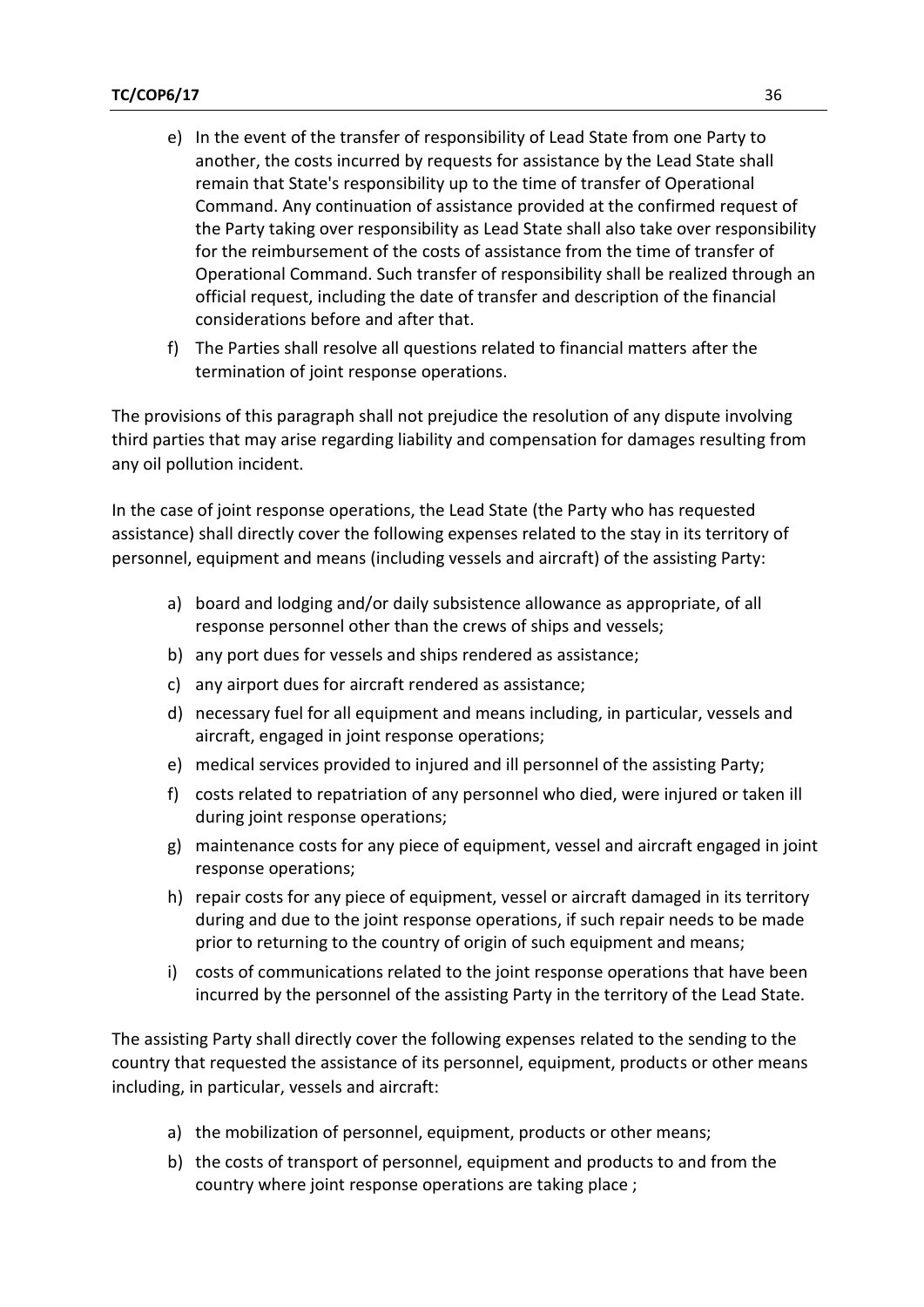e) In the event of the transfer of responsibility of Lead State from one Party to another, the costs incurred by requests for assistance by the Lead State shall remain that State's responsibility up to the time of transfer of Operational Command. Any continuation of assistance provided at the confirmed request of the Party taking over responsibility as Lead State shall also take over responsibility for the reimbursement of the costs of assistance from the time of transfer of Operational Command. Such transfer of responsibility shall be realized through an official request, including the date of transfer and description of the financial considerations before and after that.

f) The Parties shall resolve all questions related to financial matters after the termination of joint response operations.

The provisions of this paragraph shall not prejudice the resolution of any dispute involving third parties that may arise regarding liability and compensation for damages resulting from any oil pollution incident.

In the case of joint response operations, the Lead State (the Party who has requested assistance) shall directly cover the following expenses related to the stay in its territory of personnel, equipment and means (including vessels and aircraft) of the assisting Party:

a) board and lodging and/or daily subsistence allowance as appropriate, of all response personnel other than the crews of ships and vessels;
b) any port dues for vessels and ships rendered as assistance;
c) any airport dues for aircraft rendered as assistance;
d) necessary fuel for all equipment and means including, in particular, vessels and aircraft, engaged in joint response operations;
e) medical services provided to injured and ill personnel of the assisting Party;
f) costs related to repatriation of any personnel who died, were injured or taken ill during joint response operations;
g) maintenance costs for any piece of equipment, vessel and aircraft engaged in joint response operations;
h) repair costs for any piece of equipment, vessel or aircraft damaged in its territory during and due to the joint response operations, if such repair needs to be made prior to returning to the country of origin of such equipment and means;
i) costs of communications related to the joint response operations that have been incurred by the personnel of the assisting Party in the territory of the Lead State.

The assisting Party shall directly cover the following expenses related to the sending to the country that requested the assistance of its personnel, equipment, products or other means including, in particular, vessels and aircraft:

a) the mobilization of personnel, equipment, products or other means;
b) the costs of transport of personnel, equipment and products to and from the country where joint response operations are taking place ;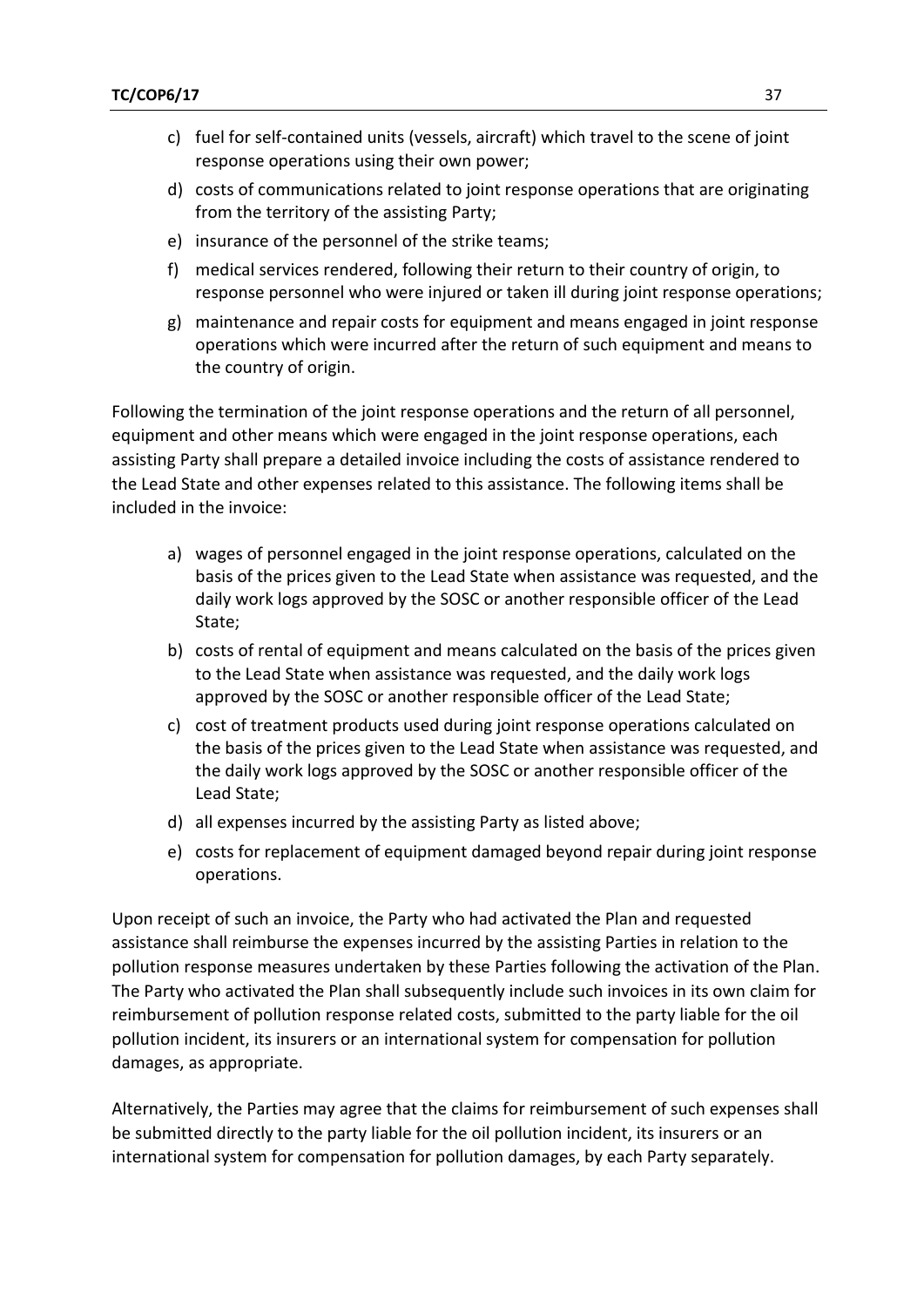c) fuel for self-contained units (vessels, aircraft) which travel to the scene of joint response operations using their own power;
d) costs of communications related to joint response operations that are originating from the territory of the assisting Party;
e) insurance of the personnel of the strike teams;
f) medical services rendered, following their return to their country of origin, to response personnel who were injured or taken ill during joint response operations;
g) maintenance and repair costs for equipment and means engaged in joint response operations which were incurred after the return of such equipment and means to the country of origin.

Following the termination of the joint response operations and the return of all personnel, equipment and other means which were engaged in the joint response operations, each assisting Party shall prepare a detailed invoice including the costs of assistance rendered to the Lead State and other expenses related to this assistance. The following items shall be included in the invoice:

a) wages of personnel engaged in the joint response operations, calculated on the basis of the prices given to the Lead State when assistance was requested, and the daily work logs approved by the SOSC or another responsible officer of the Lead State;
b) costs of rental of equipment and means calculated on the basis of the prices given to the Lead State when assistance was requested, and the daily work logs approved by the SOSC or another responsible officer of the Lead State;
c) cost of treatment products used during joint response operations calculated on the basis of the prices given to the Lead State when assistance was requested, and the daily work logs approved by the SOSC or another responsible officer of the Lead State;
d) all expenses incurred by the assisting Party as listed above;
e) costs for replacement of equipment damaged beyond repair during joint response operations.

Upon receipt of such an invoice, the Party who had activated the Plan and requested assistance shall reimburse the expenses incurred by the assisting Parties in relation to the pollution response measures undertaken by these Parties following the activation of the Plan. The Party who activated the Plan shall subsequently include such invoices in its own claim for reimbursement of pollution response related costs, submitted to the party liable for the oil pollution incident, its insurers or an international system for compensation for pollution damages, as appropriate.

Alternatively, the Parties may agree that the claims for reimbursement of such expenses shall be submitted directly to the party liable for the oil pollution incident, its insurers or an international system for compensation for pollution damages, by each Party separately.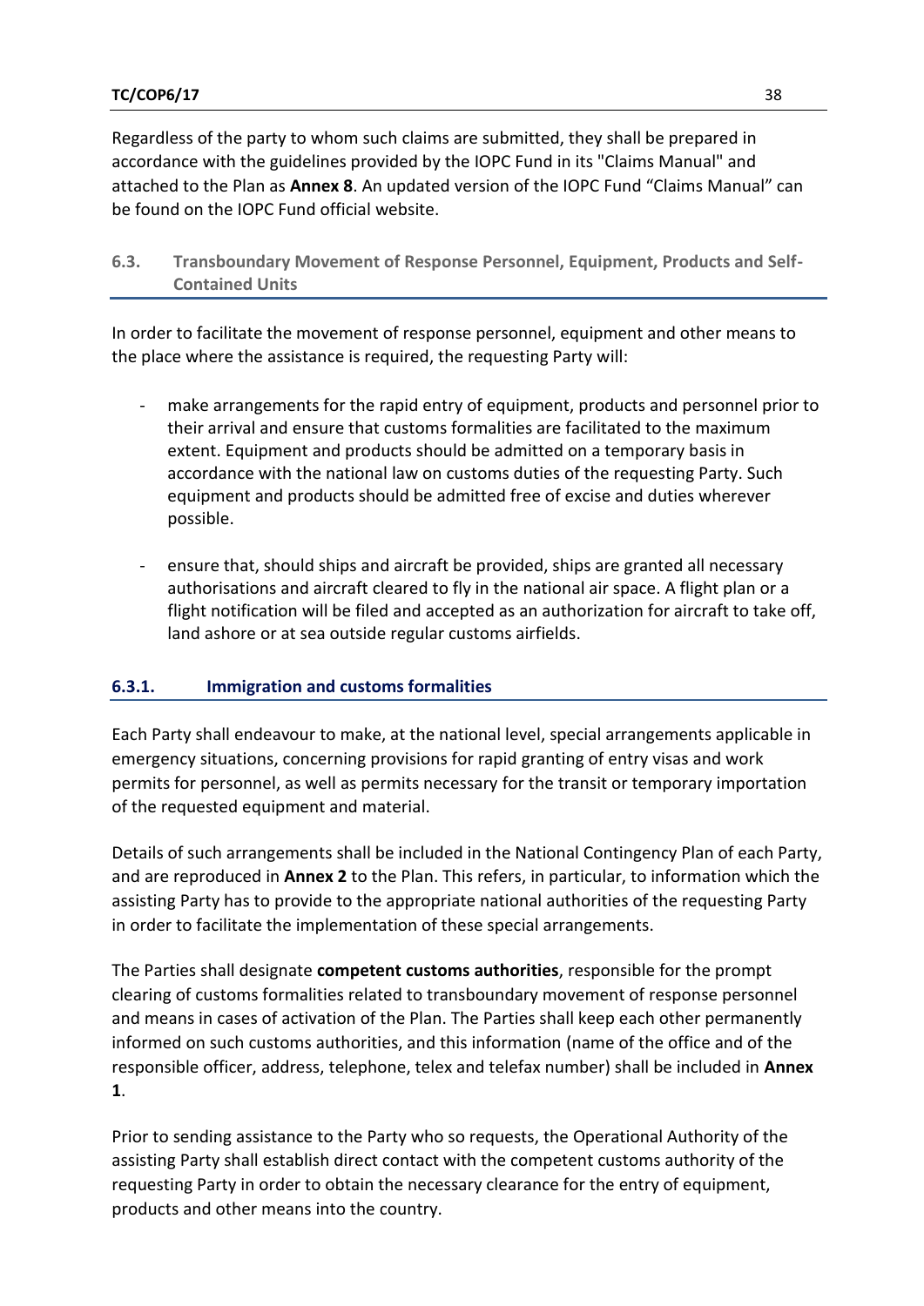Regardless of the party to whom such claims are submitted, they shall be prepared in accordance with the guidelines provided by the IOPC Fund in its "Claims Manual" and attached to the Plan as **Annex 8**. An updated version of the IOPC Fund “Claims Manual” can be found on the IOPC Fund official website.

## 6.3. Transboundary Movement of Response Personnel, Equipment, Products and Self-Contained Units

In order to facilitate the movement of response personnel, equipment and other means to the place where the assistance is required, the requesting Party will:

- make arrangements for the rapid entry of equipment, products and personnel prior to their arrival and ensure that customs formalities are facilitated to the maximum extent. Equipment and products should be admitted on a temporary basis in accordance with the national law on customs duties of the requesting Party. Such equipment and products should be admitted free of excise and duties wherever possible.

- ensure that, should ships and aircraft be provided, ships are granted all necessary authorisations and aircraft cleared to fly in the national air space. A flight plan or a flight notification will be filed and accepted as an authorization for aircraft to take off, land ashore or at sea outside regular customs airfields.

### 6.3.1. Immigration and customs formalities

Each Party shall endeavour to make, at the national level, special arrangements applicable in emergency situations, concerning provisions for rapid granting of entry visas and work permits for personnel, as well as permits necessary for the transit or temporary importation of the requested equipment and material.

Details of such arrangements shall be included in the National Contingency Plan of each Party, and are reproduced in **Annex 2** to the Plan. This refers, in particular, to information which the assisting Party has to provide to the appropriate national authorities of the requesting Party in order to facilitate the implementation of these special arrangements.

The Parties shall designate **competent customs authorities**, responsible for the prompt clearing of customs formalities related to transboundary movement of response personnel and means in cases of activation of the Plan. The Parties shall keep each other permanently informed on such customs authorities, and this information (name of the office and of the responsible officer, address, telephone, telex and telefax number) shall be included in **Annex 1**.

Prior to sending assistance to the Party who so requests, the Operational Authority of the assisting Party shall establish direct contact with the competent customs authority of the requesting Party in order to obtain the necessary clearance for the entry of equipment, products and other means into the country.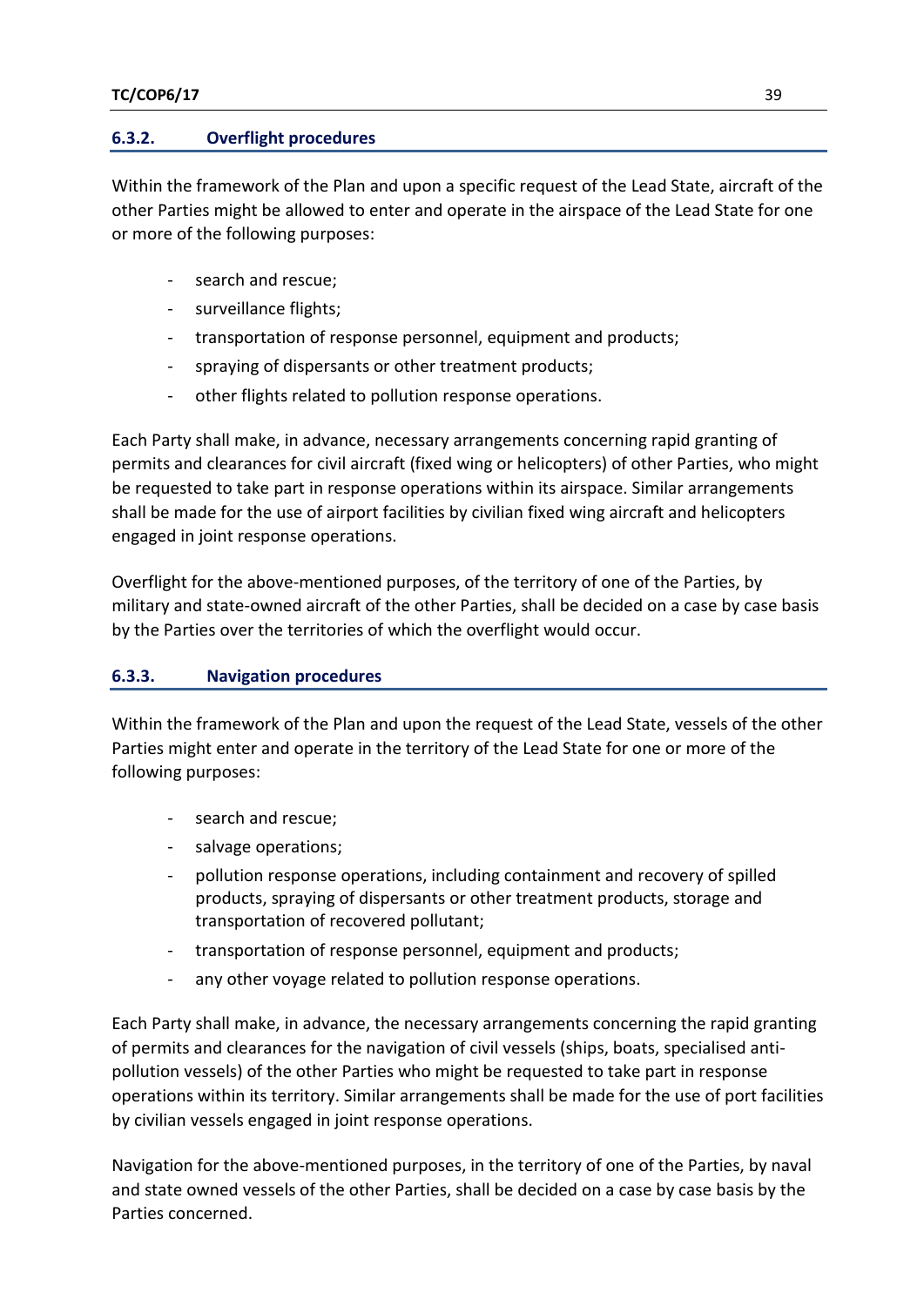### 6.3.2. Overflight procedures

Within the framework of the Plan and upon a specific request of the Lead State, aircraft of the other Parties might be allowed to enter and operate in the airspace of the Lead State for one or more of the following purposes:

- search and rescue;
- surveillance flights;
- transportation of response personnel, equipment and products;
- spraying of dispersants or other treatment products;
- other flights related to pollution response operations.

Each Party shall make, in advance, necessary arrangements concerning rapid granting of permits and clearances for civil aircraft (fixed wing or helicopters) of other Parties, who might be requested to take part in response operations within its airspace. Similar arrangements shall be made for the use of airport facilities by civilian fixed wing aircraft and helicopters engaged in joint response operations.

Overflight for the above-mentioned purposes, of the territory of one of the Parties, by military and state-owned aircraft of the other Parties, shall be decided on a case by case basis by the Parties over the territories of which the overflight would occur.

### 6.3.3. Navigation procedures

Within the framework of the Plan and upon the request of the Lead State, vessels of the other Parties might enter and operate in the territory of the Lead State for one or more of the following purposes:

- search and rescue;
- salvage operations;
- pollution response operations, including containment and recovery of spilled products, spraying of dispersants or other treatment products, storage and transportation of recovered pollutant;
- transportation of response personnel, equipment and products;
- any other voyage related to pollution response operations.

Each Party shall make, in advance, the necessary arrangements concerning the rapid granting of permits and clearances for the navigation of civil vessels (ships, boats, specialised anti-pollution vessels) of the other Parties who might be requested to take part in response operations within its territory. Similar arrangements shall be made for the use of port facilities by civilian vessels engaged in joint response operations.

Navigation for the above-mentioned purposes, in the territory of one of the Parties, by naval and state owned vessels of the other Parties, shall be decided on a case by case basis by the Parties concerned.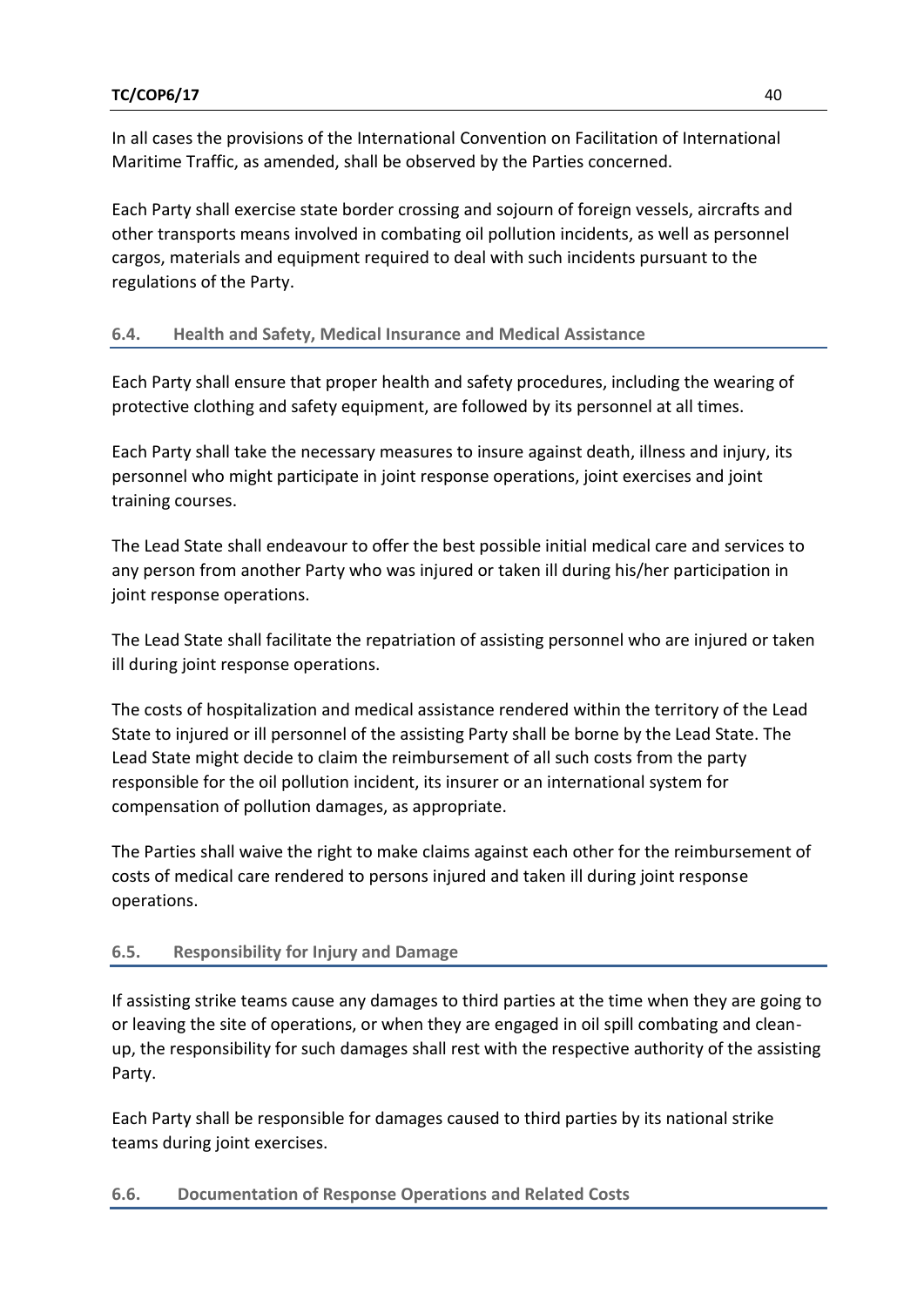In all cases the provisions of the International Convention on Facilitation of International Maritime Traffic, as amended, shall be observed by the Parties concerned.

Each Party shall exercise state border crossing and sojourn of foreign vessels, aircrafts and other transports means involved in combating oil pollution incidents, as well as personnel cargos, materials and equipment required to deal with such incidents pursuant to the regulations of the Party.

### 6.4. Health and Safety, Medical Insurance and Medical Assistance

Each Party shall ensure that proper health and safety procedures, including the wearing of protective clothing and safety equipment, are followed by its personnel at all times.

Each Party shall take the necessary measures to insure against death, illness and injury, its personnel who might participate in joint response operations, joint exercises and joint training courses.

The Lead State shall endeavour to offer the best possible initial medical care and services to any person from another Party who was injured or taken ill during his/her participation in joint response operations.

The Lead State shall facilitate the repatriation of assisting personnel who are injured or taken ill during joint response operations.

The costs of hospitalization and medical assistance rendered within the territory of the Lead State to injured or ill personnel of the assisting Party shall be borne by the Lead State. The Lead State might decide to claim the reimbursement of all such costs from the party responsible for the oil pollution incident, its insurer or an international system for compensation of pollution damages, as appropriate.

The Parties shall waive the right to make claims against each other for the reimbursement of costs of medical care rendered to persons injured and taken ill during joint response operations.

### 6.5. Responsibility for Injury and Damage

If assisting strike teams cause any damages to third parties at the time when they are going to or leaving the site of operations, or when they are engaged in oil spill combating and clean-up, the responsibility for such damages shall rest with the respective authority of the assisting Party.

Each Party shall be responsible for damages caused to third parties by its national strike teams during joint exercises.

### 6.6. Documentation of Response Operations and Related Costs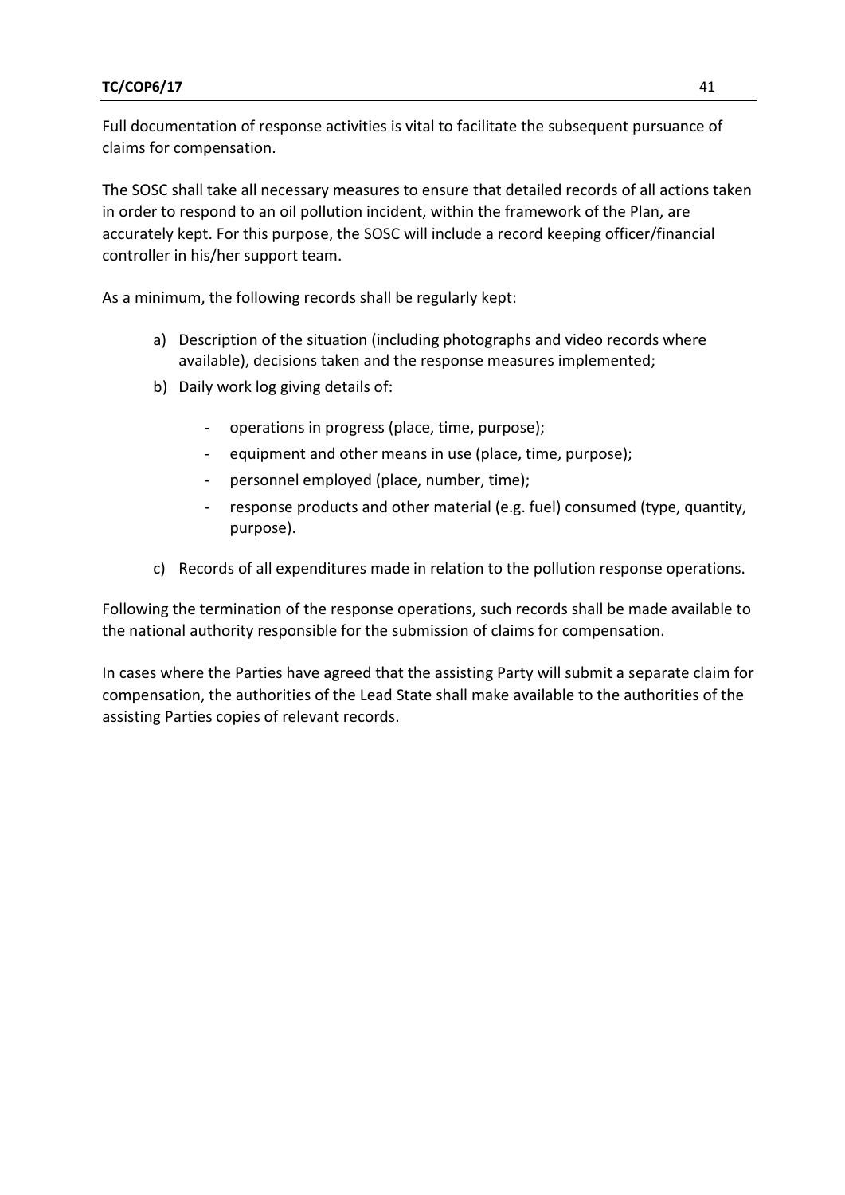Full documentation of response activities is vital to facilitate the subsequent pursuance of claims for compensation.

The SOSC shall take all necessary measures to ensure that detailed records of all actions taken in order to respond to an oil pollution incident, within the framework of the Plan, are accurately kept. For this purpose, the SOSC will include a record keeping officer/financial controller in his/her support team.

As a minimum, the following records shall be regularly kept:

a) Description of the situation (including photographs and video records where available), decisions taken and the response measures implemented;
b) Daily work log giving details of:
   - operations in progress (place, time, purpose);
   - equipment and other means in use (place, time, purpose);
   - personnel employed (place, number, time);
   - response products and other material (e.g. fuel) consumed (type, quantity, purpose).
c) Records of all expenditures made in relation to the pollution response operations.

Following the termination of the response operations, such records shall be made available to the national authority responsible for the submission of claims for compensation.

In cases where the Parties have agreed that the assisting Party will submit a separate claim for compensation, the authorities of the Lead State shall make available to the authorities of the assisting Parties copies of relevant records.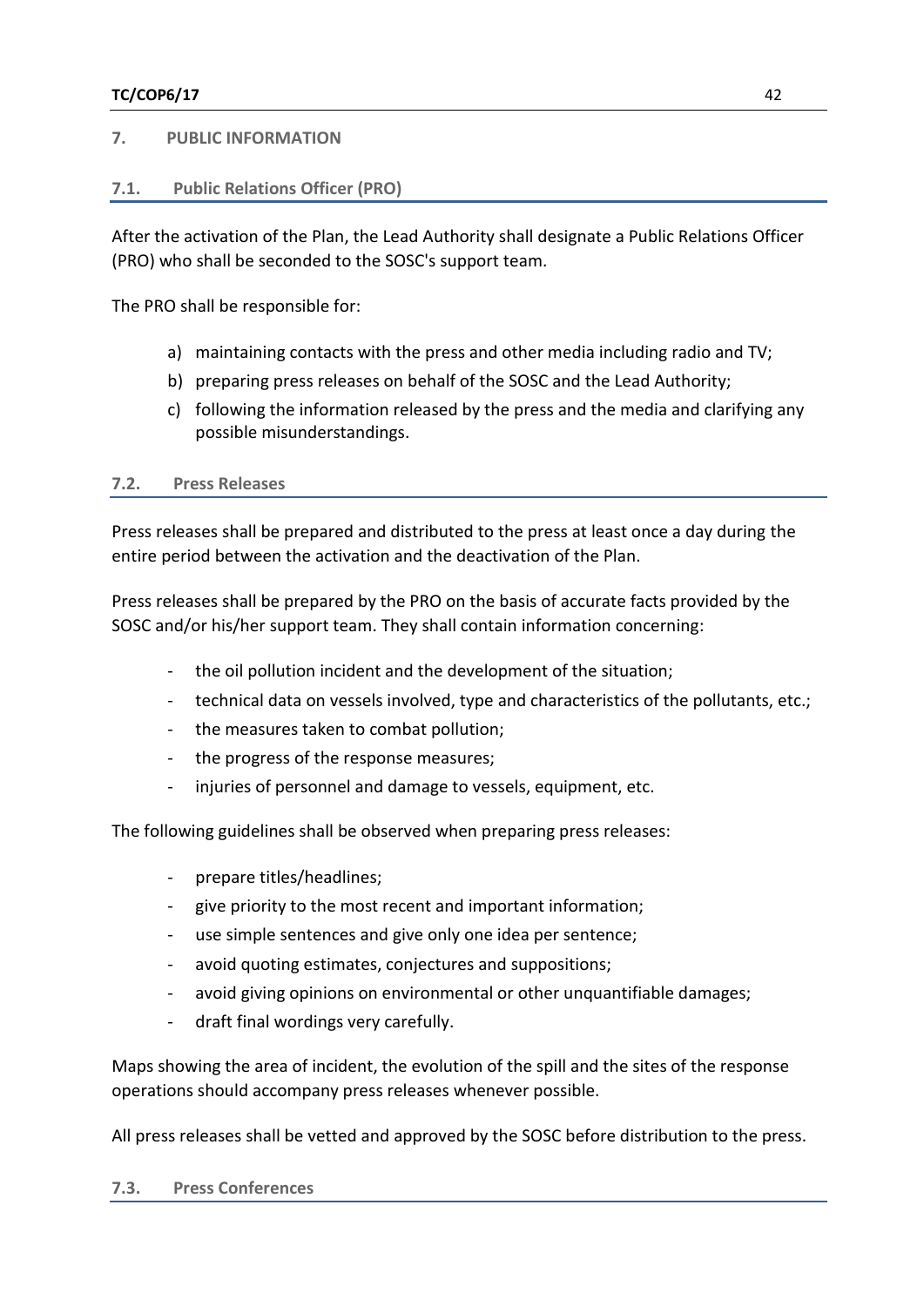## 7. PUBLIC INFORMATION

### 7.1. Public Relations Officer (PRO)

After the activation of the Plan, the Lead Authority shall designate a Public Relations Officer (PRO) who shall be seconded to the SOSC's support team.

The PRO shall be responsible for:

a) maintaining contacts with the press and other media including radio and TV;
b) preparing press releases on behalf of the SOSC and the Lead Authority;
c) following the information released by the press and the media and clarifying any possible misunderstandings.

### 7.2. Press Releases

Press releases shall be prepared and distributed to the press at least once a day during the entire period between the activation and the deactivation of the Plan.

Press releases shall be prepared by the PRO on the basis of accurate facts provided by the SOSC and/or his/her support team. They shall contain information concerning:

- the oil pollution incident and the development of the situation;
- technical data on vessels involved, type and characteristics of the pollutants, etc.;
- the measures taken to combat pollution;
- the progress of the response measures;
- injuries of personnel and damage to vessels, equipment, etc.

The following guidelines shall be observed when preparing press releases:

- prepare titles/headlines;
- give priority to the most recent and important information;
- use simple sentences and give only one idea per sentence;
- avoid quoting estimates, conjectures and suppositions;
- avoid giving opinions on environmental or other unquantifiable damages;
- draft final wordings very carefully.

Maps showing the area of incident, the evolution of the spill and the sites of the response operations should accompany press releases whenever possible.

All press releases shall be vetted and approved by the SOSC before distribution to the press.

### 7.3. Press Conferences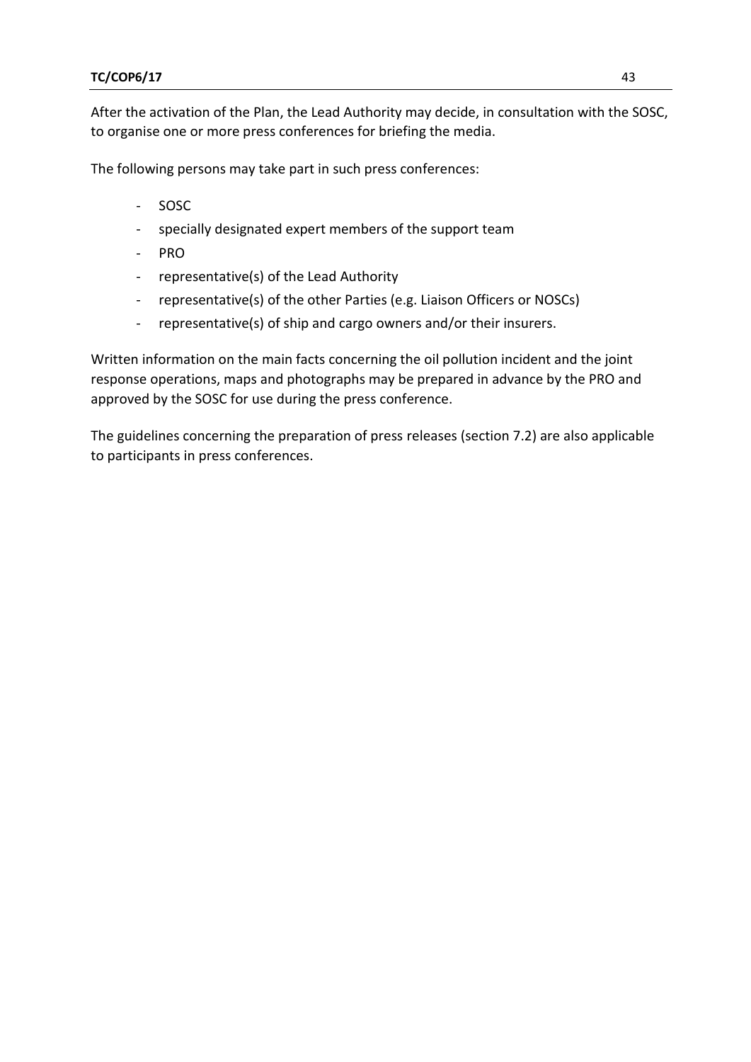After the activation of the Plan, the Lead Authority may decide, in consultation with the SOSC, to organise one or more press conferences for briefing the media.

The following persons may take part in such press conferences:

- SOSC
- specially designated expert members of the support team
- PRO
- representative(s) of the Lead Authority
- representative(s) of the other Parties (e.g. Liaison Officers or NOSCs)
- representative(s) of ship and cargo owners and/or their insurers.

Written information on the main facts concerning the oil pollution incident and the joint response operations, maps and photographs may be prepared in advance by the PRO and approved by the SOSC for use during the press conference.

The guidelines concerning the preparation of press releases (section 7.2) are also applicable to participants in press conferences.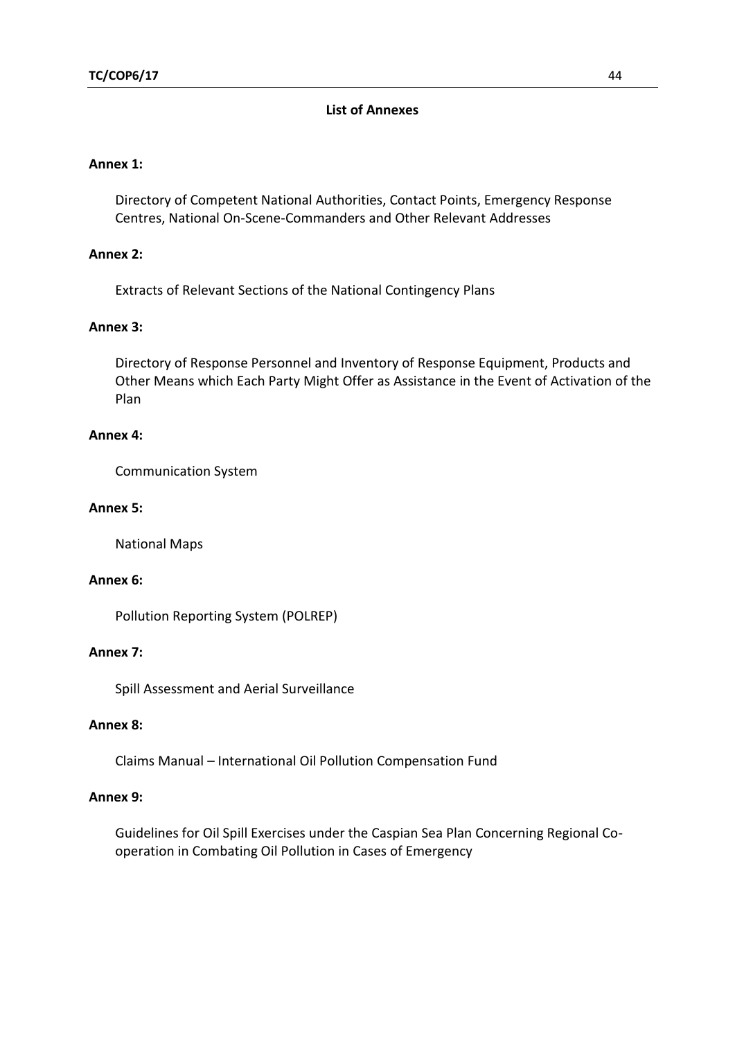## List of Annexes

**Annex 1:**

Directory of Competent National Authorities, Contact Points, Emergency Response Centres, National On-Scene-Commanders and Other Relevant Addresses

**Annex 2:**

Extracts of Relevant Sections of the National Contingency Plans

**Annex 3:**

Directory of Response Personnel and Inventory of Response Equipment, Products and Other Means which Each Party Might Offer as Assistance in the Event of Activation of the Plan

**Annex 4:**

Communication System

**Annex 5:**

National Maps

**Annex 6:**

Pollution Reporting System (POLREP)

**Annex 7:**

Spill Assessment and Aerial Surveillance

**Annex 8:**

Claims Manual – International Oil Pollution Compensation Fund

**Annex 9:**

Guidelines for Oil Spill Exercises under the Caspian Sea Plan Concerning Regional Co-operation in Combating Oil Pollution in Cases of Emergency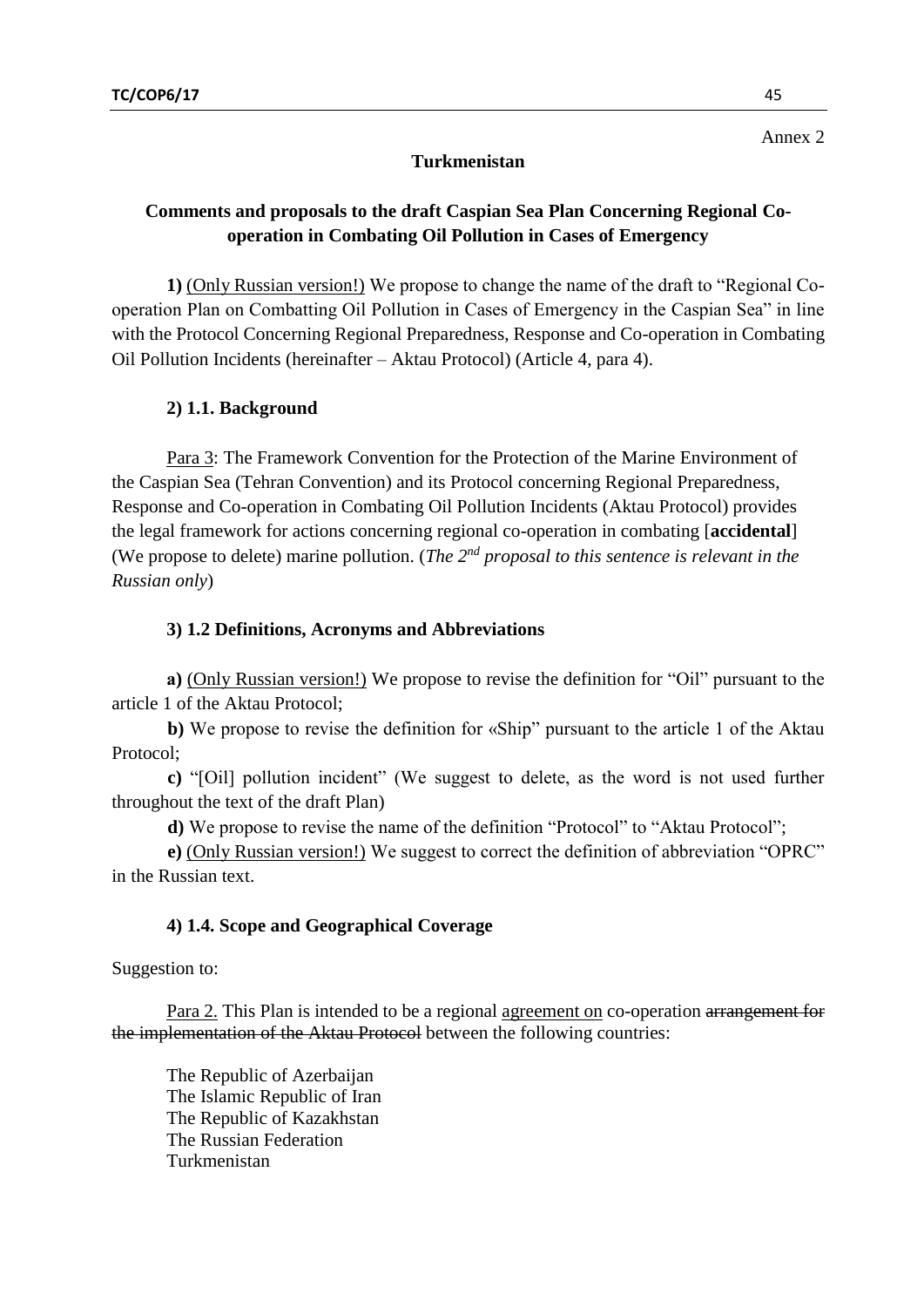Annex 2

**Turkmenistan**

**Comments and proposals to the draft Caspian Sea Plan Concerning Regional Co-operation in Combating Oil Pollution in Cases of Emergency**

**1)** <u>(Only Russian version!)</u> We propose to change the name of the draft to "Regional Co-operation Plan on Combatting Oil Pollution in Cases of Emergency in the Caspian Sea" in line with the Protocol Concerning Regional Preparedness, Response and Co-operation in Combating Oil Pollution Incidents (hereinafter – Aktau Protocol) (Article 4, para 4).

**2) 1.1. Background**

<u>Para 3</u>: The Framework Convention for the Protection of the Marine Environment of the Caspian Sea (Tehran Convention) and its Protocol concerning Regional Preparedness, Response and Co-operation in Combating Oil Pollution Incidents (Aktau Protocol) provides the legal framework for actions concerning regional co-operation in combating [**accidental**] (We propose to delete) marine pollution. (*The 2nd proposal to this sentence is relevant in the Russian only*)

**3) 1.2 Definitions, Acronyms and Abbreviations**

**a)** <u>(Only Russian version!)</u> We propose to revise the definition for "Oil" pursuant to the article 1 of the Aktau Protocol;

**b)** We propose to revise the definition for «Ship" pursuant to the article 1 of the Aktau Protocol;

**c)** "[Oil] pollution incident" (We suggest to delete, as the word is not used further throughout the text of the draft Plan)

**d)** We propose to revise the name of the definition "Protocol" to "Aktau Protocol";

**e)** <u>(Only Russian version!)</u> We suggest to correct the definition of abbreviation "OPRC" in the Russian text.

**4) 1.4. Scope and Geographical Coverage**

Suggestion to:

<u>Para 2.</u> This Plan is intended to be a regional <u>agreement on</u> co-operation ~~arrangement for the implementation of the Aktau Protocol~~ between the following countries:

The Republic of Azerbaijan
The Islamic Republic of Iran
The Republic of Kazakhstan
The Russian Federation
Turkmenistan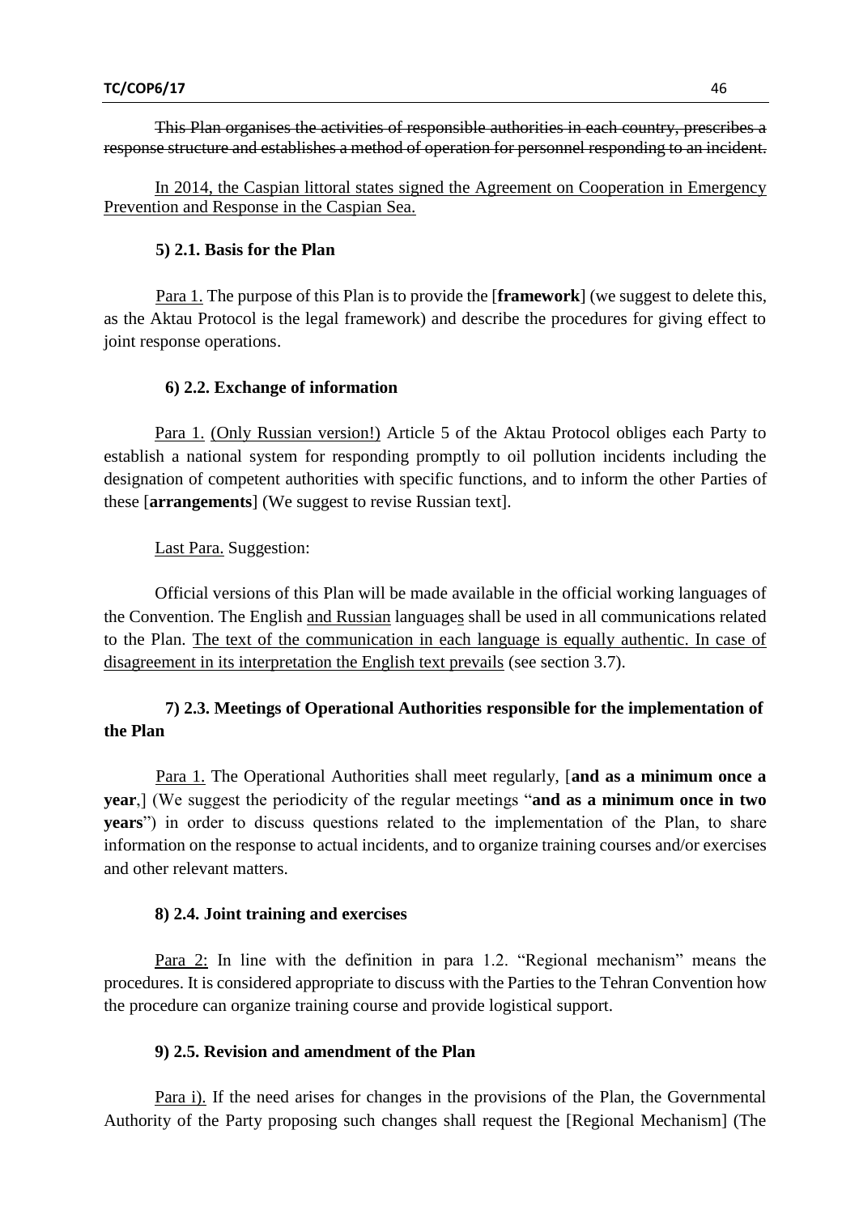~~This Plan organises the activities of responsible authorities in each country, prescribes a response structure and establishes a method of operation for personnel responding to an incident.~~

<u>In 2014, the Caspian littoral states signed the Agreement on Cooperation in Emergency Prevention and Response in the Caspian Sea.</u>

**5) 2.1. Basis for the Plan**

<u>Para 1.</u> The purpose of this Plan is to provide the [**framework**] (we suggest to delete this, as the Aktau Protocol is the legal framework) and describe the procedures for giving effect to joint response operations.

**6) 2.2. Exchange of information**

<u>Para 1.</u> <u>(Only Russian version!)</u> Article 5 of the Aktau Protocol obliges each Party to establish a national system for responding promptly to oil pollution incidents including the designation of competent authorities with specific functions, and to inform the other Parties of these [**arrangements**] (We suggest to revise Russian text].

<u>Last Para.</u> Suggestion:

Official versions of this Plan will be made available in the official working languages of the Convention. The English <u>and Russian</u> language<u>s</u> shall be used in all communications related to the Plan. <u>The text of the communication in each language is equally authentic. In case of disagreement in its interpretation the English text prevails</u> (see section 3.7).

**7) 2.3. Meetings of Operational Authorities responsible for the implementation of the Plan**

<u>Para 1.</u> The Operational Authorities shall meet regularly, [**and as a minimum once a year**,] (We suggest the periodicity of the regular meetings "**and as a minimum once in two years**") in order to discuss questions related to the implementation of the Plan, to share information on the response to actual incidents, and to organize training courses and/or exercises and other relevant matters.

**8) 2.4. Joint training and exercises**

<u>Para 2:</u> In line with the definition in para 1.2. "Regional mechanism" means the procedures. It is considered appropriate to discuss with the Parties to the Tehran Convention how the procedure can organize training course and provide logistical support.

**9) 2.5. Revision and amendment of the Plan**

<u>Para i).</u> If the need arises for changes in the provisions of the Plan, the Governmental Authority of the Party proposing such changes shall request the [Regional Mechanism] (The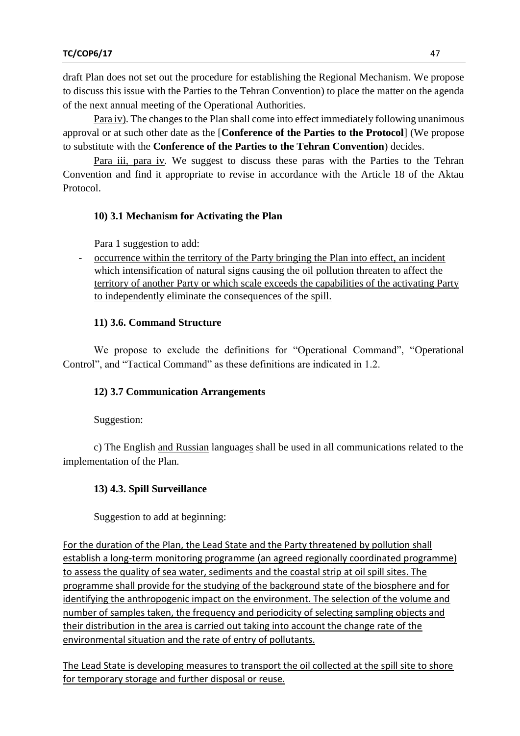draft Plan does not set out the procedure for establishing the Regional Mechanism. We propose to discuss this issue with the Parties to the Tehran Convention) to place the matter on the agenda of the next annual meeting of the Operational Authorities.

<u>Para iv)</u>. The changes to the Plan shall come into effect immediately following unanimous approval or at such other date as the [**Conference of the Parties to the Protocol**] (We propose to substitute with the **Conference of the Parties to the Tehran Convention**) decides.

<u>Para iii, para iv</u>. We suggest to discuss these paras with the Parties to the Tehran Convention and find it appropriate to revise in accordance with the Article 18 of the Aktau Protocol.

**10) 3.1 Mechanism for Activating the Plan**

Para 1 suggestion to add:

- <u>occurrence within the territory of the Party bringing the Plan into effect, an incident which intensification of natural signs causing the oil pollution threaten to affect the territory of another Party or which scale exceeds the capabilities of the activating Party to independently eliminate the consequences of the spill.</u>

**11) 3.6. Command Structure**

We propose to exclude the definitions for "Operational Command", "Operational Control", and "Tactical Command" as these definitions are indicated in 1.2.

**12) 3.7 Communication Arrangements**

Suggestion:

c) The English <u>and Russian</u> language<u>s</u> shall be used in all communications related to the implementation of the Plan.

**13) 4.3. Spill Surveillance**

Suggestion to add at beginning:

<u>For the duration of the Plan, the Lead State and the Party threatened by pollution shall establish a long-term monitoring programme (an agreed regionally coordinated programme) to assess the quality of sea water, sediments and the coastal strip at oil spill sites. The programme shall provide for the studying of the background state of the biosphere and for identifying the anthropogenic impact on the environment. The selection of the volume and number of samples taken, the frequency and periodicity of selecting sampling objects and their distribution in the area is carried out taking into account the change rate of the environmental situation and the rate of entry of pollutants.</u>

<u>The Lead State is developing measures to transport the oil collected at the spill site to shore for temporary storage and further disposal or reuse.</u>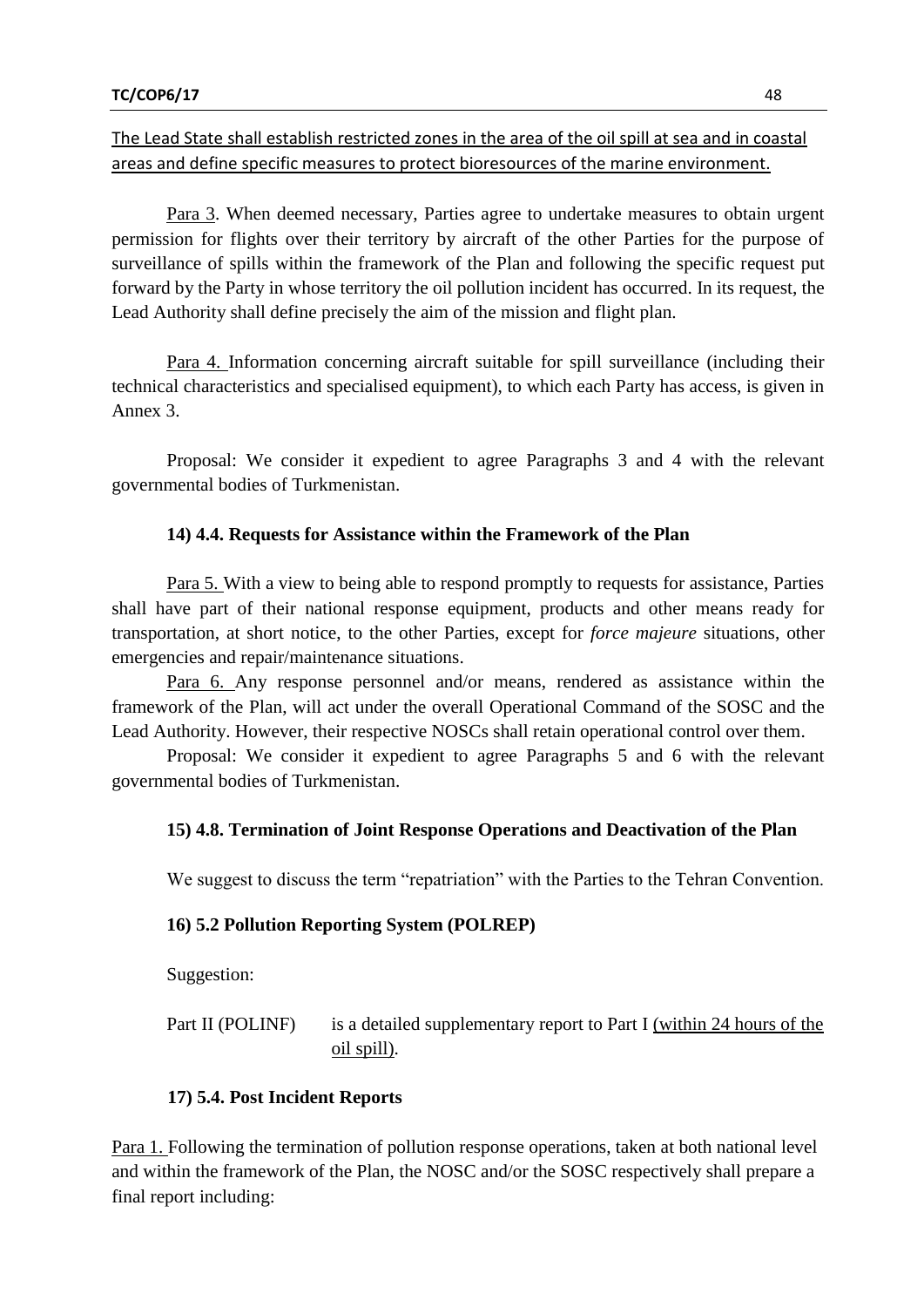<u>The Lead State shall establish restricted zones in the area of the oil spill at sea and in coastal areas and define specific measures to protect bioresources of the marine environment.</u>

<u>Para 3</u>. When deemed necessary, Parties agree to undertake measures to obtain urgent permission for flights over their territory by aircraft of the other Parties for the purpose of surveillance of spills within the framework of the Plan and following the specific request put forward by the Party in whose territory the oil pollution incident has occurred. In its request, the Lead Authority shall define precisely the aim of the mission and flight plan.

<u>Para 4.</u> Information concerning aircraft suitable for spill surveillance (including their technical characteristics and specialised equipment), to which each Party has access, is given in Annex 3.

Proposal: We consider it expedient to agree Paragraphs 3 and 4 with the relevant governmental bodies of Turkmenistan.

**14) 4.4. Requests for Assistance within the Framework of the Plan**

<u>Para 5.</u> With a view to being able to respond promptly to requests for assistance, Parties shall have part of their national response equipment, products and other means ready for transportation, at short notice, to the other Parties, except for *force majeure* situations, other emergencies and repair/maintenance situations.

<u>Para 6.</u> Any response personnel and/or means, rendered as assistance within the framework of the Plan, will act under the overall Operational Command of the SOSC and the Lead Authority. However, their respective NOSCs shall retain operational control over them.

Proposal: We consider it expedient to agree Paragraphs 5 and 6 with the relevant governmental bodies of Turkmenistan.

**15) 4.8. Termination of Joint Response Operations and Deactivation of the Plan**

We suggest to discuss the term "repatriation" with the Parties to the Tehran Convention.

**16) 5.2 Pollution Reporting System (POLREP)**

Suggestion:

Part II (POLINF) is a detailed supplementary report to Part I <u>(within 24 hours of the oil spill)</u>.

**17) 5.4. Post Incident Reports**

<u>Para 1.</u> Following the termination of pollution response operations, taken at both national level and within the framework of the Plan, the NOSC and/or the SOSC respectively shall prepare a final report including: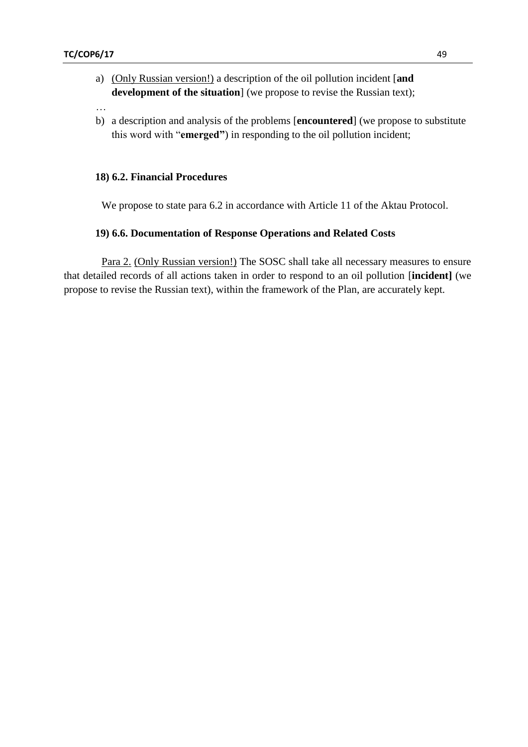a) <u>(Only Russian version!)</u> a description of the oil pollution incident [**and development of the situation**] (we propose to revise the Russian text);

…

b) a description and analysis of the problems [**encountered**] (we propose to substitute this word with "**emerged"**) in responding to the oil pollution incident;

**18) 6.2. Financial Procedures**

We propose to state para 6.2 in accordance with Article 11 of the Aktau Protocol.

**19) 6.6. Documentation of Response Operations and Related Costs**

<u>Para 2.</u> <u>(Only Russian version!)</u> The SOSC shall take all necessary measures to ensure that detailed records of all actions taken in order to respond to an oil pollution [**incident]** (we propose to revise the Russian text), within the framework of the Plan, are accurately kept.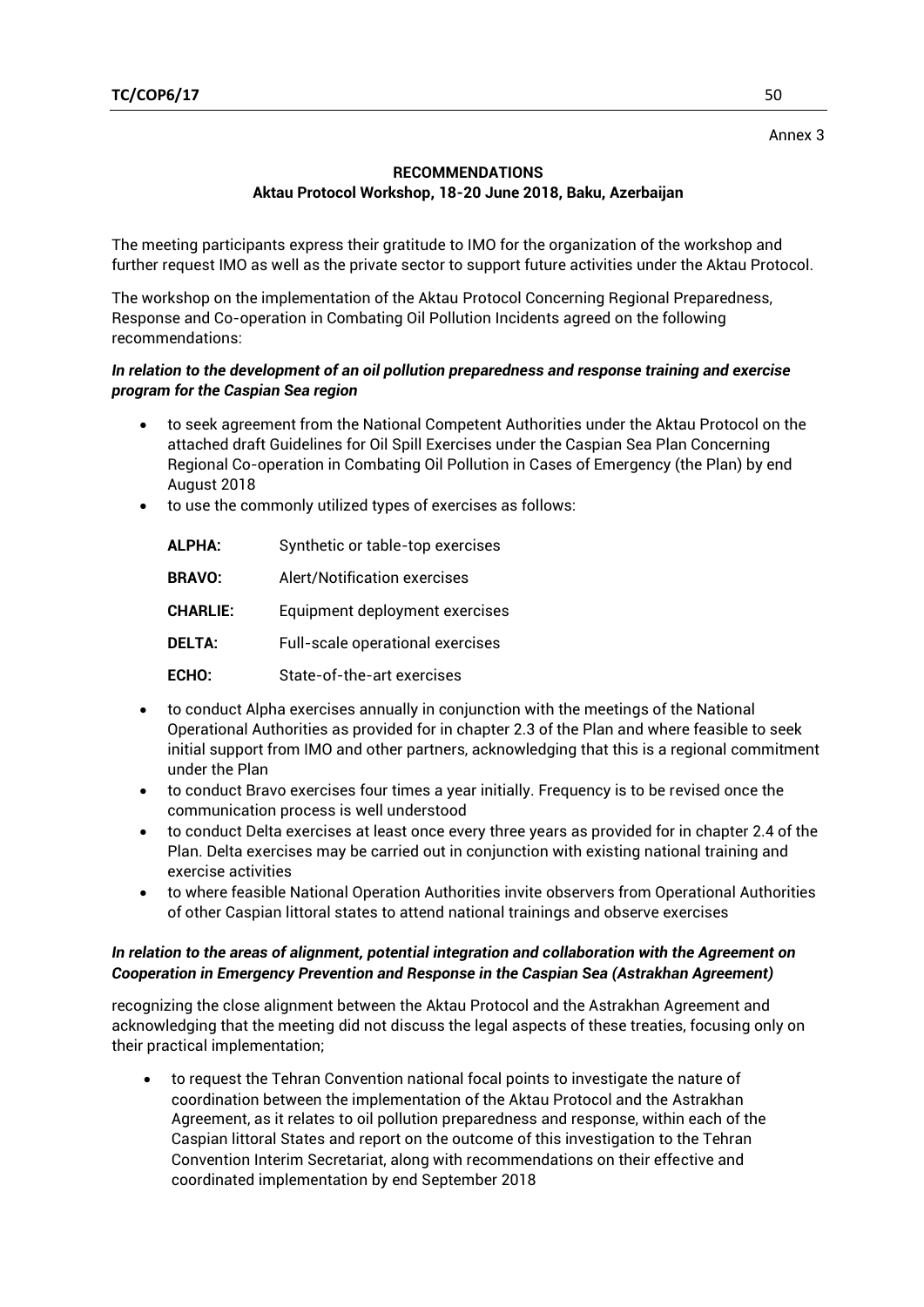Annex 3

**RECOMMENDATIONS**
**Aktau Protocol Workshop, 18-20 June 2018, Baku, Azerbaijan**

The meeting participants express their gratitude to IMO for the organization of the workshop and further request IMO as well as the private sector to support future activities under the Aktau Protocol.

The workshop on the implementation of the Aktau Protocol Concerning Regional Preparedness, Response and Co-operation in Combating Oil Pollution Incidents agreed on the following recommendations:

***In relation to the development of an oil pollution preparedness and response training and exercise program for the Caspian Sea region***

- to seek agreement from the National Competent Authorities under the Aktau Protocol on the attached draft Guidelines for Oil Spill Exercises under the Caspian Sea Plan Concerning Regional Co-operation in Combating Oil Pollution in Cases of Emergency (the Plan) by end August 2018
- to use the commonly utilized types of exercises as follows:

| | |
|---|---|
| **ALPHA:** | Synthetic or table-top exercises |
| **BRAVO:** | Alert/Notification exercises |
| **CHARLIE:** | Equipment deployment exercises |
| **DELTA:** | Full-scale operational exercises |
| **ECHO:** | State-of-the-art exercises |

- to conduct Alpha exercises annually in conjunction with the meetings of the National Operational Authorities as provided for in chapter 2.3 of the Plan and where feasible to seek initial support from IMO and other partners, acknowledging that this is a regional commitment under the Plan
- to conduct Bravo exercises four times a year initially. Frequency is to be revised once the communication process is well understood
- to conduct Delta exercises at least once every three years as provided for in chapter 2.4 of the Plan. Delta exercises may be carried out in conjunction with existing national training and exercise activities
- to where feasible National Operation Authorities invite observers from Operational Authorities of other Caspian littoral states to attend national trainings and observe exercises

***In relation to the areas of alignment, potential integration and collaboration with the Agreement on Cooperation in Emergency Prevention and Response in the Caspian Sea (Astrakhan Agreement)***

recognizing the close alignment between the Aktau Protocol and the Astrakhan Agreement and acknowledging that the meeting did not discuss the legal aspects of these treaties, focusing only on their practical implementation;

- to request the Tehran Convention national focal points to investigate the nature of coordination between the implementation of the Aktau Protocol and the Astrakhan Agreement, as it relates to oil pollution preparedness and response, within each of the Caspian littoral States and report on the outcome of this investigation to the Tehran Convention Interim Secretariat, along with recommendations on their effective and coordinated implementation by end September 2018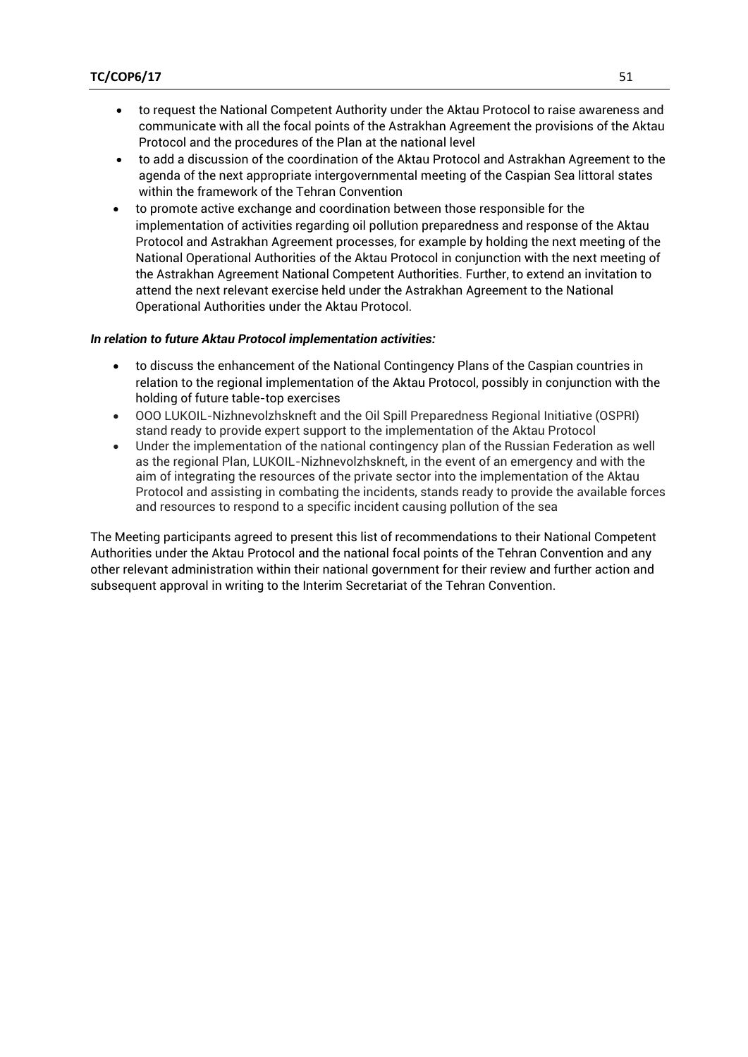- to request the National Competent Authority under the Aktau Protocol to raise awareness and communicate with all the focal points of the Astrakhan Agreement the provisions of the Aktau Protocol and the procedures of the Plan at the national level
- to add a discussion of the coordination of the Aktau Protocol and Astrakhan Agreement to the agenda of the next appropriate intergovernmental meeting of the Caspian Sea littoral states within the framework of the Tehran Convention
- to promote active exchange and coordination between those responsible for the implementation of activities regarding oil pollution preparedness and response of the Aktau Protocol and Astrakhan Agreement processes, for example by holding the next meeting of the National Operational Authorities of the Aktau Protocol in conjunction with the next meeting of the Astrakhan Agreement National Competent Authorities. Further, to extend an invitation to attend the next relevant exercise held under the Astrakhan Agreement to the National Operational Authorities under the Aktau Protocol.

***In relation to future Aktau Protocol implementation activities:***

- to discuss the enhancement of the National Contingency Plans of the Caspian countries in relation to the regional implementation of the Aktau Protocol, possibly in conjunction with the holding of future table-top exercises
- OOO LUKOIL-Nizhnevolzhskneft and the Oil Spill Preparedness Regional Initiative (OSPRI) stand ready to provide expert support to the implementation of the Aktau Protocol
- Under the implementation of the national contingency plan of the Russian Federation as well as the regional Plan, LUKOIL-Nizhnevolzhskneft, in the event of an emergency and with the aim of integrating the resources of the private sector into the implementation of the Aktau Protocol and assisting in combating the incidents, stands ready to provide the available forces and resources to respond to a specific incident causing pollution of the sea

The Meeting participants agreed to present this list of recommendations to their National Competent Authorities under the Aktau Protocol and the national focal points of the Tehran Convention and any other relevant administration within their national government for their review and further action and subsequent approval in writing to the Interim Secretariat of the Tehran Convention.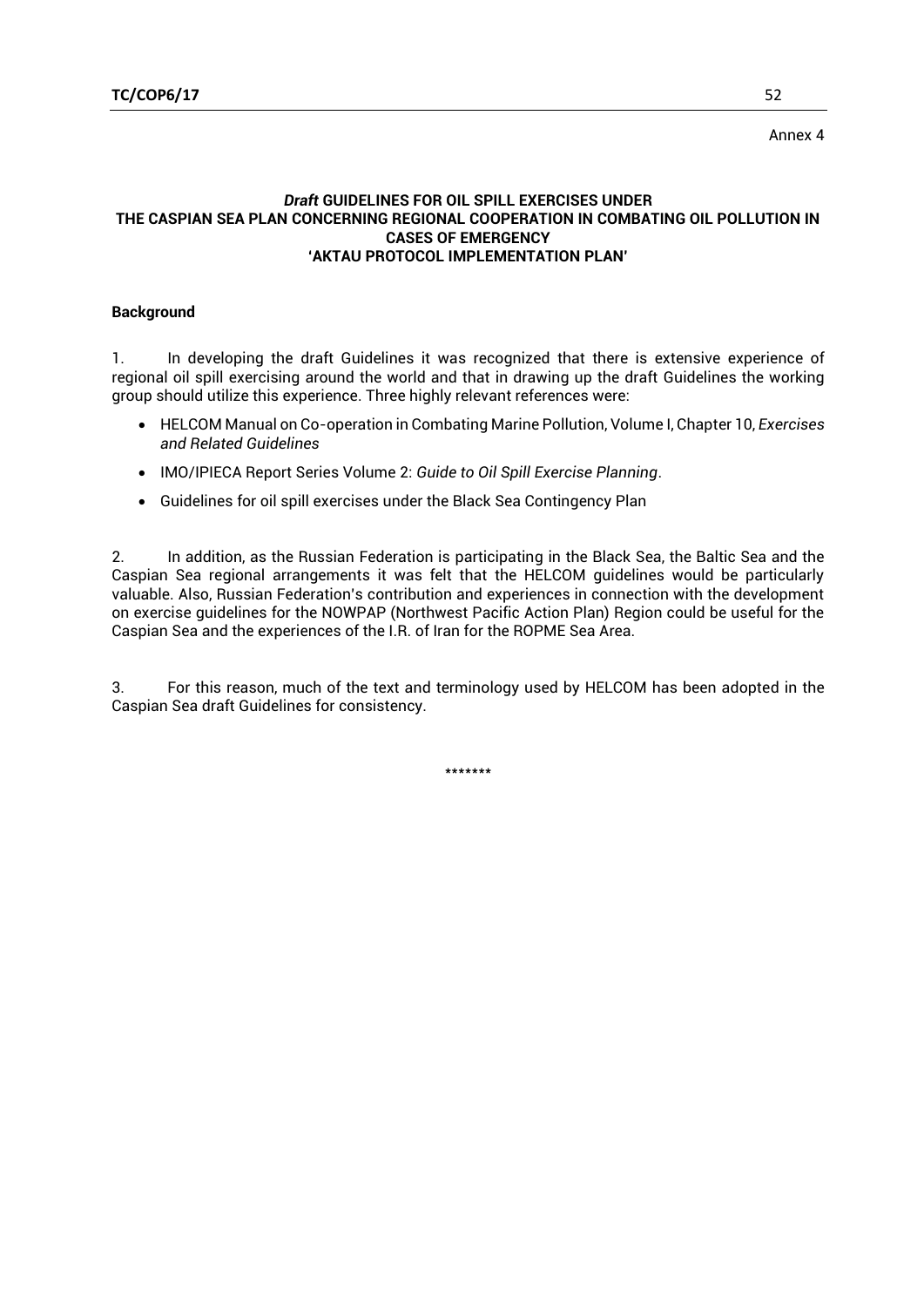Annex 4

## *Draft* GUIDELINES FOR OIL SPILL EXERCISES UNDER THE CASPIAN SEA PLAN CONCERNING REGIONAL COOPERATION IN COMBATING OIL POLLUTION IN CASES OF EMERGENCY 'AKTAU PROTOCOL IMPLEMENTATION PLAN'

### Background

1. In developing the draft Guidelines it was recognized that there is extensive experience of regional oil spill exercising around the world and that in drawing up the draft Guidelines the working group should utilize this experience. Three highly relevant references were:

- HELCOM Manual on Co-operation in Combating Marine Pollution, Volume I, Chapter 10, *Exercises and Related Guidelines*
- IMO/IPIECA Report Series Volume 2: *Guide to Oil Spill Exercise Planning*.
- Guidelines for oil spill exercises under the Black Sea Contingency Plan

2. In addition, as the Russian Federation is participating in the Black Sea, the Baltic Sea and the Caspian Sea regional arrangements it was felt that the HELCOM guidelines would be particularly valuable. Also, Russian Federation's contribution and experiences in connection with the development on exercise guidelines for the NOWPAP (Northwest Pacific Action Plan) Region could be useful for the Caspian Sea and the experiences of the I.R. of Iran for the ROPME Sea Area.

3. For this reason, much of the text and terminology used by HELCOM has been adopted in the Caspian Sea draft Guidelines for consistency.

*******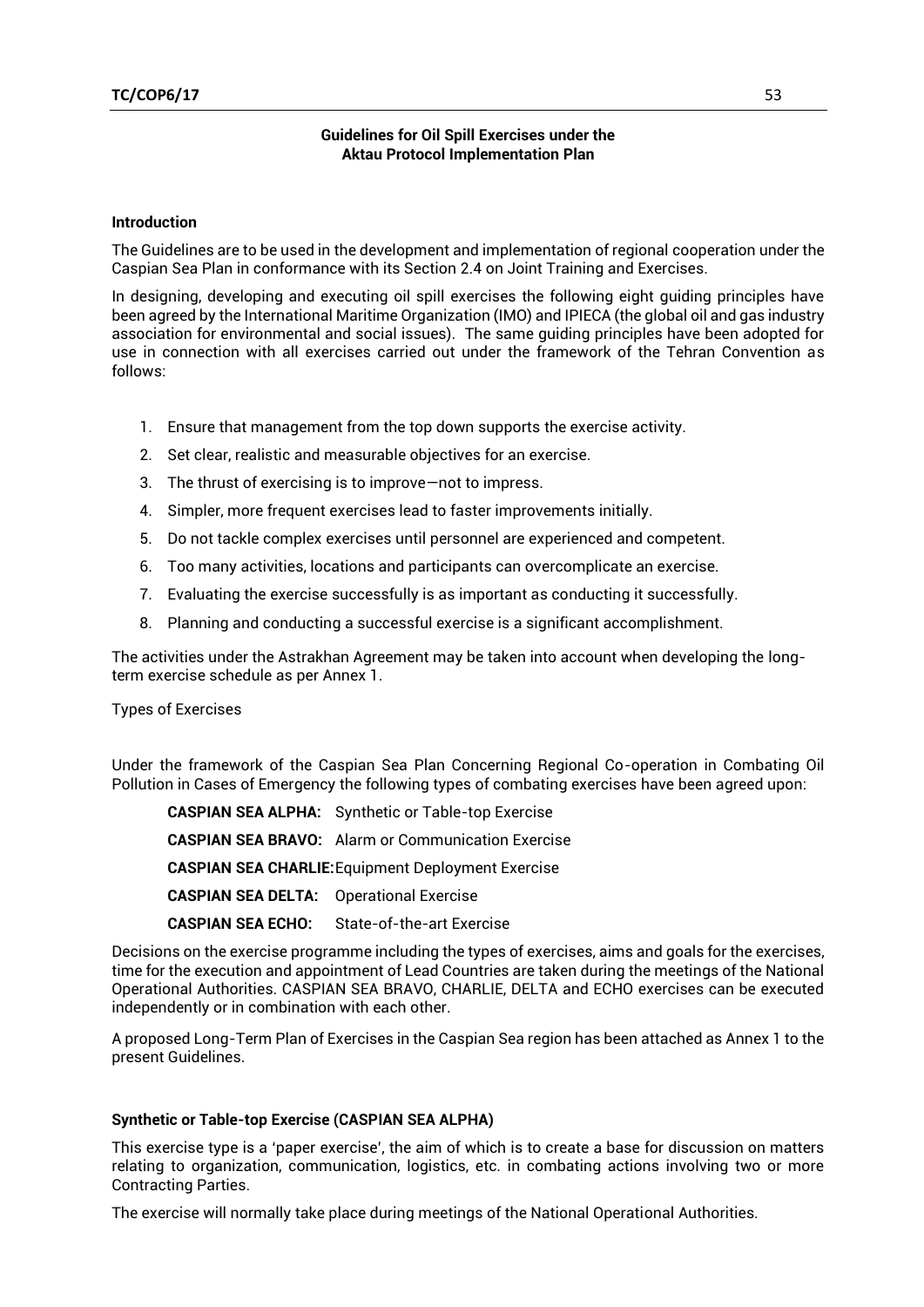## Guidelines for Oil Spill Exercises under the Aktau Protocol Implementation Plan

### Introduction

The Guidelines are to be used in the development and implementation of regional cooperation under the Caspian Sea Plan in conformance with its Section 2.4 on Joint Training and Exercises.

In designing, developing and executing oil spill exercises the following eight guiding principles have been agreed by the International Maritime Organization (IMO) and IPIECA (the global oil and gas industry association for environmental and social issues). The same guiding principles have been adopted for use in connection with all exercises carried out under the framework of the Tehran Convention as follows:

1. Ensure that management from the top down supports the exercise activity.
2. Set clear, realistic and measurable objectives for an exercise.
3. The thrust of exercising is to improve—not to impress.
4. Simpler, more frequent exercises lead to faster improvements initially.
5. Do not tackle complex exercises until personnel are experienced and competent.
6. Too many activities, locations and participants can overcomplicate an exercise.
7. Evaluating the exercise successfully is as important as conducting it successfully.
8. Planning and conducting a successful exercise is a significant accomplishment.

The activities under the Astrakhan Agreement may be taken into account when developing the long-term exercise schedule as per Annex 1.

Types of Exercises

Under the framework of the Caspian Sea Plan Concerning Regional Co-operation in Combating Oil Pollution in Cases of Emergency the following types of combating exercises have been agreed upon:

**CASPIAN SEA ALPHA:** Synthetic or Table-top Exercise

**CASPIAN SEA BRAVO:** Alarm or Communication Exercise

**CASPIAN SEA CHARLIE:** Equipment Deployment Exercise

**CASPIAN SEA DELTA:** Operational Exercise

**CASPIAN SEA ECHO:** State-of-the-art Exercise

Decisions on the exercise programme including the types of exercises, aims and goals for the exercises, time for the execution and appointment of Lead Countries are taken during the meetings of the National Operational Authorities. CASPIAN SEA BRAVO, CHARLIE, DELTA and ECHO exercises can be executed independently or in combination with each other.

A proposed Long-Term Plan of Exercises in the Caspian Sea region has been attached as Annex 1 to the present Guidelines.

### Synthetic or Table-top Exercise (CASPIAN SEA ALPHA)

This exercise type is a 'paper exercise', the aim of which is to create a base for discussion on matters relating to organization, communication, logistics, etc. in combating actions involving two or more Contracting Parties.

The exercise will normally take place during meetings of the National Operational Authorities.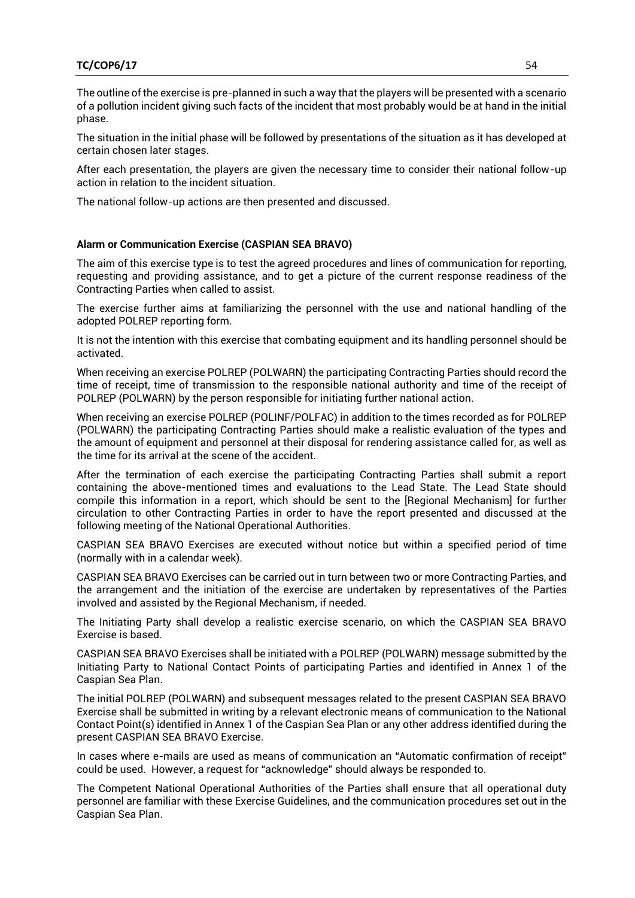The outline of the exercise is pre-planned in such a way that the players will be presented with a scenario of a pollution incident giving such facts of the incident that most probably would be at hand in the initial phase.

The situation in the initial phase will be followed by presentations of the situation as it has developed at certain chosen later stages.

After each presentation, the players are given the necessary time to consider their national follow-up action in relation to the incident situation.

The national follow-up actions are then presented and discussed.

**Alarm or Communication Exercise (CASPIAN SEA BRAVO)**

The aim of this exercise type is to test the agreed procedures and lines of communication for reporting, requesting and providing assistance, and to get a picture of the current response readiness of the Contracting Parties when called to assist.

The exercise further aims at familiarizing the personnel with the use and national handling of the adopted POLREP reporting form.

It is not the intention with this exercise that combating equipment and its handling personnel should be activated.

When receiving an exercise POLREP (POLWARN) the participating Contracting Parties should record the time of receipt, time of transmission to the responsible national authority and time of the receipt of POLREP (POLWARN) by the person responsible for initiating further national action.

When receiving an exercise POLREP (POLINF/POLFAC) in addition to the times recorded as for POLREP (POLWARN) the participating Contracting Parties should make a realistic evaluation of the types and the amount of equipment and personnel at their disposal for rendering assistance called for, as well as the time for its arrival at the scene of the accident.

After the termination of each exercise the participating Contracting Parties shall submit a report containing the above-mentioned times and evaluations to the Lead State. The Lead State should compile this information in a report, which should be sent to the [Regional Mechanism] for further circulation to other Contracting Parties in order to have the report presented and discussed at the following meeting of the National Operational Authorities.

CASPIAN SEA BRAVO Exercises are executed without notice but within a specified period of time (normally with in a calendar week).

CASPIAN SEA BRAVO Exercises can be carried out in turn between two or more Contracting Parties, and the arrangement and the initiation of the exercise are undertaken by representatives of the Parties involved and assisted by the Regional Mechanism, if needed.

The Initiating Party shall develop a realistic exercise scenario, on which the CASPIAN SEA BRAVO Exercise is based.

CASPIAN SEA BRAVO Exercises shall be initiated with a POLREP (POLWARN) message submitted by the Initiating Party to National Contact Points of participating Parties and identified in Annex 1 of the Caspian Sea Plan.

The initial POLREP (POLWARN) and subsequent messages related to the present CASPIAN SEA BRAVO Exercise shall be submitted in writing by a relevant electronic means of communication to the National Contact Point(s) identified in Annex 1 of the Caspian Sea Plan or any other address identified during the present CASPIAN SEA BRAVO Exercise.

In cases where e-mails are used as means of communication an "Automatic confirmation of receipt" could be used. However, a request for "acknowledge" should always be responded to.

The Competent National Operational Authorities of the Parties shall ensure that all operational duty personnel are familiar with these Exercise Guidelines, and the communication procedures set out in the Caspian Sea Plan.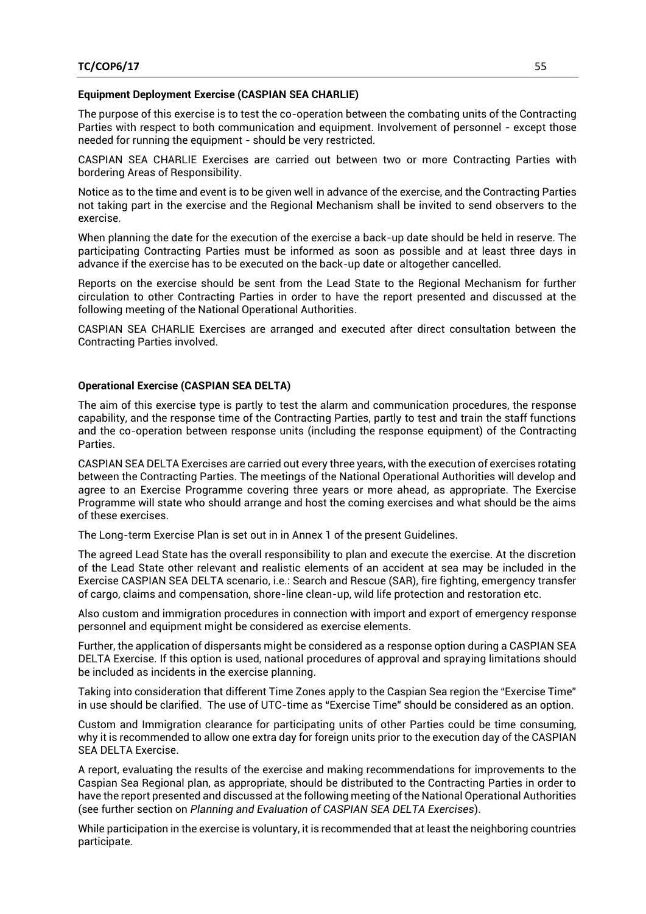**Equipment Deployment Exercise (CASPIAN SEA CHARLIE)**

The purpose of this exercise is to test the co-operation between the combating units of the Contracting Parties with respect to both communication and equipment. Involvement of personnel - except those needed for running the equipment - should be very restricted.

CASPIAN SEA CHARLIE Exercises are carried out between two or more Contracting Parties with bordering Areas of Responsibility.

Notice as to the time and event is to be given well in advance of the exercise, and the Contracting Parties not taking part in the exercise and the Regional Mechanism shall be invited to send observers to the exercise.

When planning the date for the execution of the exercise a back-up date should be held in reserve. The participating Contracting Parties must be informed as soon as possible and at least three days in advance if the exercise has to be executed on the back-up date or altogether cancelled.

Reports on the exercise should be sent from the Lead State to the Regional Mechanism for further circulation to other Contracting Parties in order to have the report presented and discussed at the following meeting of the National Operational Authorities.

CASPIAN SEA CHARLIE Exercises are arranged and executed after direct consultation between the Contracting Parties involved.

**Operational Exercise (CASPIAN SEA DELTA)**

The aim of this exercise type is partly to test the alarm and communication procedures, the response capability, and the response time of the Contracting Parties, partly to test and train the staff functions and the co-operation between response units (including the response equipment) of the Contracting Parties.

CASPIAN SEA DELTA Exercises are carried out every three years, with the execution of exercises rotating between the Contracting Parties. The meetings of the National Operational Authorities will develop and agree to an Exercise Programme covering three years or more ahead, as appropriate. The Exercise Programme will state who should arrange and host the coming exercises and what should be the aims of these exercises.

The Long-term Exercise Plan is set out in in Annex 1 of the present Guidelines.

The agreed Lead State has the overall responsibility to plan and execute the exercise. At the discretion of the Lead State other relevant and realistic elements of an accident at sea may be included in the Exercise CASPIAN SEA DELTA scenario, i.e.: Search and Rescue (SAR), fire fighting, emergency transfer of cargo, claims and compensation, shore-line clean-up, wild life protection and restoration etc.

Also custom and immigration procedures in connection with import and export of emergency response personnel and equipment might be considered as exercise elements.

Further, the application of dispersants might be considered as a response option during a CASPIAN SEA DELTA Exercise. If this option is used, national procedures of approval and spraying limitations should be included as incidents in the exercise planning.

Taking into consideration that different Time Zones apply to the Caspian Sea region the "Exercise Time" in use should be clarified. The use of UTC-time as "Exercise Time" should be considered as an option.

Custom and Immigration clearance for participating units of other Parties could be time consuming, why it is recommended to allow one extra day for foreign units prior to the execution day of the CASPIAN SEA DELTA Exercise.

A report, evaluating the results of the exercise and making recommendations for improvements to the Caspian Sea Regional plan, as appropriate, should be distributed to the Contracting Parties in order to have the report presented and discussed at the following meeting of the National Operational Authorities (see further section on *Planning and Evaluation of CASPIAN SEA DELTA Exercises*).

While participation in the exercise is voluntary, it is recommended that at least the neighboring countries participate.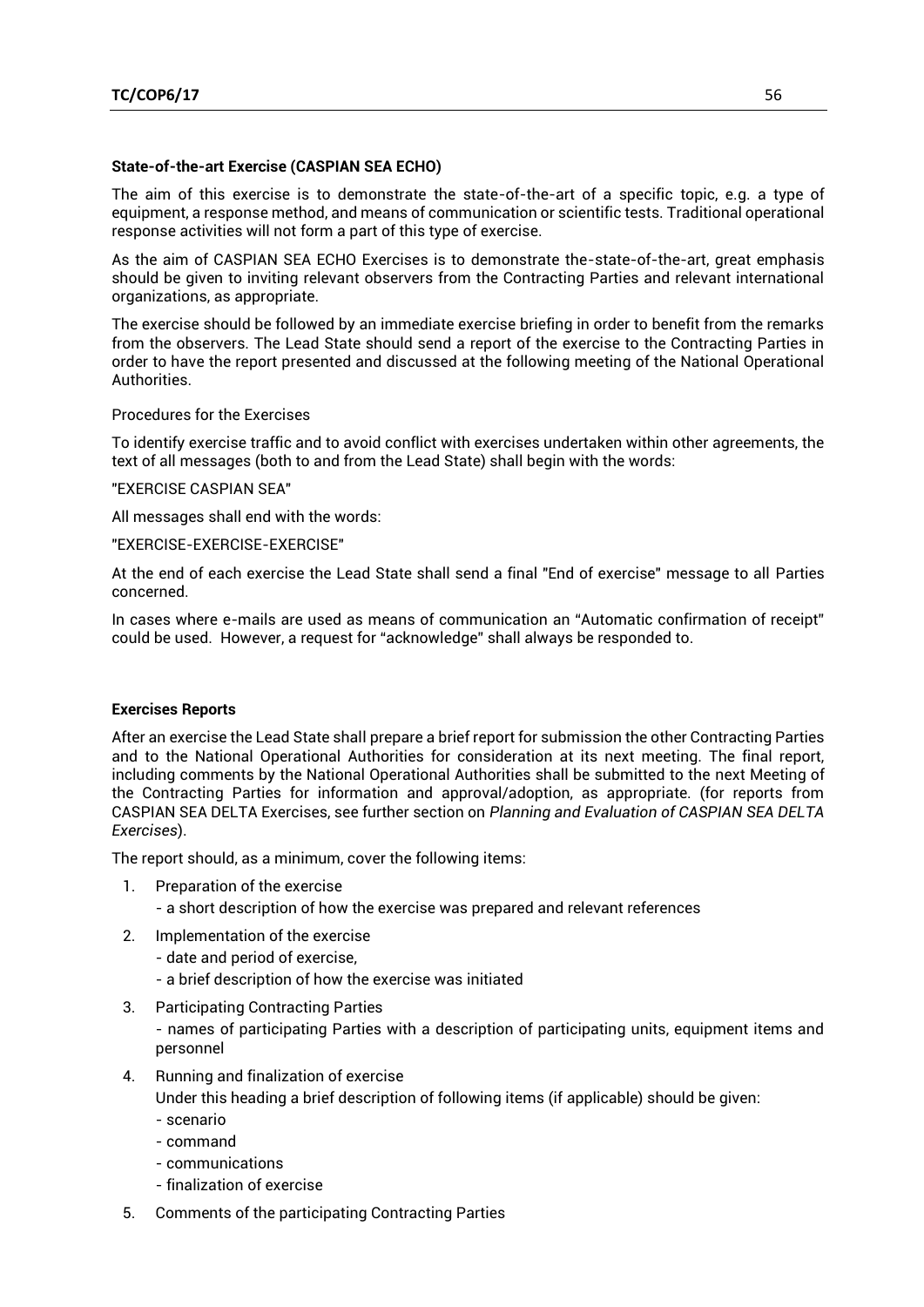**State-of-the-art Exercise (CASPIAN SEA ECHO)**

The aim of this exercise is to demonstrate the state-of-the-art of a specific topic, e.g. a type of equipment, a response method, and means of communication or scientific tests. Traditional operational response activities will not form a part of this type of exercise.

As the aim of CASPIAN SEA ECHO Exercises is to demonstrate the-state-of-the-art, great emphasis should be given to inviting relevant observers from the Contracting Parties and relevant international organizations, as appropriate.

The exercise should be followed by an immediate exercise briefing in order to benefit from the remarks from the observers. The Lead State should send a report of the exercise to the Contracting Parties in order to have the report presented and discussed at the following meeting of the National Operational Authorities.

Procedures for the Exercises

To identify exercise traffic and to avoid conflict with exercises undertaken within other agreements, the text of all messages (both to and from the Lead State) shall begin with the words:

"EXERCISE CASPIAN SEA"

All messages shall end with the words:

"EXERCISE-EXERCISE-EXERCISE"

At the end of each exercise the Lead State shall send a final "End of exercise" message to all Parties concerned.

In cases where e-mails are used as means of communication an "Automatic confirmation of receipt" could be used. However, a request for "acknowledge" shall always be responded to.

**Exercises Reports**

After an exercise the Lead State shall prepare a brief report for submission the other Contracting Parties and to the National Operational Authorities for consideration at its next meeting. The final report, including comments by the National Operational Authorities shall be submitted to the next Meeting of the Contracting Parties for information and approval/adoption, as appropriate. (for reports from CASPIAN SEA DELTA Exercises, see further section on *Planning and Evaluation of CASPIAN SEA DELTA Exercises*).

The report should, as a minimum, cover the following items:

1. Preparation of the exercise
   - a short description of how the exercise was prepared and relevant references
2. Implementation of the exercise
   - date and period of exercise,
   - a brief description of how the exercise was initiated
3. Participating Contracting Parties
   - names of participating Parties with a description of participating units, equipment items and personnel
4. Running and finalization of exercise
   Under this heading a brief description of following items (if applicable) should be given:
   - scenario
   - command
   - communications
   - finalization of exercise
5. Comments of the participating Contracting Parties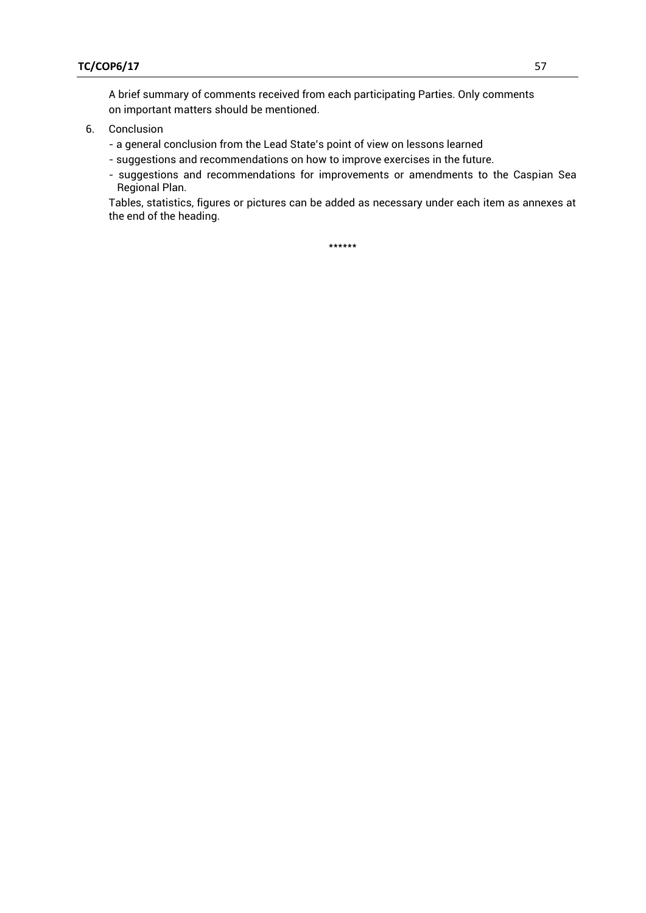A brief summary of comments received from each participating Parties. Only comments on important matters should be mentioned.

6. Conclusion

   - a general conclusion from the Lead State's point of view on lessons learned
   - suggestions and recommendations on how to improve exercises in the future.
   - suggestions and recommendations for improvements or amendments to the Caspian Sea Regional Plan.

   Tables, statistics, figures or pictures can be added as necessary under each item as annexes at the end of the heading.

\*\*\*\*\*\*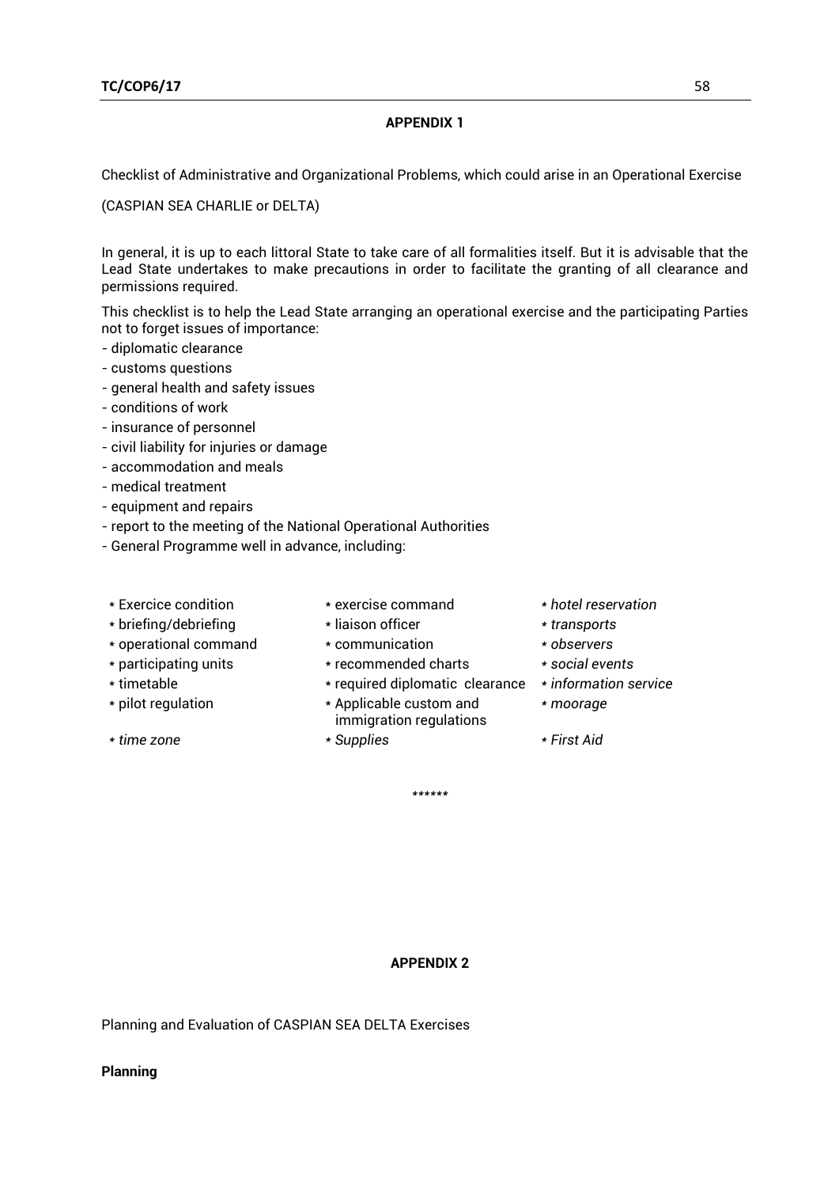## APPENDIX 1

Checklist of Administrative and Organizational Problems, which could arise in an Operational Exercise

(CASPIAN SEA CHARLIE or DELTA)

In general, it is up to each littoral State to take care of all formalities itself. But it is advisable that the Lead State undertakes to make precautions in order to facilitate the granting of all clearance and permissions required.

This checklist is to help the Lead State arranging an operational exercise and the participating Parties not to forget issues of importance:

- diplomatic clearance
- customs questions
- general health and safety issues
- conditions of work
- insurance of personnel
- civil liability for injuries or damage
- accommodation and meals
- medical treatment
- equipment and repairs
- report to the meeting of the National Operational Authorities
- General Programme well in advance, including:

| | | |
|---|---|---|
| * Exercice condition | * exercise command | * *hotel reservation* |
| * briefing/debriefing | * liaison officer | * *transports* |
| * operational command | * communication | * *observers* |
| * participating units | * recommended charts | * *social events* |
| * timetable | * required diplomatic clearance | * *information service* |
| * pilot regulation | * Applicable custom and immigration regulations | * *moorage* |
| * *time zone* | * *Supplies* | * *First Aid* |

******

## APPENDIX 2

Planning and Evaluation of CASPIAN SEA DELTA Exercises

**Planning**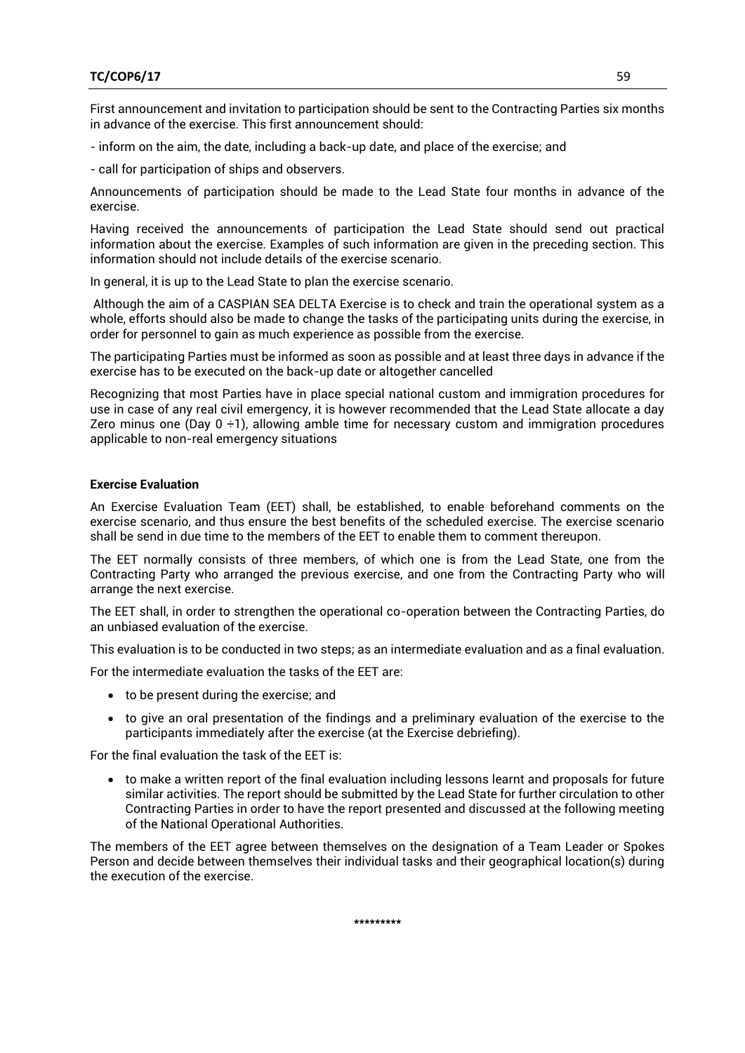First announcement and invitation to participation should be sent to the Contracting Parties six months in advance of the exercise. This first announcement should:

- inform on the aim, the date, including a back-up date, and place of the exercise; and

- call for participation of ships and observers.

Announcements of participation should be made to the Lead State four months in advance of the exercise.

Having received the announcements of participation the Lead State should send out practical information about the exercise. Examples of such information are given in the preceding section. This information should not include details of the exercise scenario.

In general, it is up to the Lead State to plan the exercise scenario.

Although the aim of a CASPIAN SEA DELTA Exercise is to check and train the operational system as a whole, efforts should also be made to change the tasks of the participating units during the exercise, in order for personnel to gain as much experience as possible from the exercise.

The participating Parties must be informed as soon as possible and at least three days in advance if the exercise has to be executed on the back-up date or altogether cancelled

Recognizing that most Parties have in place special national custom and immigration procedures for use in case of any real civil emergency, it is however recommended that the Lead State allocate a day Zero minus one (Day 0 ÷1), allowing amble time for necessary custom and immigration procedures applicable to non-real emergency situations

**Exercise Evaluation**

An Exercise Evaluation Team (EET) shall, be established, to enable beforehand comments on the exercise scenario, and thus ensure the best benefits of the scheduled exercise. The exercise scenario shall be send in due time to the members of the EET to enable them to comment thereupon.

The EET normally consists of three members, of which one is from the Lead State, one from the Contracting Party who arranged the previous exercise, and one from the Contracting Party who will arrange the next exercise.

The EET shall, in order to strengthen the operational co-operation between the Contracting Parties, do an unbiased evaluation of the exercise.

This evaluation is to be conducted in two steps; as an intermediate evaluation and as a final evaluation.

For the intermediate evaluation the tasks of the EET are:

- to be present during the exercise; and
- to give an oral presentation of the findings and a preliminary evaluation of the exercise to the participants immediately after the exercise (at the Exercise debriefing).

For the final evaluation the task of the EET is:

- to make a written report of the final evaluation including lessons learnt and proposals for future similar activities. The report should be submitted by the Lead State for further circulation to other Contracting Parties in order to have the report presented and discussed at the following meeting of the National Operational Authorities.

The members of the EET agree between themselves on the designation of a Team Leader or Spokes Person and decide between themselves their individual tasks and their geographical location(s) during the execution of the exercise.

\*\*\*\*\*\*\*\*\*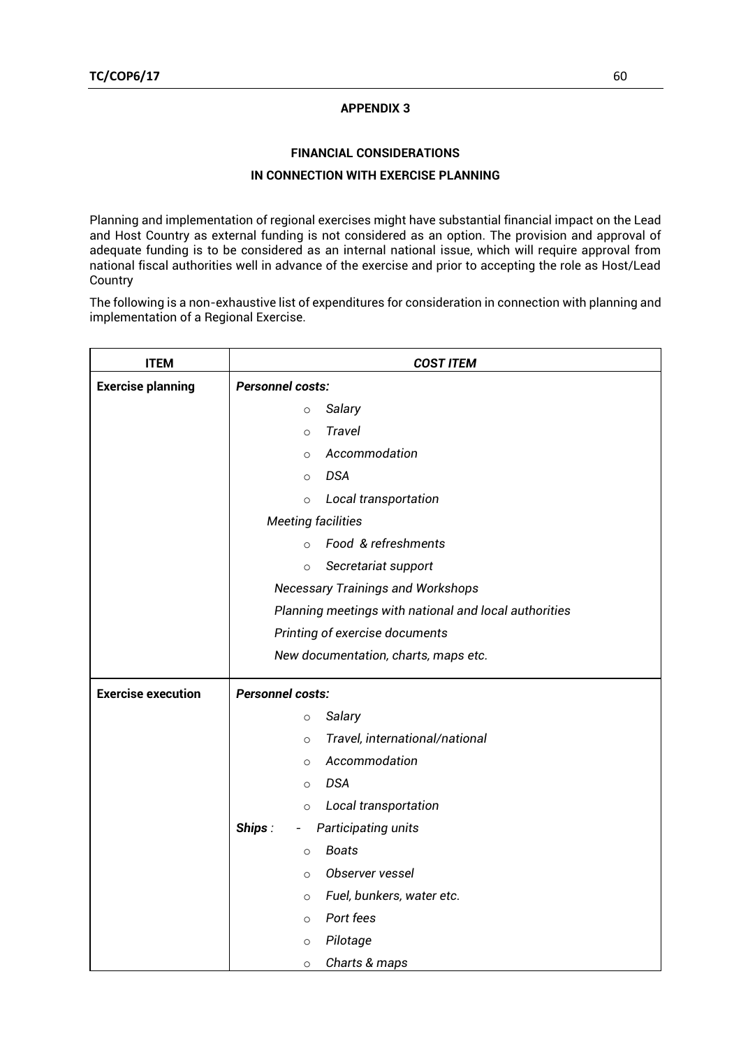## APPENDIX 3

### FINANCIAL CONSIDERATIONS
### IN CONNECTION WITH EXERCISE PLANNING

Planning and implementation of regional exercises might have substantial financial impact on the Lead and Host Country as external funding is not considered as an option. The provision and approval of adequate funding is to be considered as an internal national issue, which will require approval from national fiscal authorities well in advance of the exercise and prior to accepting the role as Host/Lead Country

The following is a non-exhaustive list of expenditures for consideration in connection with planning and implementation of a Regional Exercise.

| ITEM | *COST ITEM* |
|---|---|
| **Exercise planning** | ***Personnel costs:*** |
| | ○ *Salary* |
| | ○ *Travel* |
| | ○ *Accommodation* |
| | ○ *DSA* |
| | ○ *Local transportation* |
| | *Meeting facilities* |
| | ○ *Food & refreshments* |
| | ○ *Secretariat support* |
| | *Necessary Trainings and Workshops* |
| | *Planning meetings with national and local authorities* |
| | *Printing of exercise documents* |
| | *New documentation, charts, maps etc.* |
| **Exercise execution** | ***Personnel costs:*** |
| | ○ *Salary* |
| | ○ *Travel, international/national* |
| | ○ *Accommodation* |
| | ○ *DSA* |
| | ○ *Local transportation* |
| | ***Ships** :* - *Participating units* |
| | ○ *Boats* |
| | ○ *Observer vessel* |
| | ○ *Fuel, bunkers, water etc.* |
| | ○ *Port fees* |
| | ○ *Pilotage* |
| | ○ *Charts & maps* |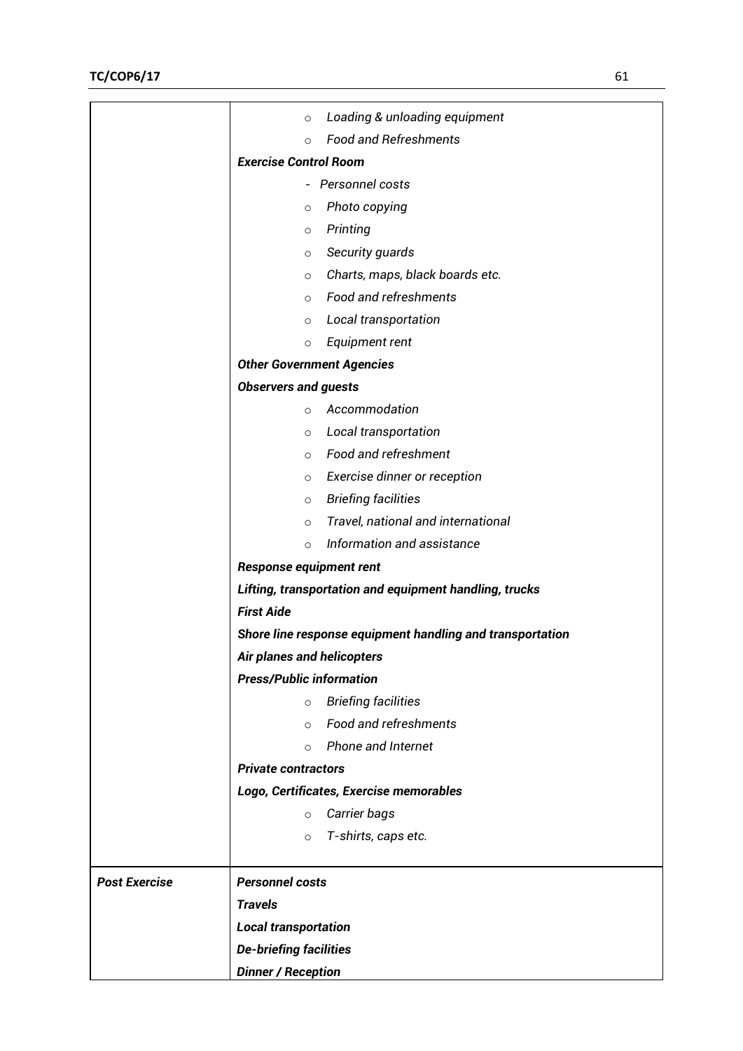| | |
|---|---|
| | ○ *Loading & unloading equipment*<br>○ *Food and Refreshments*<br>***Exercise Control Room***<br>- *Personnel costs*<br>○ *Photo copying*<br>○ *Printing*<br>○ *Security guards*<br>○ *Charts, maps, black boards etc.*<br>○ *Food and refreshments*<br>○ *Local transportation*<br>○ *Equipment rent*<br>***Other Government Agencies***<br>***Observers and guests***<br>○ *Accommodation*<br>○ *Local transportation*<br>○ *Food and refreshment*<br>○ *Exercise dinner or reception*<br>○ *Briefing facilities*<br>○ *Travel, national and international*<br>○ *Information and assistance*<br>***Response equipment rent***<br>***Lifting, transportation and equipment handling, trucks***<br>***First Aide***<br>***Shore line response equipment handling and transportation***<br>***Air planes and helicopters***<br>***Press/Public information***<br>○ *Briefing facilities*<br>○ *Food and refreshments*<br>○ *Phone and Internet*<br>***Private contractors***<br>***Logo, Certificates, Exercise memorables***<br>○ *Carrier bags*<br>○ *T-shirts, caps etc.* |
| ***Post Exercise*** | ***Personnel costs***<br>***Travels***<br>***Local transportation***<br>***De-briefing facilities***<br>***Dinner / Reception*** |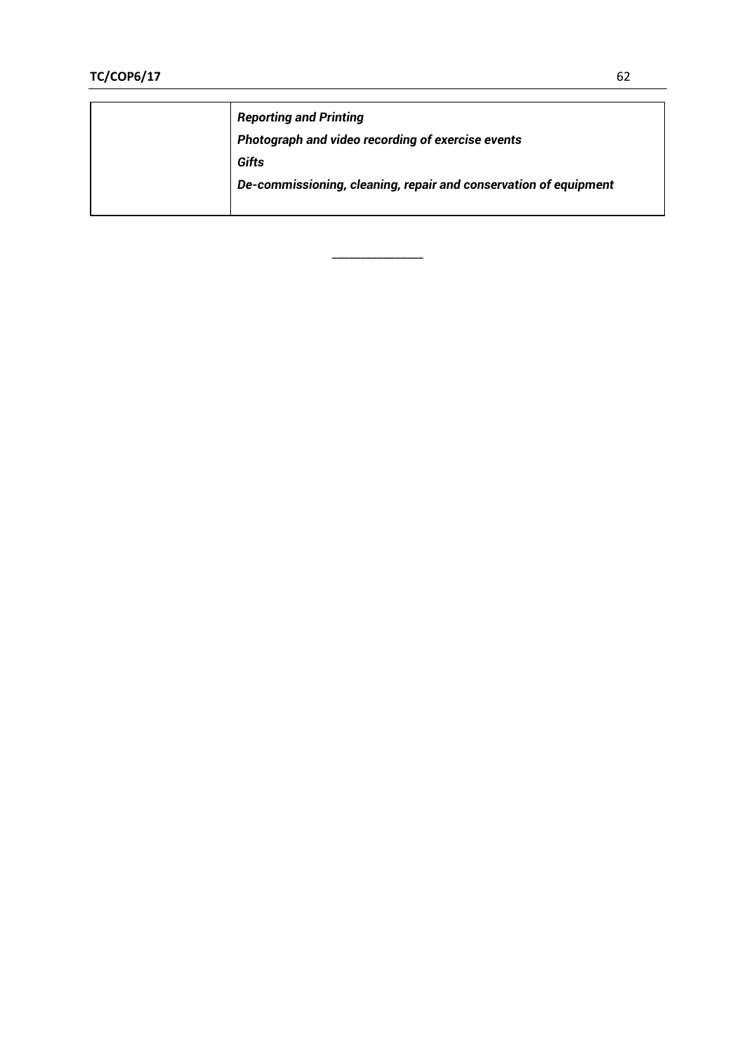| | ***Reporting and Printing***<br>***Photograph and video recording of exercise events***<br>***Gifts***<br>***De-commissioning, cleaning, repair and conservation of equipment*** |
|---|---|

\_\_\_\_\_\_\_\_\_\_\_\_\_\_\_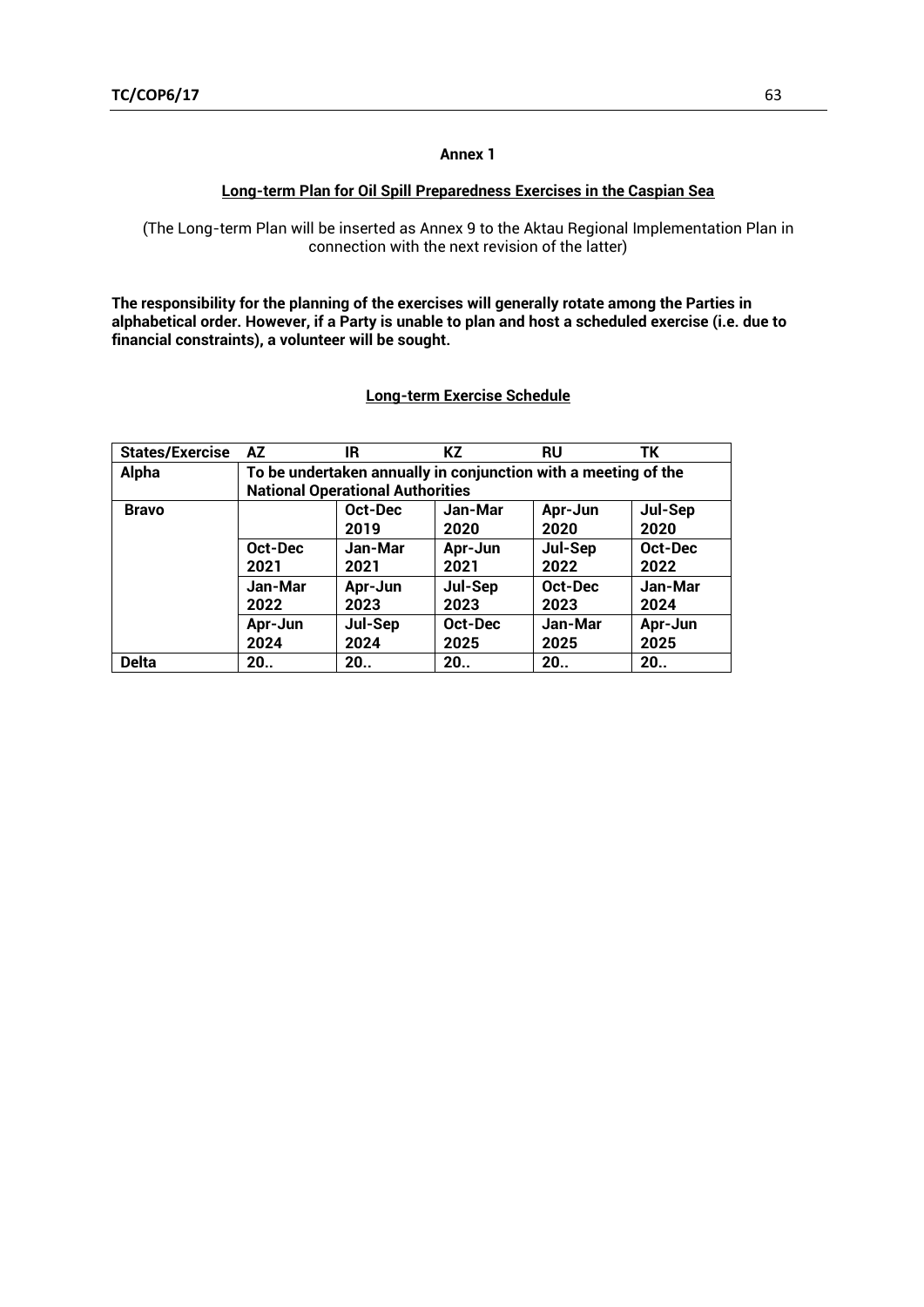**Annex 1**

**Long-term Plan for Oil Spill Preparedness Exercises in the Caspian Sea**

(The Long-term Plan will be inserted as Annex 9 to the Aktau Regional Implementation Plan in connection with the next revision of the latter)

**The responsibility for the planning of the exercises will generally rotate among the Parties in alphabetical order. However, if a Party is unable to plan and host a scheduled exercise (i.e. due to financial constraints), a volunteer will be sought.**

**Long-term Exercise Schedule**

| States/Exercise | AZ | IR | KZ | RU | TK |
|---|---|---|---|---|---|
| **Alpha** | **To be undertaken annually in conjunction with a meeting of the National Operational Authorities** | | | | |
| **Bravo** | | **Oct-Dec 2019** | **Jan-Mar 2020** | **Apr-Jun 2020** | **Jul-Sep 2020** |
| | **Oct-Dec 2021** | **Jan-Mar 2021** | **Apr-Jun 2021** | **Jul-Sep 2022** | **Oct-Dec 2022** |
| | **Jan-Mar 2022** | **Apr-Jun 2023** | **Jul-Sep 2023** | **Oct-Dec 2023** | **Jan-Mar 2024** |
| | **Apr-Jun 2024** | **Jul-Sep 2024** | **Oct-Dec 2025** | **Jan-Mar 2025** | **Apr-Jun 2025** |
| **Delta** | **20..** | **20..** | **20..** | **20..** | **20..** |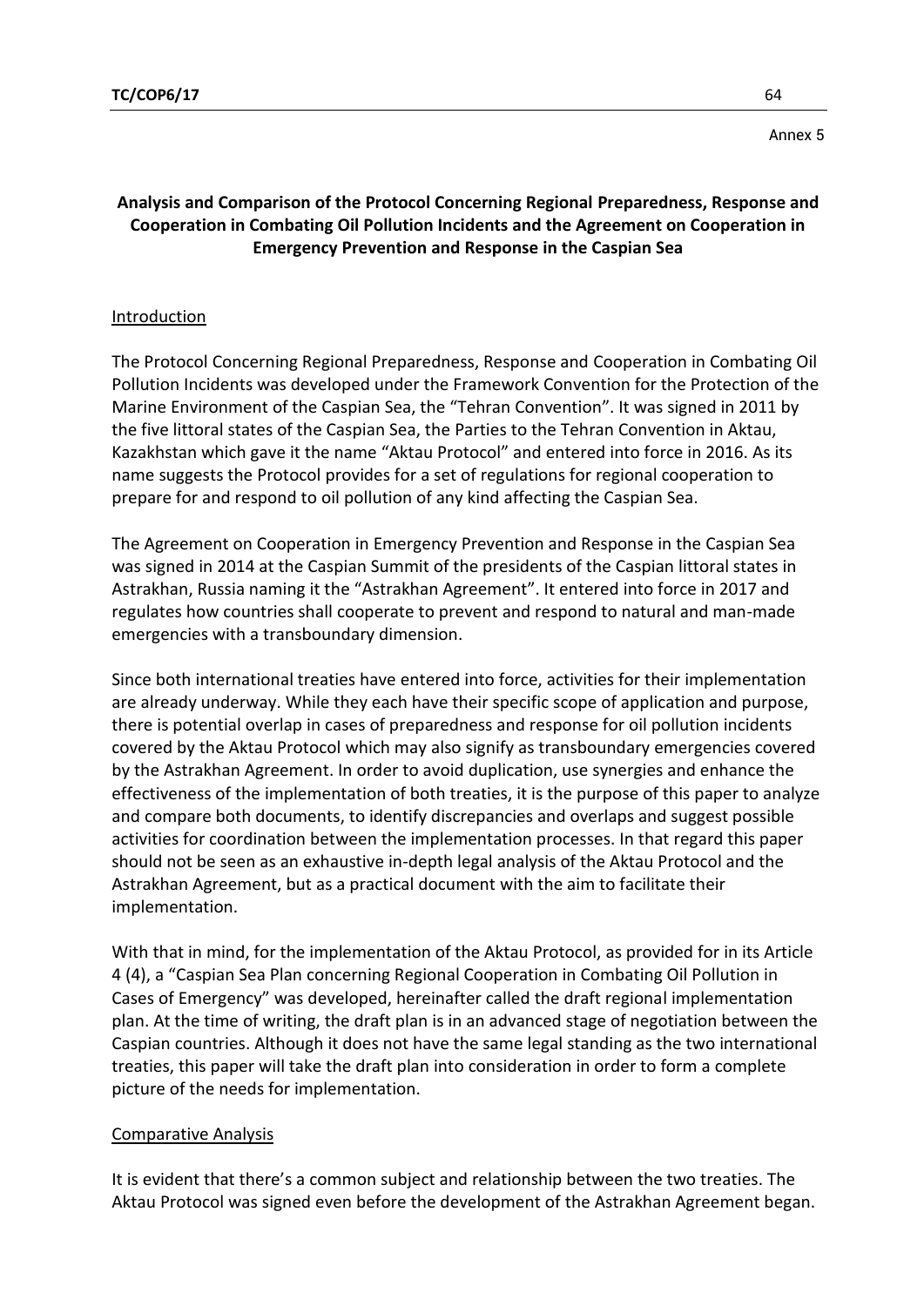Annex 5

## Analysis and Comparison of the Protocol Concerning Regional Preparedness, Response and Cooperation in Combating Oil Pollution Incidents and the Agreement on Cooperation in Emergency Prevention and Response in the Caspian Sea

### Introduction

The Protocol Concerning Regional Preparedness, Response and Cooperation in Combating Oil Pollution Incidents was developed under the Framework Convention for the Protection of the Marine Environment of the Caspian Sea, the "Tehran Convention". It was signed in 2011 by the five littoral states of the Caspian Sea, the Parties to the Tehran Convention in Aktau, Kazakhstan which gave it the name "Aktau Protocol" and entered into force in 2016. As its name suggests the Protocol provides for a set of regulations for regional cooperation to prepare for and respond to oil pollution of any kind affecting the Caspian Sea.

The Agreement on Cooperation in Emergency Prevention and Response in the Caspian Sea was signed in 2014 at the Caspian Summit of the presidents of the Caspian littoral states in Astrakhan, Russia naming it the "Astrakhan Agreement". It entered into force in 2017 and regulates how countries shall cooperate to prevent and respond to natural and man-made emergencies with a transboundary dimension.

Since both international treaties have entered into force, activities for their implementation are already underway. While they each have their specific scope of application and purpose, there is potential overlap in cases of preparedness and response for oil pollution incidents covered by the Aktau Protocol which may also signify as transboundary emergencies covered by the Astrakhan Agreement. In order to avoid duplication, use synergies and enhance the effectiveness of the implementation of both treaties, it is the purpose of this paper to analyze and compare both documents, to identify discrepancies and overlaps and suggest possible activities for coordination between the implementation processes. In that regard this paper should not be seen as an exhaustive in-depth legal analysis of the Aktau Protocol and the Astrakhan Agreement, but as a practical document with the aim to facilitate their implementation.

With that in mind, for the implementation of the Aktau Protocol, as provided for in its Article 4 (4), a "Caspian Sea Plan concerning Regional Cooperation in Combating Oil Pollution in Cases of Emergency" was developed, hereinafter called the draft regional implementation plan. At the time of writing, the draft plan is in an advanced stage of negotiation between the Caspian countries. Although it does not have the same legal standing as the two international treaties, this paper will take the draft plan into consideration in order to form a complete picture of the needs for implementation.

### Comparative Analysis

It is evident that there's a common subject and relationship between the two treaties. The Aktau Protocol was signed even before the development of the Astrakhan Agreement began.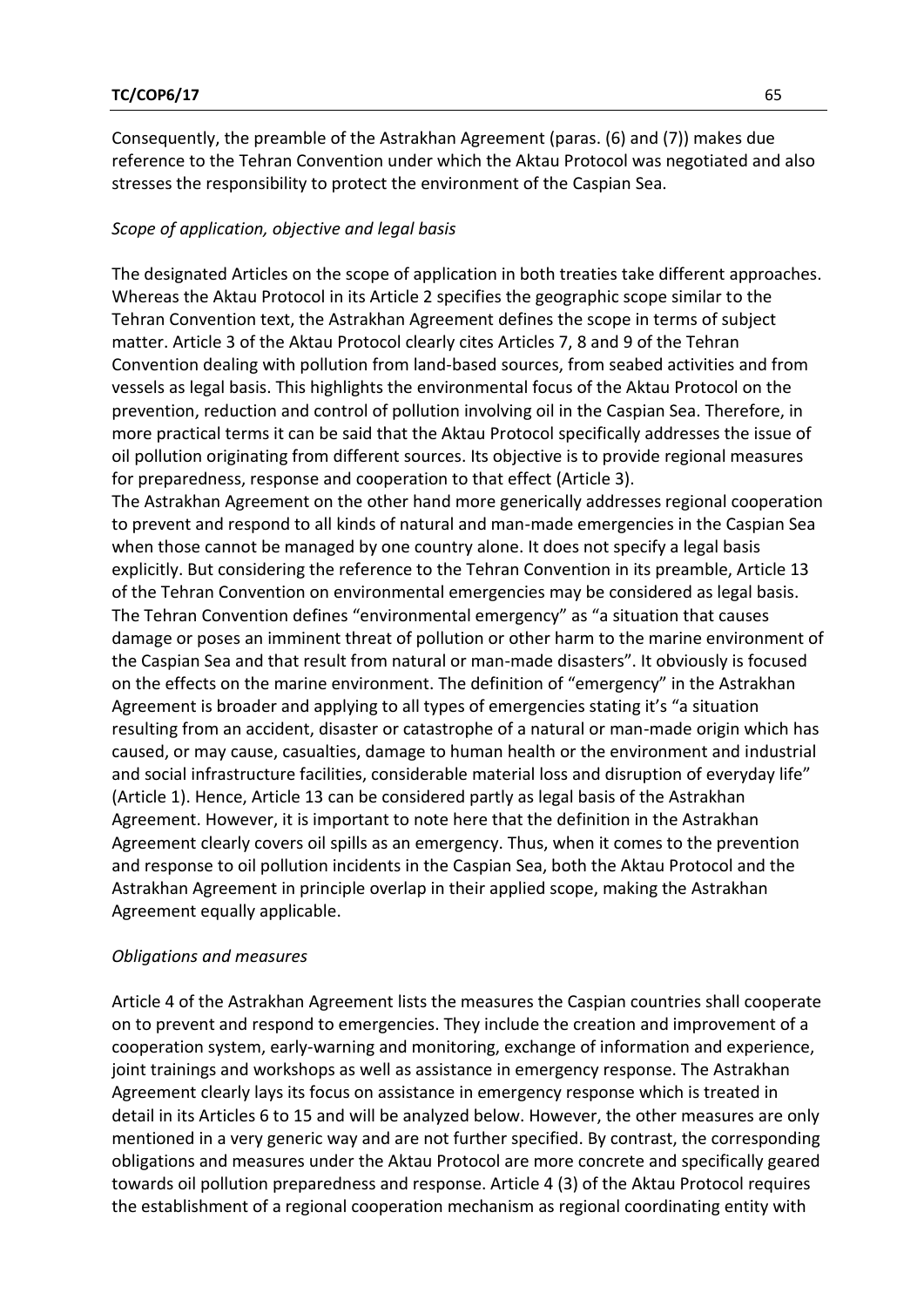Consequently, the preamble of the Astrakhan Agreement (paras. (6) and (7)) makes due reference to the Tehran Convention under which the Aktau Protocol was negotiated and also stresses the responsibility to protect the environment of the Caspian Sea.

*Scope of application, objective and legal basis*

The designated Articles on the scope of application in both treaties take different approaches. Whereas the Aktau Protocol in its Article 2 specifies the geographic scope similar to the Tehran Convention text, the Astrakhan Agreement defines the scope in terms of subject matter. Article 3 of the Aktau Protocol clearly cites Articles 7, 8 and 9 of the Tehran Convention dealing with pollution from land-based sources, from seabed activities and from vessels as legal basis. This highlights the environmental focus of the Aktau Protocol on the prevention, reduction and control of pollution involving oil in the Caspian Sea. Therefore, in more practical terms it can be said that the Aktau Protocol specifically addresses the issue of oil pollution originating from different sources. Its objective is to provide regional measures for preparedness, response and cooperation to that effect (Article 3).

The Astrakhan Agreement on the other hand more generically addresses regional cooperation to prevent and respond to all kinds of natural and man-made emergencies in the Caspian Sea when those cannot be managed by one country alone. It does not specify a legal basis explicitly. But considering the reference to the Tehran Convention in its preamble, Article 13 of the Tehran Convention on environmental emergencies may be considered as legal basis. The Tehran Convention defines "environmental emergency" as "a situation that causes damage or poses an imminent threat of pollution or other harm to the marine environment of the Caspian Sea and that result from natural or man-made disasters". It obviously is focused on the effects on the marine environment. The definition of "emergency" in the Astrakhan Agreement is broader and applying to all types of emergencies stating it's "a situation resulting from an accident, disaster or catastrophe of a natural or man-made origin which has caused, or may cause, casualties, damage to human health or the environment and industrial and social infrastructure facilities, considerable material loss and disruption of everyday life" (Article 1). Hence, Article 13 can be considered partly as legal basis of the Astrakhan Agreement. However, it is important to note here that the definition in the Astrakhan Agreement clearly covers oil spills as an emergency. Thus, when it comes to the prevention and response to oil pollution incidents in the Caspian Sea, both the Aktau Protocol and the Astrakhan Agreement in principle overlap in their applied scope, making the Astrakhan Agreement equally applicable.

*Obligations and measures*

Article 4 of the Astrakhan Agreement lists the measures the Caspian countries shall cooperate on to prevent and respond to emergencies. They include the creation and improvement of a cooperation system, early-warning and monitoring, exchange of information and experience, joint trainings and workshops as well as assistance in emergency response. The Astrakhan Agreement clearly lays its focus on assistance in emergency response which is treated in detail in its Articles 6 to 15 and will be analyzed below. However, the other measures are only mentioned in a very generic way and are not further specified. By contrast, the corresponding obligations and measures under the Aktau Protocol are more concrete and specifically geared towards oil pollution preparedness and response. Article 4 (3) of the Aktau Protocol requires the establishment of a regional cooperation mechanism as regional coordinating entity with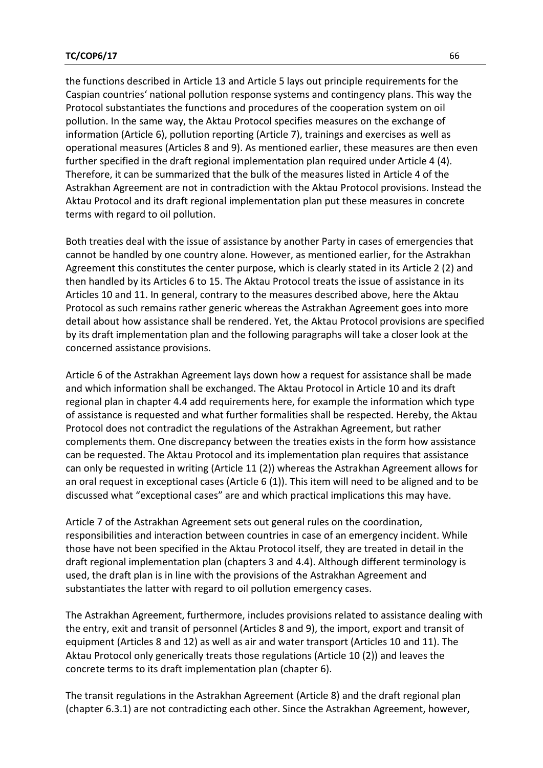the functions described in Article 13 and Article 5 lays out principle requirements for the Caspian countries' national pollution response systems and contingency plans. This way the Protocol substantiates the functions and procedures of the cooperation system on oil pollution. In the same way, the Aktau Protocol specifies measures on the exchange of information (Article 6), pollution reporting (Article 7), trainings and exercises as well as operational measures (Articles 8 and 9). As mentioned earlier, these measures are then even further specified in the draft regional implementation plan required under Article 4 (4). Therefore, it can be summarized that the bulk of the measures listed in Article 4 of the Astrakhan Agreement are not in contradiction with the Aktau Protocol provisions. Instead the Aktau Protocol and its draft regional implementation plan put these measures in concrete terms with regard to oil pollution.

Both treaties deal with the issue of assistance by another Party in cases of emergencies that cannot be handled by one country alone. However, as mentioned earlier, for the Astrakhan Agreement this constitutes the center purpose, which is clearly stated in its Article 2 (2) and then handled by its Articles 6 to 15. The Aktau Protocol treats the issue of assistance in its Articles 10 and 11. In general, contrary to the measures described above, here the Aktau Protocol as such remains rather generic whereas the Astrakhan Agreement goes into more detail about how assistance shall be rendered. Yet, the Aktau Protocol provisions are specified by its draft implementation plan and the following paragraphs will take a closer look at the concerned assistance provisions.

Article 6 of the Astrakhan Agreement lays down how a request for assistance shall be made and which information shall be exchanged. The Aktau Protocol in Article 10 and its draft regional plan in chapter 4.4 add requirements here, for example the information which type of assistance is requested and what further formalities shall be respected. Hereby, the Aktau Protocol does not contradict the regulations of the Astrakhan Agreement, but rather complements them. One discrepancy between the treaties exists in the form how assistance can be requested. The Aktau Protocol and its implementation plan requires that assistance can only be requested in writing (Article 11 (2)) whereas the Astrakhan Agreement allows for an oral request in exceptional cases (Article 6 (1)). This item will need to be aligned and to be discussed what "exceptional cases" are and which practical implications this may have.

Article 7 of the Astrakhan Agreement sets out general rules on the coordination, responsibilities and interaction between countries in case of an emergency incident. While those have not been specified in the Aktau Protocol itself, they are treated in detail in the draft regional implementation plan (chapters 3 and 4.4). Although different terminology is used, the draft plan is in line with the provisions of the Astrakhan Agreement and substantiates the latter with regard to oil pollution emergency cases.

The Astrakhan Agreement, furthermore, includes provisions related to assistance dealing with the entry, exit and transit of personnel (Articles 8 and 9), the import, export and transit of equipment (Articles 8 and 12) as well as air and water transport (Articles 10 and 11). The Aktau Protocol only generically treats those regulations (Article 10 (2)) and leaves the concrete terms to its draft implementation plan (chapter 6).

The transit regulations in the Astrakhan Agreement (Article 8) and the draft regional plan (chapter 6.3.1) are not contradicting each other. Since the Astrakhan Agreement, however,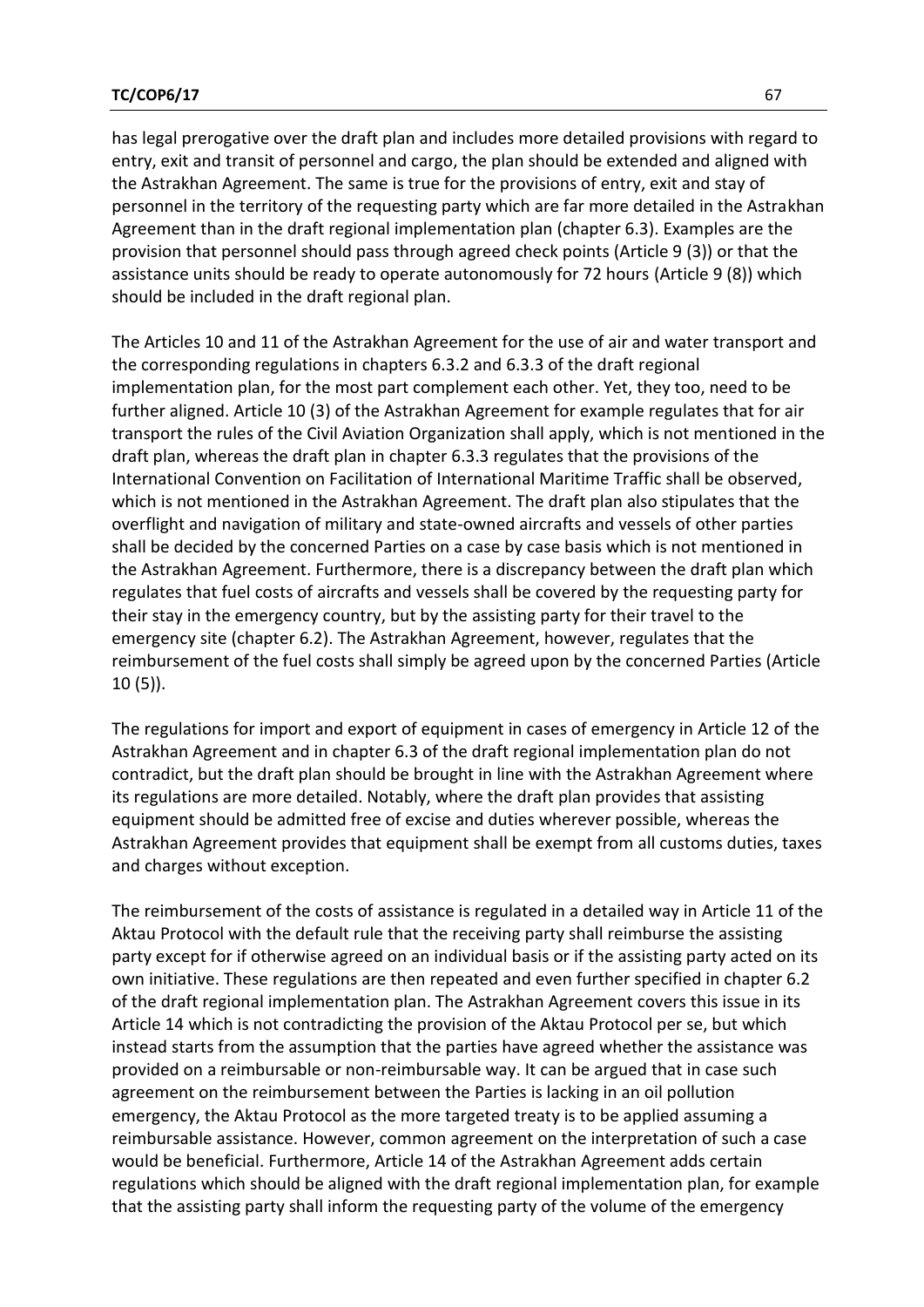has legal prerogative over the draft plan and includes more detailed provisions with regard to entry, exit and transit of personnel and cargo, the plan should be extended and aligned with the Astrakhan Agreement. The same is true for the provisions of entry, exit and stay of personnel in the territory of the requesting party which are far more detailed in the Astrakhan Agreement than in the draft regional implementation plan (chapter 6.3). Examples are the provision that personnel should pass through agreed check points (Article 9 (3)) or that the assistance units should be ready to operate autonomously for 72 hours (Article 9 (8)) which should be included in the draft regional plan.

The Articles 10 and 11 of the Astrakhan Agreement for the use of air and water transport and the corresponding regulations in chapters 6.3.2 and 6.3.3 of the draft regional implementation plan, for the most part complement each other. Yet, they too, need to be further aligned. Article 10 (3) of the Astrakhan Agreement for example regulates that for air transport the rules of the Civil Aviation Organization shall apply, which is not mentioned in the draft plan, whereas the draft plan in chapter 6.3.3 regulates that the provisions of the International Convention on Facilitation of International Maritime Traffic shall be observed, which is not mentioned in the Astrakhan Agreement. The draft plan also stipulates that the overflight and navigation of military and state-owned aircrafts and vessels of other parties shall be decided by the concerned Parties on a case by case basis which is not mentioned in the Astrakhan Agreement. Furthermore, there is a discrepancy between the draft plan which regulates that fuel costs of aircrafts and vessels shall be covered by the requesting party for their stay in the emergency country, but by the assisting party for their travel to the emergency site (chapter 6.2). The Astrakhan Agreement, however, regulates that the reimbursement of the fuel costs shall simply be agreed upon by the concerned Parties (Article 10 (5)).

The regulations for import and export of equipment in cases of emergency in Article 12 of the Astrakhan Agreement and in chapter 6.3 of the draft regional implementation plan do not contradict, but the draft plan should be brought in line with the Astrakhan Agreement where its regulations are more detailed. Notably, where the draft plan provides that assisting equipment should be admitted free of excise and duties wherever possible, whereas the Astrakhan Agreement provides that equipment shall be exempt from all customs duties, taxes and charges without exception.

The reimbursement of the costs of assistance is regulated in a detailed way in Article 11 of the Aktau Protocol with the default rule that the receiving party shall reimburse the assisting party except for if otherwise agreed on an individual basis or if the assisting party acted on its own initiative. These regulations are then repeated and even further specified in chapter 6.2 of the draft regional implementation plan. The Astrakhan Agreement covers this issue in its Article 14 which is not contradicting the provision of the Aktau Protocol per se, but which instead starts from the assumption that the parties have agreed whether the assistance was provided on a reimbursable or non-reimbursable way. It can be argued that in case such agreement on the reimbursement between the Parties is lacking in an oil pollution emergency, the Aktau Protocol as the more targeted treaty is to be applied assuming a reimbursable assistance. However, common agreement on the interpretation of such a case would be beneficial. Furthermore, Article 14 of the Astrakhan Agreement adds certain regulations which should be aligned with the draft regional implementation plan, for example that the assisting party shall inform the requesting party of the volume of the emergency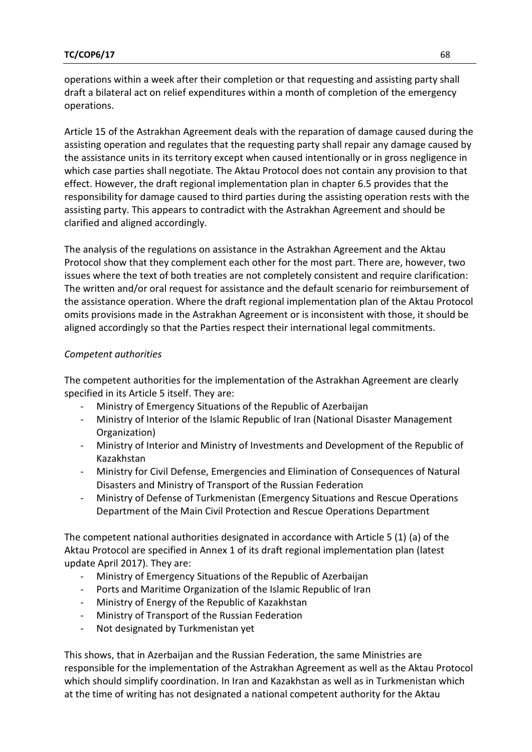operations within a week after their completion or that requesting and assisting party shall draft a bilateral act on relief expenditures within a month of completion of the emergency operations.

Article 15 of the Astrakhan Agreement deals with the reparation of damage caused during the assisting operation and regulates that the requesting party shall repair any damage caused by the assistance units in its territory except when caused intentionally or in gross negligence in which case parties shall negotiate. The Aktau Protocol does not contain any provision to that effect. However, the draft regional implementation plan in chapter 6.5 provides that the responsibility for damage caused to third parties during the assisting operation rests with the assisting party. This appears to contradict with the Astrakhan Agreement and should be clarified and aligned accordingly.

The analysis of the regulations on assistance in the Astrakhan Agreement and the Aktau Protocol show that they complement each other for the most part. There are, however, two issues where the text of both treaties are not completely consistent and require clarification: The written and/or oral request for assistance and the default scenario for reimbursement of the assistance operation. Where the draft regional implementation plan of the Aktau Protocol omits provisions made in the Astrakhan Agreement or is inconsistent with those, it should be aligned accordingly so that the Parties respect their international legal commitments.

*Competent authorities*

The competent authorities for the implementation of the Astrakhan Agreement are clearly specified in its Article 5 itself. They are:

- Ministry of Emergency Situations of the Republic of Azerbaijan
- Ministry of Interior of the Islamic Republic of Iran (National Disaster Management Organization)
- Ministry of Interior and Ministry of Investments and Development of the Republic of Kazakhstan
- Ministry for Civil Defense, Emergencies and Elimination of Consequences of Natural Disasters and Ministry of Transport of the Russian Federation
- Ministry of Defense of Turkmenistan (Emergency Situations and Rescue Operations Department of the Main Civil Protection and Rescue Operations Department

The competent national authorities designated in accordance with Article 5 (1) (a) of the Aktau Protocol are specified in Annex 1 of its draft regional implementation plan (latest update April 2017). They are:

- Ministry of Emergency Situations of the Republic of Azerbaijan
- Ports and Maritime Organization of the Islamic Republic of Iran
- Ministry of Energy of the Republic of Kazakhstan
- Ministry of Transport of the Russian Federation
- Not designated by Turkmenistan yet

This shows, that in Azerbaijan and the Russian Federation, the same Ministries are responsible for the implementation of the Astrakhan Agreement as well as the Aktau Protocol which should simplify coordination. In Iran and Kazakhstan as well as in Turkmenistan which at the time of writing has not designated a national competent authority for the Aktau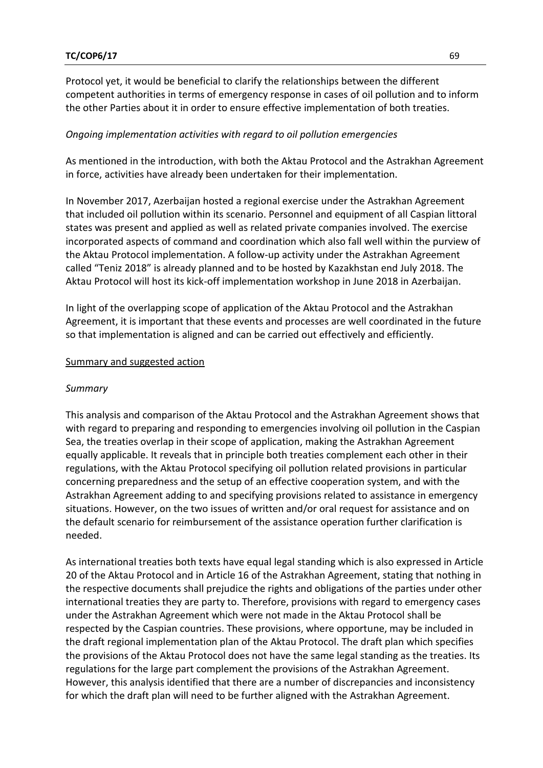Protocol yet, it would be beneficial to clarify the relationships between the different competent authorities in terms of emergency response in cases of oil pollution and to inform the other Parties about it in order to ensure effective implementation of both treaties.

*Ongoing implementation activities with regard to oil pollution emergencies*

As mentioned in the introduction, with both the Aktau Protocol and the Astrakhan Agreement in force, activities have already been undertaken for their implementation.

In November 2017, Azerbaijan hosted a regional exercise under the Astrakhan Agreement that included oil pollution within its scenario. Personnel and equipment of all Caspian littoral states was present and applied as well as related private companies involved. The exercise incorporated aspects of command and coordination which also fall well within the purview of the Aktau Protocol implementation. A follow-up activity under the Astrakhan Agreement called "Teniz 2018" is already planned and to be hosted by Kazakhstan end July 2018. The Aktau Protocol will host its kick-off implementation workshop in June 2018 in Azerbaijan.

In light of the overlapping scope of application of the Aktau Protocol and the Astrakhan Agreement, it is important that these events and processes are well coordinated in the future so that implementation is aligned and can be carried out effectively and efficiently.

<u>Summary and suggested action</u>

*Summary*

This analysis and comparison of the Aktau Protocol and the Astrakhan Agreement shows that with regard to preparing and responding to emergencies involving oil pollution in the Caspian Sea, the treaties overlap in their scope of application, making the Astrakhan Agreement equally applicable. It reveals that in principle both treaties complement each other in their regulations, with the Aktau Protocol specifying oil pollution related provisions in particular concerning preparedness and the setup of an effective cooperation system, and with the Astrakhan Agreement adding to and specifying provisions related to assistance in emergency situations. However, on the two issues of written and/or oral request for assistance and on the default scenario for reimbursement of the assistance operation further clarification is needed.

As international treaties both texts have equal legal standing which is also expressed in Article 20 of the Aktau Protocol and in Article 16 of the Astrakhan Agreement, stating that nothing in the respective documents shall prejudice the rights and obligations of the parties under other international treaties they are party to. Therefore, provisions with regard to emergency cases under the Astrakhan Agreement which were not made in the Aktau Protocol shall be respected by the Caspian countries. These provisions, where opportune, may be included in the draft regional implementation plan of the Aktau Protocol. The draft plan which specifies the provisions of the Aktau Protocol does not have the same legal standing as the treaties. Its regulations for the large part complement the provisions of the Astrakhan Agreement. However, this analysis identified that there are a number of discrepancies and inconsistency for which the draft plan will need to be further aligned with the Astrakhan Agreement.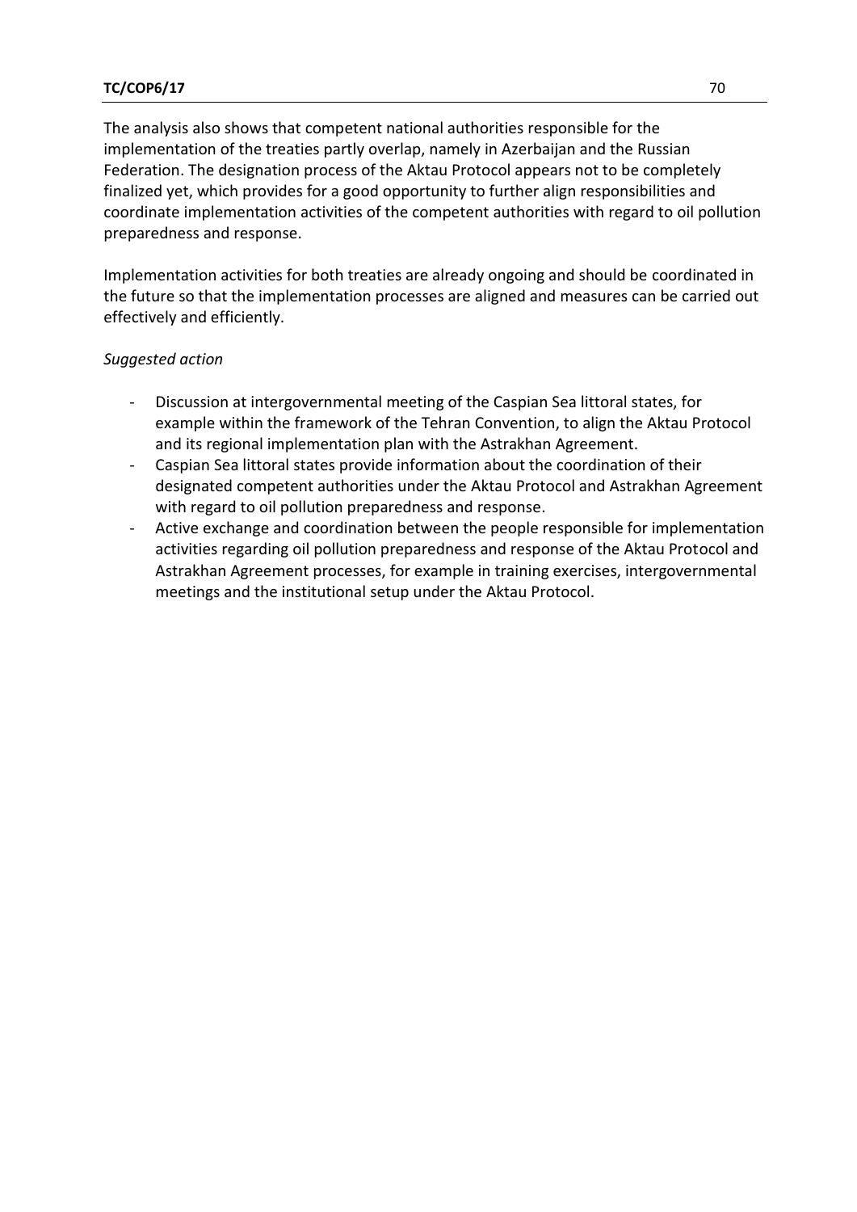The analysis also shows that competent national authorities responsible for the implementation of the treaties partly overlap, namely in Azerbaijan and the Russian Federation. The designation process of the Aktau Protocol appears not to be completely finalized yet, which provides for a good opportunity to further align responsibilities and coordinate implementation activities of the competent authorities with regard to oil pollution preparedness and response.

Implementation activities for both treaties are already ongoing and should be coordinated in the future so that the implementation processes are aligned and measures can be carried out effectively and efficiently.

*Suggested action*

- Discussion at intergovernmental meeting of the Caspian Sea littoral states, for example within the framework of the Tehran Convention, to align the Aktau Protocol and its regional implementation plan with the Astrakhan Agreement.
- Caspian Sea littoral states provide information about the coordination of their designated competent authorities under the Aktau Protocol and Astrakhan Agreement with regard to oil pollution preparedness and response.
- Active exchange and coordination between the people responsible for implementation activities regarding oil pollution preparedness and response of the Aktau Protocol and Astrakhan Agreement processes, for example in training exercises, intergovernmental meetings and the institutional setup under the Aktau Protocol.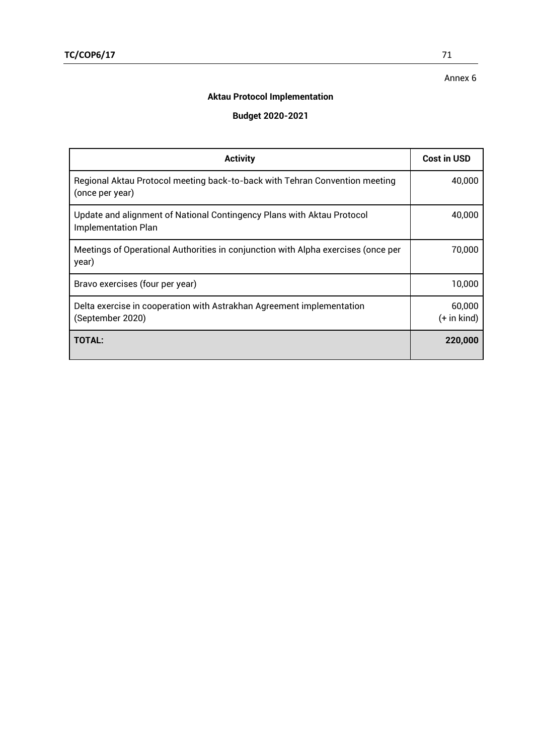Annex 6

**Aktau Protocol Implementation**

**Budget 2020-2021**

| Activity | Cost in USD |
|---|---|
| Regional Aktau Protocol meeting back-to-back with Tehran Convention meeting (once per year) | 40,000 |
| Update and alignment of National Contingency Plans with Aktau Protocol Implementation Plan | 40,000 |
| Meetings of Operational Authorities in conjunction with Alpha exercises (once per year) | 70,000 |
| Bravo exercises (four per year) | 10,000 |
| Delta exercise in cooperation with Astrakhan Agreement implementation (September 2020) | 60,000 (+ in kind) |
| **TOTAL:** | **220,000** |